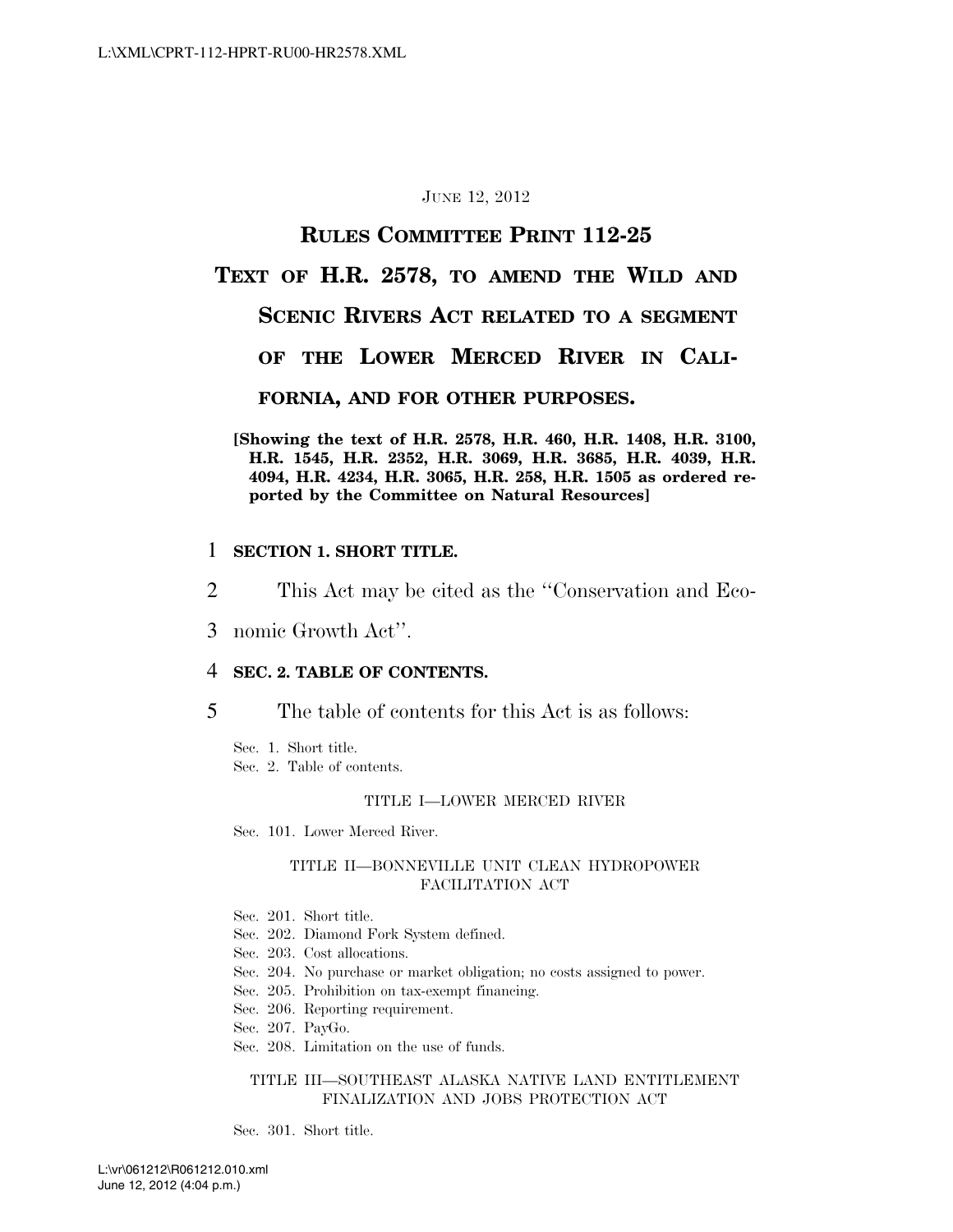JUNE 12, 2012

# RULES COMMITTEE PRINT 112-25

# TEXT OF H.R. 2578, TO AMEND THE WILD AND SCENIC RIVERS ACT RELATED TO A SEGMENT OF THE LOWER MERCED RIVER IN CALIFORNIA, AND FOR OTHER PURPOSES.

**[Showing the text of H.R. 2578, H.R. 460, H.R. 1408, H.R. 3100, H.R. 1545, H.R. 2352, H.R. 3069, H.R. 3685, H.R. 4039, H.R. 4094, H.R. 4234, H.R. 3065, H.R. 258, H.R. 1505 as ordered reported by the Committee on Natural Resources]**

**SECTION 1. SHORT TITLE.**

This Act may be cited as the "Conservation and Economic Growth Act".

**SEC. 2. TABLE OF CONTENTS.**

The table of contents for this Act is as follows:

Sec. 1. Short title.
Sec. 2. Table of contents.

TITLE I—LOWER MERCED RIVER

Sec. 101. Lower Merced River.

TITLE II—BONNEVILLE UNIT CLEAN HYDROPOWER FACILITATION ACT

Sec. 201. Short title.
Sec. 202. Diamond Fork System defined.
Sec. 203. Cost allocations.
Sec. 204. No purchase or market obligation; no costs assigned to power.
Sec. 205. Prohibition on tax-exempt financing.
Sec. 206. Reporting requirement.
Sec. 207. PayGo.
Sec. 208. Limitation on the use of funds.

TITLE III—SOUTHEAST ALASKA NATIVE LAND ENTITLEMENT FINALIZATION AND JOBS PROTECTION ACT

Sec. 301. Short title.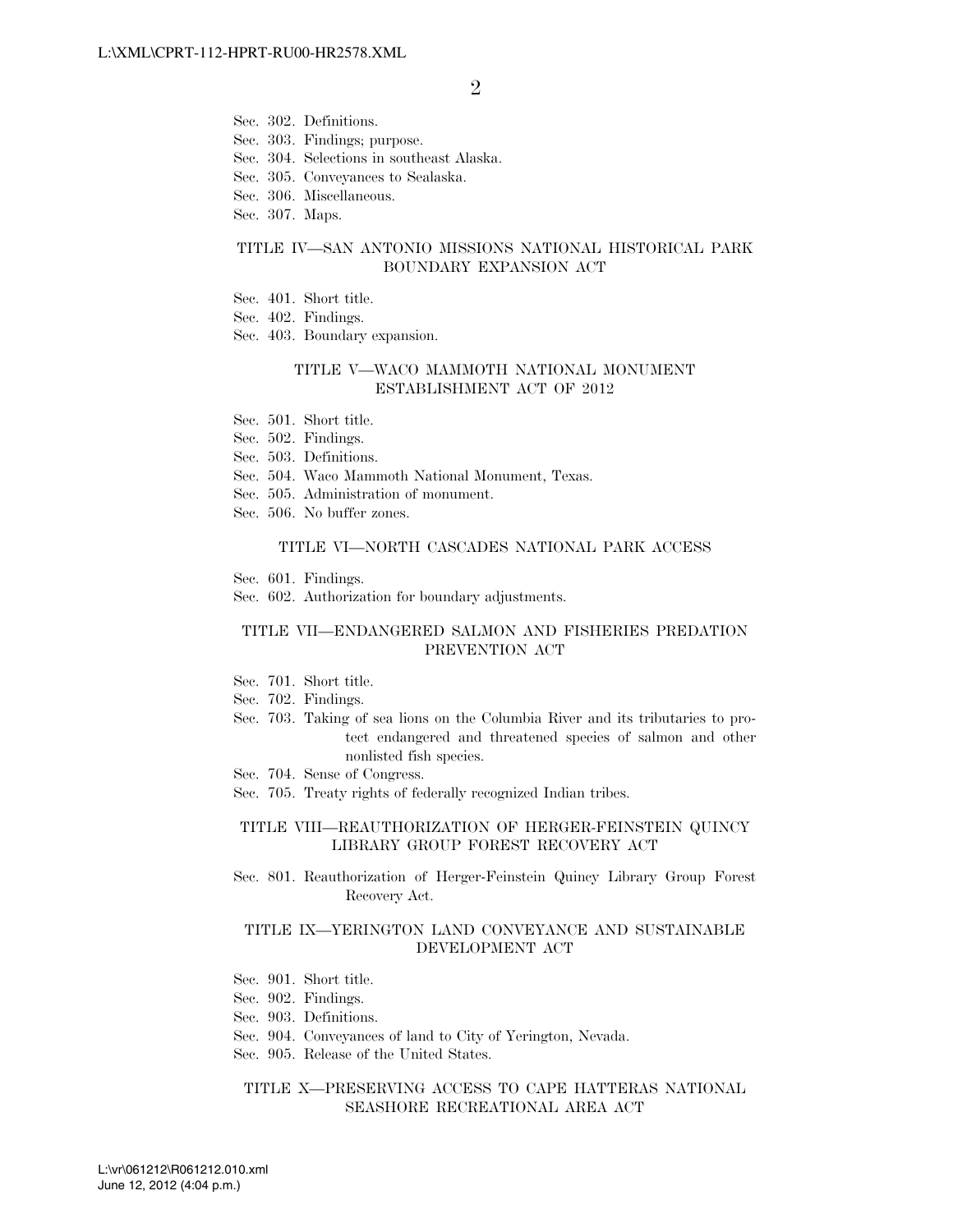Sec. 302. Definitions.
Sec. 303. Findings; purpose.
Sec. 304. Selections in southeast Alaska.
Sec. 305. Conveyances to Sealaska.
Sec. 306. Miscellaneous.
Sec. 307. Maps.

TITLE IV—SAN ANTONIO MISSIONS NATIONAL HISTORICAL PARK BOUNDARY EXPANSION ACT

Sec. 401. Short title.
Sec. 402. Findings.
Sec. 403. Boundary expansion.

TITLE V—WACO MAMMOTH NATIONAL MONUMENT ESTABLISHMENT ACT OF 2012

Sec. 501. Short title.
Sec. 502. Findings.
Sec. 503. Definitions.
Sec. 504. Waco Mammoth National Monument, Texas.
Sec. 505. Administration of monument.
Sec. 506. No buffer zones.

TITLE VI—NORTH CASCADES NATIONAL PARK ACCESS

Sec. 601. Findings.
Sec. 602. Authorization for boundary adjustments.

TITLE VII—ENDANGERED SALMON AND FISHERIES PREDATION PREVENTION ACT

Sec. 701. Short title.
Sec. 702. Findings.
Sec. 703. Taking of sea lions on the Columbia River and its tributaries to protect endangered and threatened species of salmon and other nonlisted fish species.
Sec. 704. Sense of Congress.
Sec. 705. Treaty rights of federally recognized Indian tribes.

TITLE VIII—REAUTHORIZATION OF HERGER-FEINSTEIN QUINCY LIBRARY GROUP FOREST RECOVERY ACT

Sec. 801. Reauthorization of Herger-Feinstein Quincy Library Group Forest Recovery Act.

TITLE IX—YERINGTON LAND CONVEYANCE AND SUSTAINABLE DEVELOPMENT ACT

Sec. 901. Short title.
Sec. 902. Findings.
Sec. 903. Definitions.
Sec. 904. Conveyances of land to City of Yerington, Nevada.
Sec. 905. Release of the United States.

TITLE X—PRESERVING ACCESS TO CAPE HATTERAS NATIONAL SEASHORE RECREATIONAL AREA ACT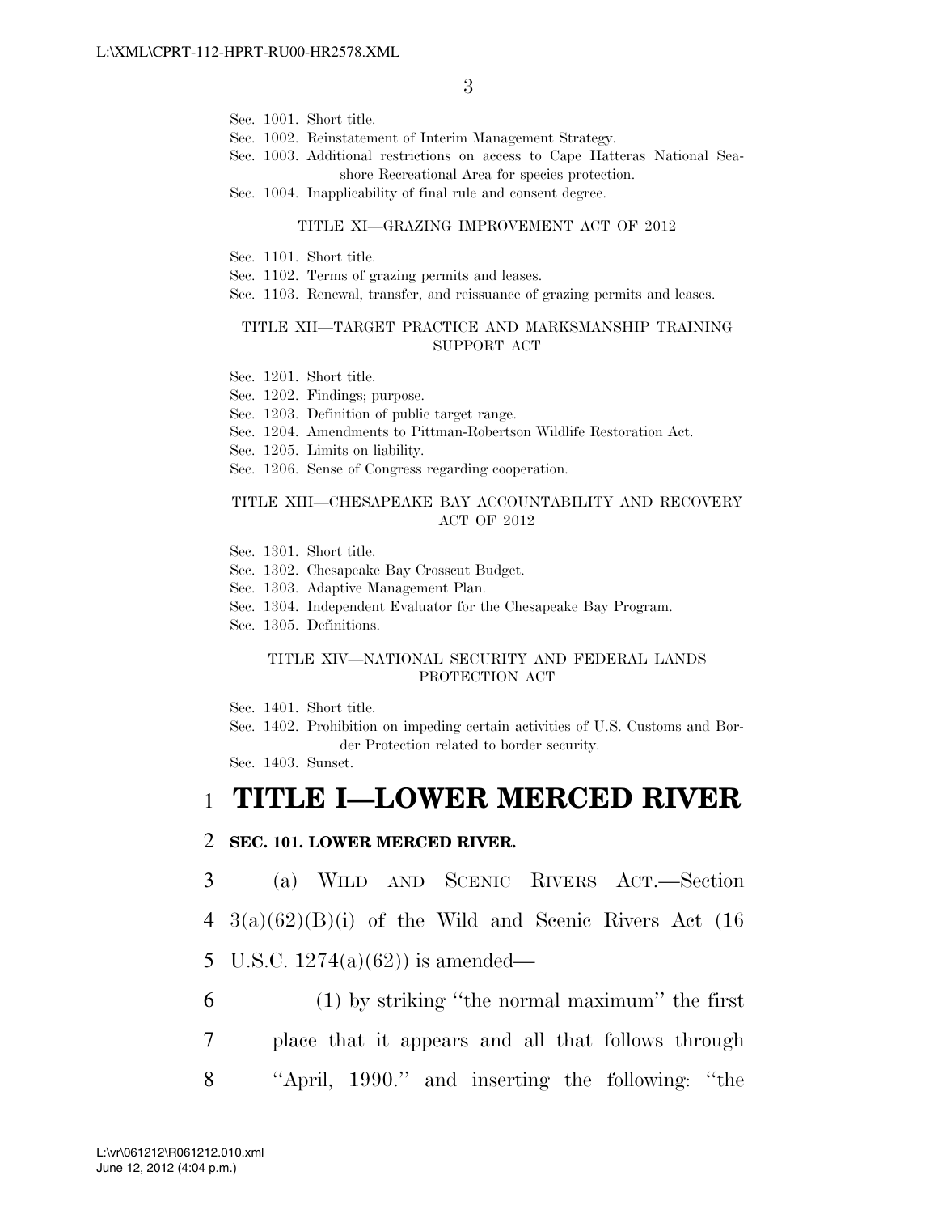Sec. 1001. Short title.
Sec. 1002. Reinstatement of Interim Management Strategy.
Sec. 1003. Additional restrictions on access to Cape Hatteras National Seashore Recreational Area for species protection.
Sec. 1004. Inapplicability of final rule and consent degree.

TITLE XI—GRAZING IMPROVEMENT ACT OF 2012

Sec. 1101. Short title.
Sec. 1102. Terms of grazing permits and leases.
Sec. 1103. Renewal, transfer, and reissuance of grazing permits and leases.

TITLE XII—TARGET PRACTICE AND MARKSMANSHIP TRAINING SUPPORT ACT

Sec. 1201. Short title.
Sec. 1202. Findings; purpose.
Sec. 1203. Definition of public target range.
Sec. 1204. Amendments to Pittman-Robertson Wildlife Restoration Act.
Sec. 1205. Limits on liability.
Sec. 1206. Sense of Congress regarding cooperation.

TITLE XIII—CHESAPEAKE BAY ACCOUNTABILITY AND RECOVERY ACT OF 2012

Sec. 1301. Short title.
Sec. 1302. Chesapeake Bay Crosscut Budget.
Sec. 1303. Adaptive Management Plan.
Sec. 1304. Independent Evaluator for the Chesapeake Bay Program.
Sec. 1305. Definitions.

TITLE XIV—NATIONAL SECURITY AND FEDERAL LANDS PROTECTION ACT

Sec. 1401. Short title.
Sec. 1402. Prohibition on impeding certain activities of U.S. Customs and Border Protection related to border security.
Sec. 1403. Sunset.

# TITLE I—LOWER MERCED RIVER

**SEC. 101. LOWER MERCED RIVER.**

(a) WILD AND SCENIC RIVERS ACT.—Section 3(a)(62)(B)(i) of the Wild and Scenic Rivers Act (16 U.S.C. 1274(a)(62)) is amended—

(1) by striking ''the normal maximum'' the first place that it appears and all that follows through ''April, 1990.'' and inserting the following: ''the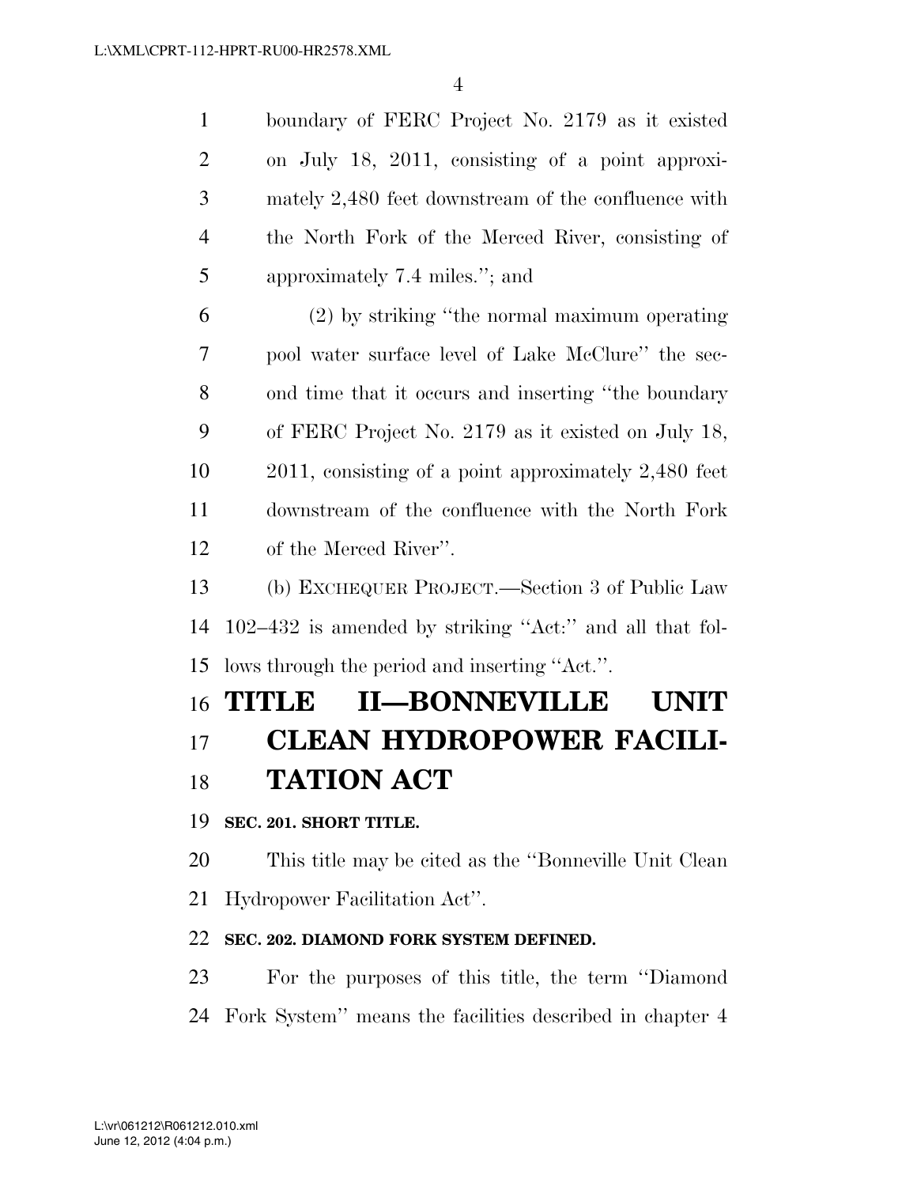boundary of FERC Project No. 2179 as it existed on July 18, 2011, consisting of a point approximately 2,480 feet downstream of the confluence with the North Fork of the Merced River, consisting of approximately 7.4 miles.''; and

(2) by striking ''the normal maximum operating pool water surface level of Lake McClure'' the second time that it occurs and inserting ''the boundary of FERC Project No. 2179 as it existed on July 18, 2011, consisting of a point approximately 2,480 feet downstream of the confluence with the North Fork of the Merced River''.

(b) EXCHEQUER PROJECT.—Section 3 of Public Law 102–432 is amended by striking ''Act:'' and all that follows through the period and inserting ''Act.''.

# TITLE II—BONNEVILLE UNIT CLEAN HYDROPOWER FACILITATION ACT

**SEC. 201. SHORT TITLE.**

This title may be cited as the ''Bonneville Unit Clean Hydropower Facilitation Act''.

**SEC. 202. DIAMOND FORK SYSTEM DEFINED.**

For the purposes of this title, the term ''Diamond Fork System'' means the facilities described in chapter 4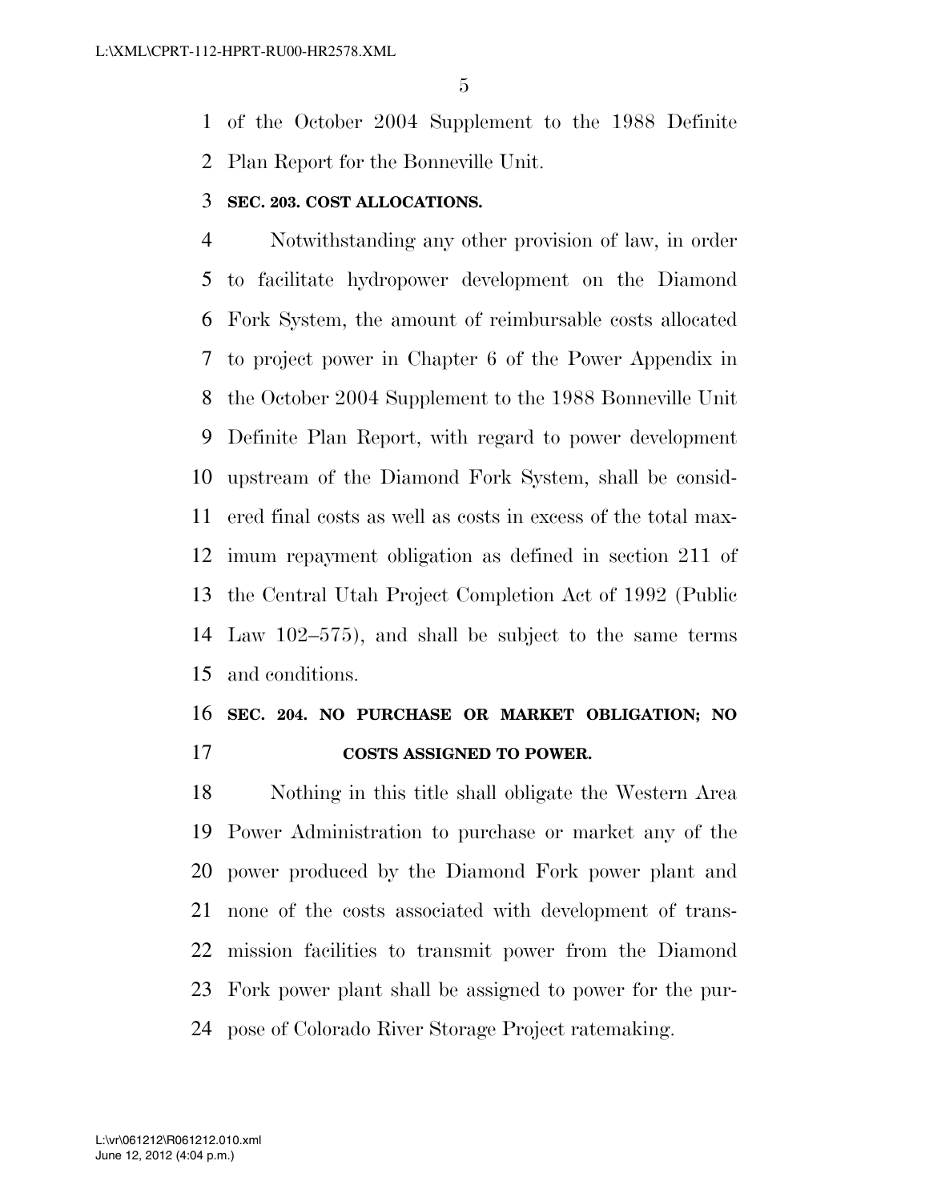of the October 2004 Supplement to the 1988 Definite Plan Report for the Bonneville Unit.

**SEC. 203. COST ALLOCATIONS.**

Notwithstanding any other provision of law, in order to facilitate hydropower development on the Diamond Fork System, the amount of reimbursable costs allocated to project power in Chapter 6 of the Power Appendix in the October 2004 Supplement to the 1988 Bonneville Unit Definite Plan Report, with regard to power development upstream of the Diamond Fork System, shall be considered final costs as well as costs in excess of the total maximum repayment obligation as defined in section 211 of the Central Utah Project Completion Act of 1992 (Public Law 102–575), and shall be subject to the same terms and conditions.

**SEC. 204. NO PURCHASE OR MARKET OBLIGATION; NO COSTS ASSIGNED TO POWER.**

Nothing in this title shall obligate the Western Area Power Administration to purchase or market any of the power produced by the Diamond Fork power plant and none of the costs associated with development of transmission facilities to transmit power from the Diamond Fork power plant shall be assigned to power for the purpose of Colorado River Storage Project ratemaking.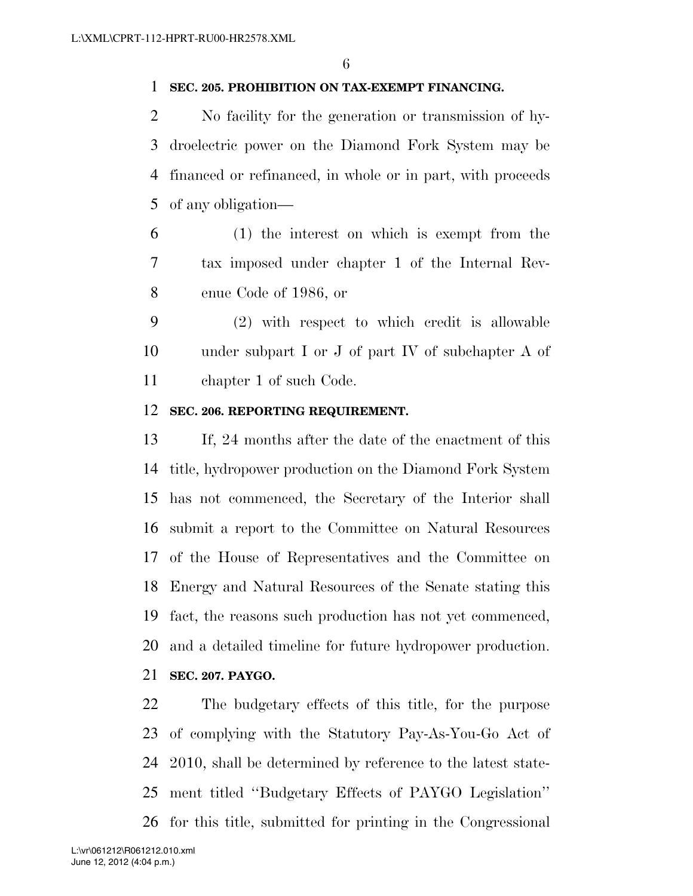**SEC. 205. PROHIBITION ON TAX-EXEMPT FINANCING.**

No facility for the generation or transmission of hydroelectric power on the Diamond Fork System may be financed or refinanced, in whole or in part, with proceeds of any obligation—

(1) the interest on which is exempt from the tax imposed under chapter 1 of the Internal Revenue Code of 1986, or

(2) with respect to which credit is allowable under subpart I or J of part IV of subchapter A of chapter 1 of such Code.

**SEC. 206. REPORTING REQUIREMENT.**

If, 24 months after the date of the enactment of this title, hydropower production on the Diamond Fork System has not commenced, the Secretary of the Interior shall submit a report to the Committee on Natural Resources of the House of Representatives and the Committee on Energy and Natural Resources of the Senate stating this fact, the reasons such production has not yet commenced, and a detailed timeline for future hydropower production.

**SEC. 207. PAYGO.**

The budgetary effects of this title, for the purpose of complying with the Statutory Pay-As-You-Go Act of 2010, shall be determined by reference to the latest statement titled ''Budgetary Effects of PAYGO Legislation'' for this title, submitted for printing in the Congressional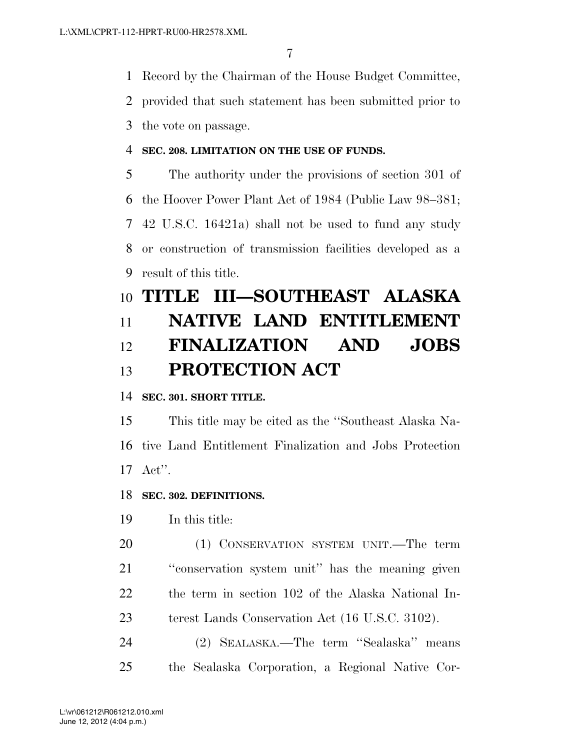Record by the Chairman of the House Budget Committee, provided that such statement has been submitted prior to the vote on passage.

**SEC. 208. LIMITATION ON THE USE OF FUNDS.**

The authority under the provisions of section 301 of the Hoover Power Plant Act of 1984 (Public Law 98–381; 42 U.S.C. 16421a) shall not be used to fund any study or construction of transmission facilities developed as a result of this title.

# TITLE III—SOUTHEAST ALASKA NATIVE LAND ENTITLEMENT FINALIZATION AND JOBS PROTECTION ACT

**SEC. 301. SHORT TITLE.**

This title may be cited as the ''Southeast Alaska Native Land Entitlement Finalization and Jobs Protection Act''.

**SEC. 302. DEFINITIONS.**

In this title:

(1) CONSERVATION SYSTEM UNIT.—The term ''conservation system unit'' has the meaning given the term in section 102 of the Alaska National Interest Lands Conservation Act (16 U.S.C. 3102).

(2) SEALASKA.—The term ''Sealaska'' means the Sealaska Corporation, a Regional Native Cor-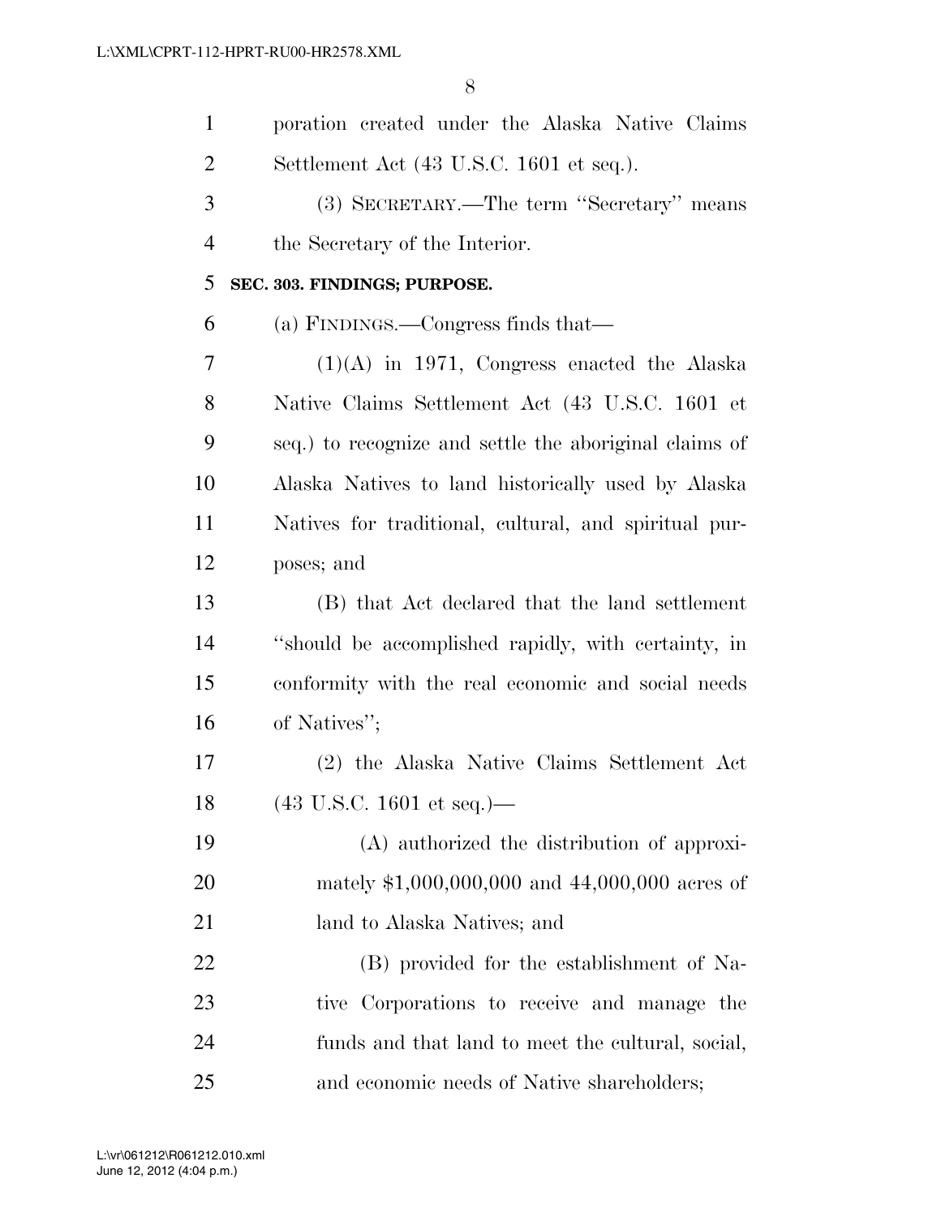poration created under the Alaska Native Claims Settlement Act (43 U.S.C. 1601 et seq.).

(3) SECRETARY.—The term "Secretary" means the Secretary of the Interior.

**SEC. 303. FINDINGS; PURPOSE.**

(a) FINDINGS.—Congress finds that—

(1)(A) in 1971, Congress enacted the Alaska Native Claims Settlement Act (43 U.S.C. 1601 et seq.) to recognize and settle the aboriginal claims of Alaska Natives to land historically used by Alaska Natives for traditional, cultural, and spiritual purposes; and

(B) that Act declared that the land settlement "should be accomplished rapidly, with certainty, in conformity with the real economic and social needs of Natives";

(2) the Alaska Native Claims Settlement Act (43 U.S.C. 1601 et seq.)—

(A) authorized the distribution of approximately $1,000,000,000 and 44,000,000 acres of land to Alaska Natives; and

(B) provided for the establishment of Native Corporations to receive and manage the funds and that land to meet the cultural, social, and economic needs of Native shareholders;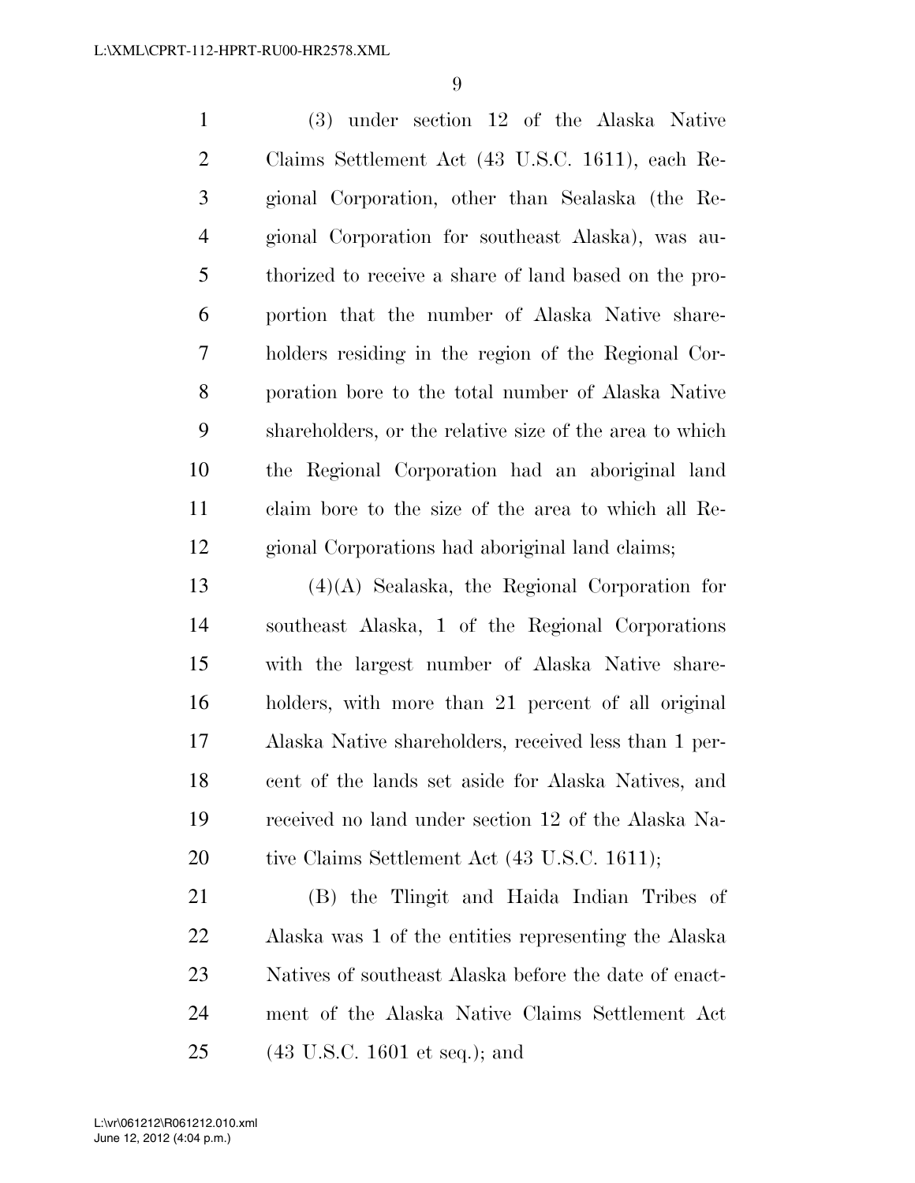(3) under section 12 of the Alaska Native Claims Settlement Act (43 U.S.C. 1611), each Regional Corporation, other than Sealaska (the Regional Corporation for southeast Alaska), was authorized to receive a share of land based on the proportion that the number of Alaska Native shareholders residing in the region of the Regional Corporation bore to the total number of Alaska Native shareholders, or the relative size of the area to which the Regional Corporation had an aboriginal land claim bore to the size of the area to which all Regional Corporations had aboriginal land claims;

(4)(A) Sealaska, the Regional Corporation for southeast Alaska, 1 of the Regional Corporations with the largest number of Alaska Native shareholders, with more than 21 percent of all original Alaska Native shareholders, received less than 1 percent of the lands set aside for Alaska Natives, and received no land under section 12 of the Alaska Native Claims Settlement Act (43 U.S.C. 1611);

(B) the Tlingit and Haida Indian Tribes of Alaska was 1 of the entities representing the Alaska Natives of southeast Alaska before the date of enactment of the Alaska Native Claims Settlement Act (43 U.S.C. 1601 et seq.); and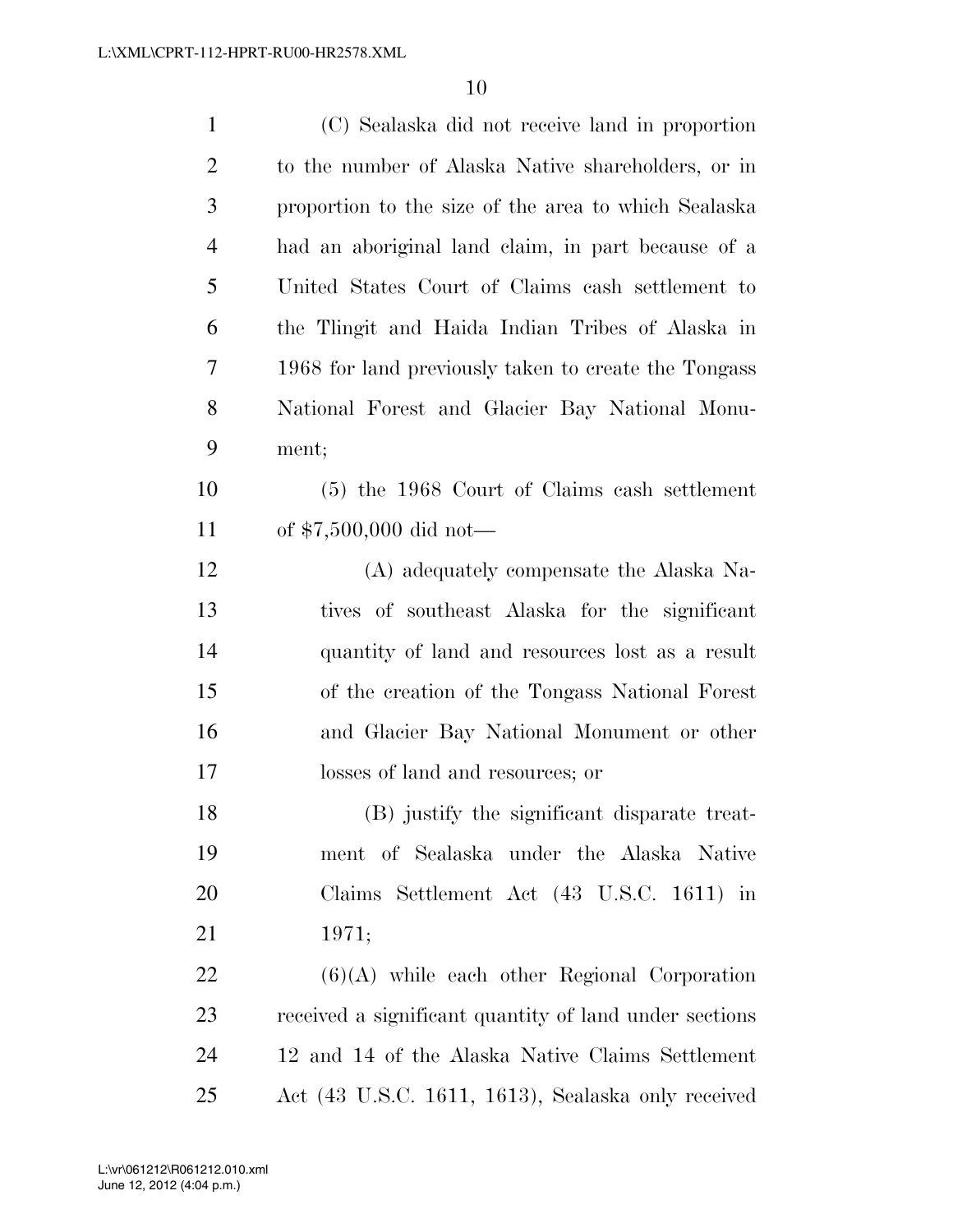(C) Sealaska did not receive land in proportion to the number of Alaska Native shareholders, or in proportion to the size of the area to which Sealaska had an aboriginal land claim, in part because of a United States Court of Claims cash settlement to the Tlingit and Haida Indian Tribes of Alaska in 1968 for land previously taken to create the Tongass National Forest and Glacier Bay National Monument;

(5) the 1968 Court of Claims cash settlement of $7,500,000 did not—

(A) adequately compensate the Alaska Natives of southeast Alaska for the significant quantity of land and resources lost as a result of the creation of the Tongass National Forest and Glacier Bay National Monument or other losses of land and resources; or

(B) justify the significant disparate treatment of Sealaska under the Alaska Native Claims Settlement Act (43 U.S.C. 1611) in 1971;

(6)(A) while each other Regional Corporation received a significant quantity of land under sections 12 and 14 of the Alaska Native Claims Settlement Act (43 U.S.C. 1611, 1613), Sealaska only received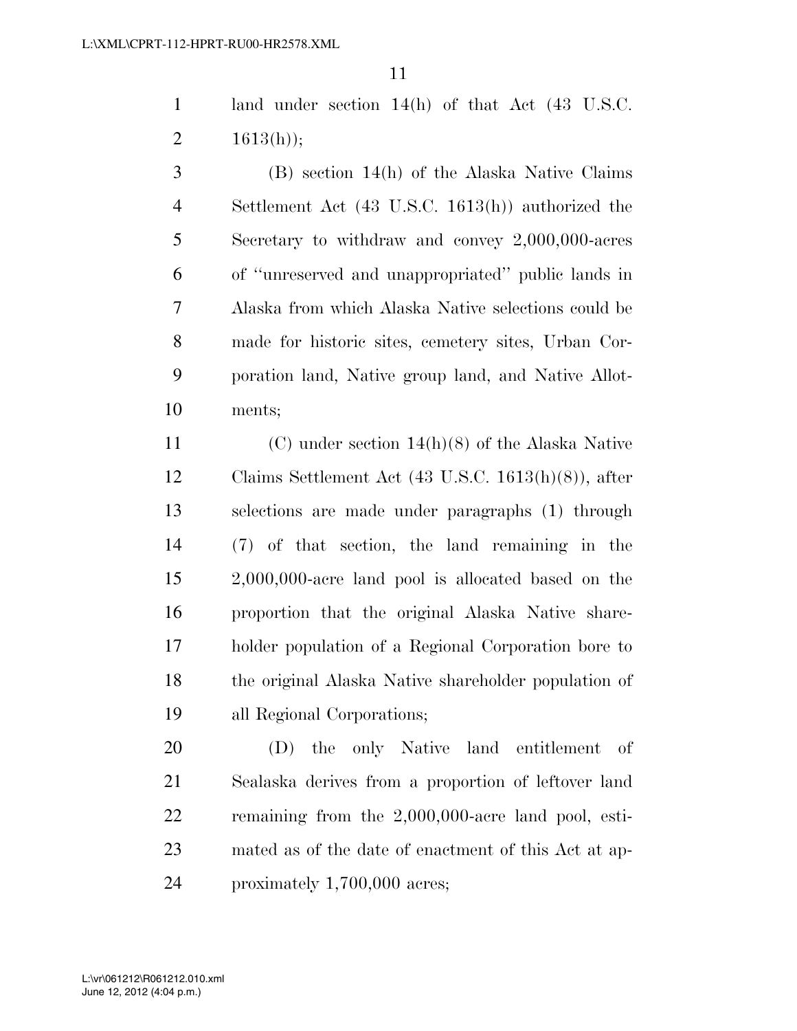land under section 14(h) of that Act (43 U.S.C. 1613(h));

(B) section 14(h) of the Alaska Native Claims Settlement Act (43 U.S.C. 1613(h)) authorized the Secretary to withdraw and convey 2,000,000-acres of "unreserved and unappropriated" public lands in Alaska from which Alaska Native selections could be made for historic sites, cemetery sites, Urban Corporation land, Native group land, and Native Allotments;

(C) under section 14(h)(8) of the Alaska Native Claims Settlement Act (43 U.S.C. 1613(h)(8)), after selections are made under paragraphs (1) through (7) of that section, the land remaining in the 2,000,000-acre land pool is allocated based on the proportion that the original Alaska Native shareholder population of a Regional Corporation bore to the original Alaska Native shareholder population of all Regional Corporations;

(D) the only Native land entitlement of Sealaska derives from a proportion of leftover land remaining from the 2,000,000-acre land pool, estimated as of the date of enactment of this Act at approximately 1,700,000 acres;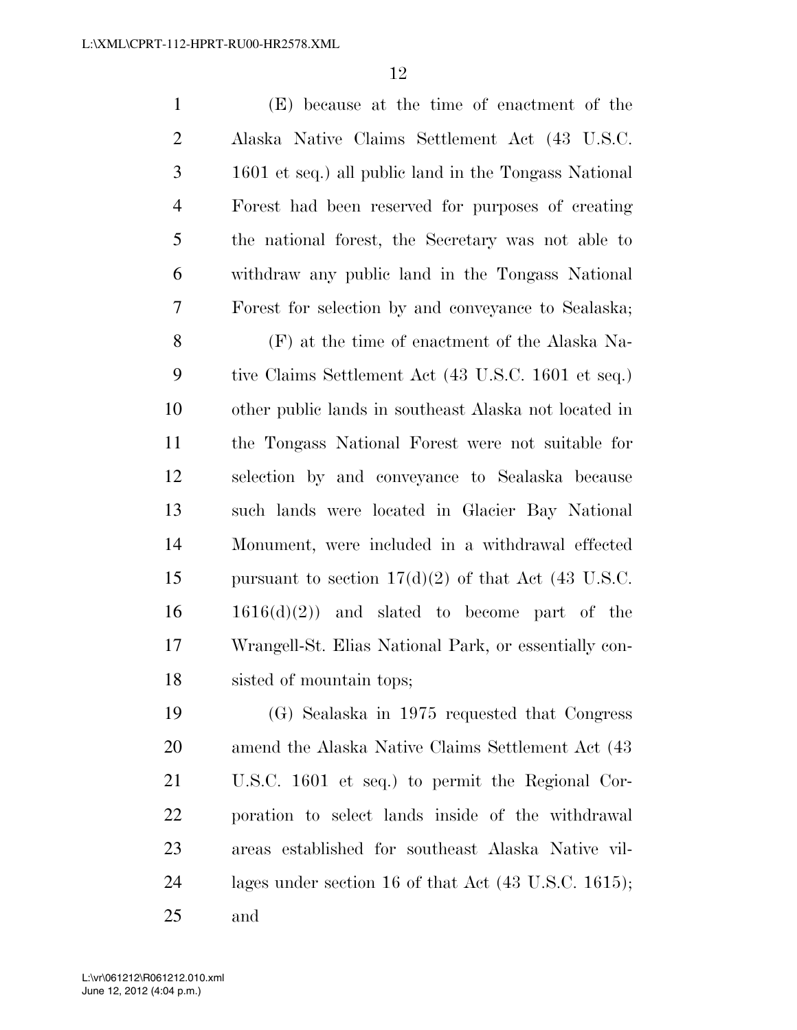(E) because at the time of enactment of the Alaska Native Claims Settlement Act (43 U.S.C. 1601 et seq.) all public land in the Tongass National Forest had been reserved for purposes of creating the national forest, the Secretary was not able to withdraw any public land in the Tongass National Forest for selection by and conveyance to Sealaska;

(F) at the time of enactment of the Alaska Native Claims Settlement Act (43 U.S.C. 1601 et seq.) other public lands in southeast Alaska not located in the Tongass National Forest were not suitable for selection by and conveyance to Sealaska because such lands were located in Glacier Bay National Monument, were included in a withdrawal effected pursuant to section 17(d)(2) of that Act (43 U.S.C. 1616(d)(2)) and slated to become part of the Wrangell-St. Elias National Park, or essentially consisted of mountain tops;

(G) Sealaska in 1975 requested that Congress amend the Alaska Native Claims Settlement Act (43 U.S.C. 1601 et seq.) to permit the Regional Corporation to select lands inside of the withdrawal areas established for southeast Alaska Native villages under section 16 of that Act (43 U.S.C. 1615); and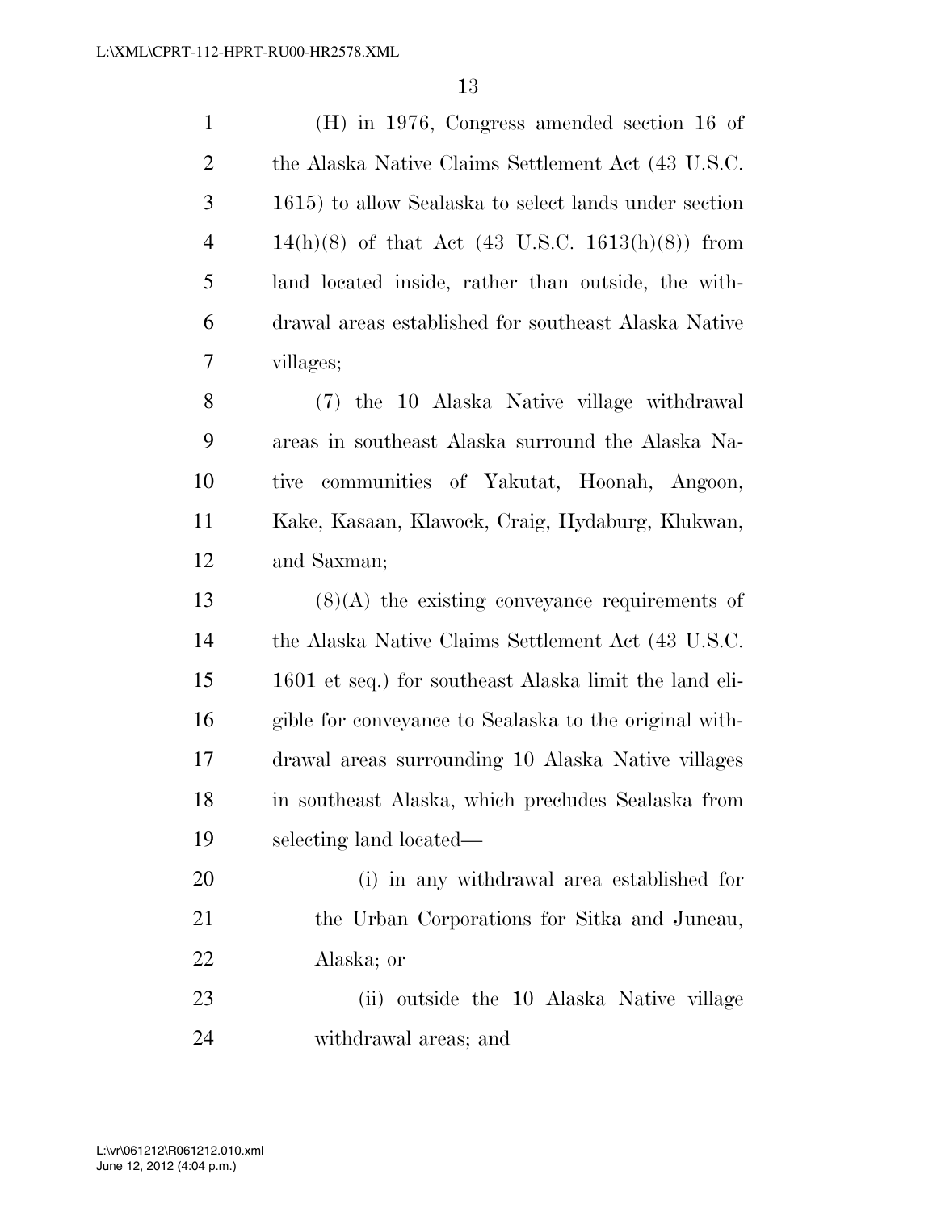(H) in 1976, Congress amended section 16 of the Alaska Native Claims Settlement Act (43 U.S.C. 1615) to allow Sealaska to select lands under section 14(h)(8) of that Act (43 U.S.C. 1613(h)(8)) from land located inside, rather than outside, the withdrawal areas established for southeast Alaska Native villages;

(7) the 10 Alaska Native village withdrawal areas in southeast Alaska surround the Alaska Native communities of Yakutat, Hoonah, Angoon, Kake, Kasaan, Klawock, Craig, Hydaburg, Klukwan, and Saxman;

(8)(A) the existing conveyance requirements of the Alaska Native Claims Settlement Act (43 U.S.C. 1601 et seq.) for southeast Alaska limit the land eligible for conveyance to Sealaska to the original withdrawal areas surrounding 10 Alaska Native villages in southeast Alaska, which precludes Sealaska from selecting land located—

(i) in any withdrawal area established for the Urban Corporations for Sitka and Juneau, Alaska; or

(ii) outside the 10 Alaska Native village withdrawal areas; and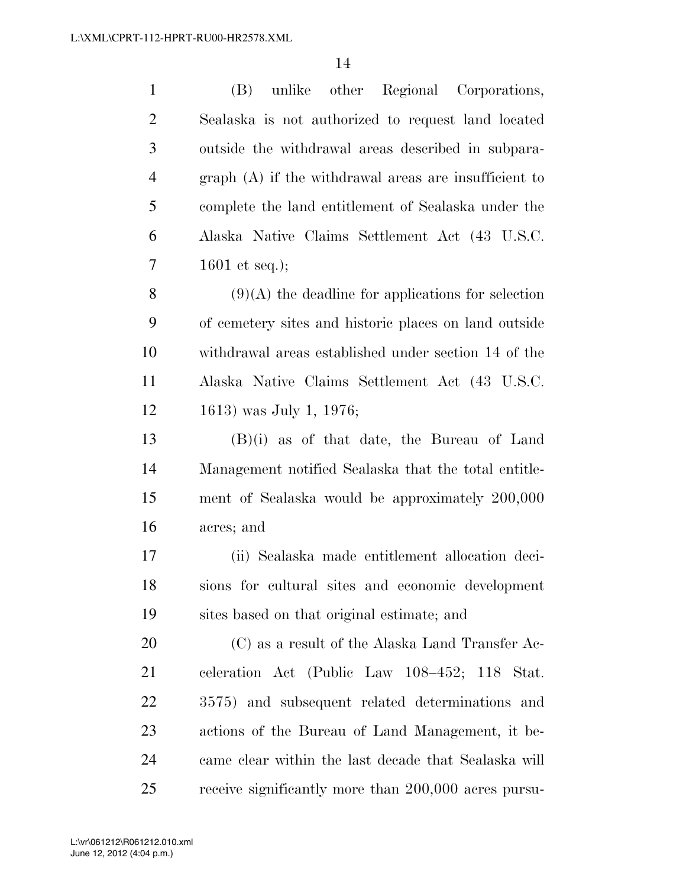(B) unlike other Regional Corporations, Sealaska is not authorized to request land located outside the withdrawal areas described in subparagraph (A) if the withdrawal areas are insufficient to complete the land entitlement of Sealaska under the Alaska Native Claims Settlement Act (43 U.S.C. 1601 et seq.);

(9)(A) the deadline for applications for selection of cemetery sites and historic places on land outside withdrawal areas established under section 14 of the Alaska Native Claims Settlement Act (43 U.S.C. 1613) was July 1, 1976;

(B)(i) as of that date, the Bureau of Land Management notified Sealaska that the total entitlement of Sealaska would be approximately 200,000 acres; and

(ii) Sealaska made entitlement allocation decisions for cultural sites and economic development sites based on that original estimate; and

(C) as a result of the Alaska Land Transfer Acceleration Act (Public Law 108–452; 118 Stat. 3575) and subsequent related determinations and actions of the Bureau of Land Management, it became clear within the last decade that Sealaska will receive significantly more than 200,000 acres pursu-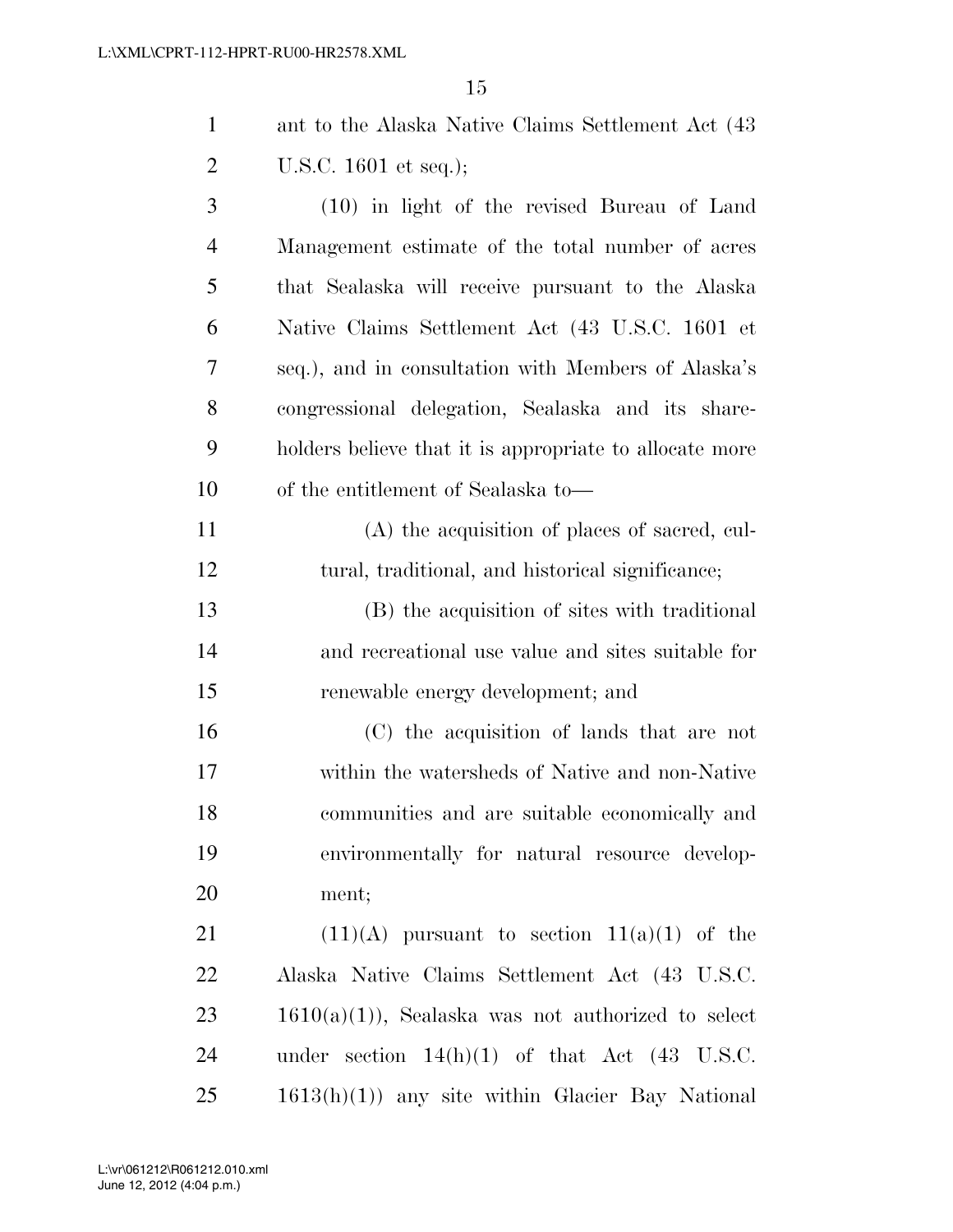ant to the Alaska Native Claims Settlement Act (43 U.S.C. 1601 et seq.);

(10) in light of the revised Bureau of Land Management estimate of the total number of acres that Sealaska will receive pursuant to the Alaska Native Claims Settlement Act (43 U.S.C. 1601 et seq.), and in consultation with Members of Alaska's congressional delegation, Sealaska and its shareholders believe that it is appropriate to allocate more of the entitlement of Sealaska to—

(A) the acquisition of places of sacred, cultural, traditional, and historical significance;

(B) the acquisition of sites with traditional and recreational use value and sites suitable for renewable energy development; and

(C) the acquisition of lands that are not within the watersheds of Native and non-Native communities and are suitable economically and environmentally for natural resource development;

(11)(A) pursuant to section 11(a)(1) of the Alaska Native Claims Settlement Act (43 U.S.C. 1610(a)(1)), Sealaska was not authorized to select under section 14(h)(1) of that Act (43 U.S.C. 1613(h)(1)) any site within Glacier Bay National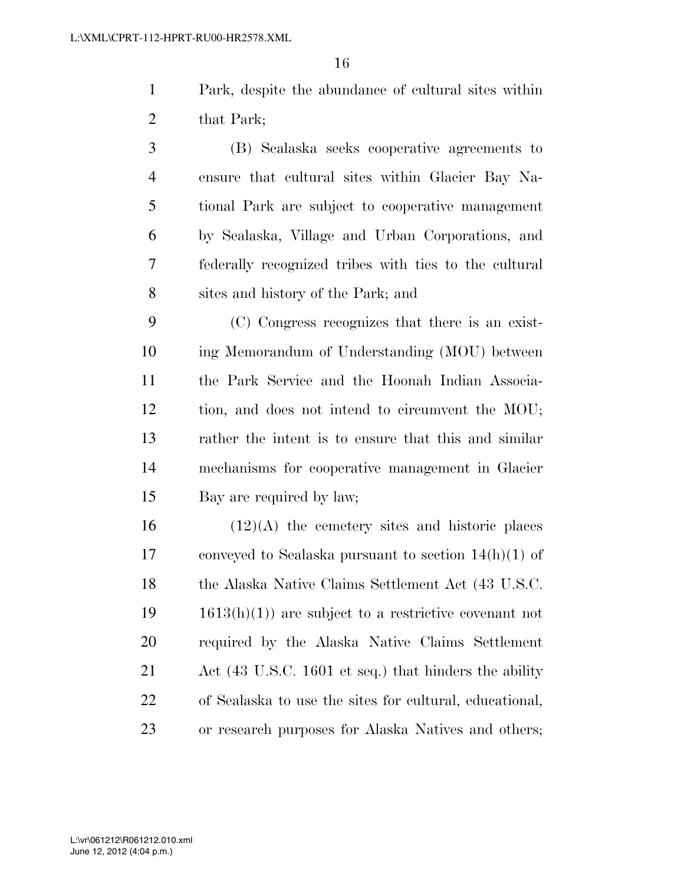Park, despite the abundance of cultural sites within that Park;

(B) Sealaska seeks cooperative agreements to ensure that cultural sites within Glacier Bay National Park are subject to cooperative management by Sealaska, Village and Urban Corporations, and federally recognized tribes with ties to the cultural sites and history of the Park; and

(C) Congress recognizes that there is an existing Memorandum of Understanding (MOU) between the Park Service and the Hoonah Indian Association, and does not intend to circumvent the MOU; rather the intent is to ensure that this and similar mechanisms for cooperative management in Glacier Bay are required by law;

(12)(A) the cemetery sites and historic places conveyed to Sealaska pursuant to section 14(h)(1) of the Alaska Native Claims Settlement Act (43 U.S.C. 1613(h)(1)) are subject to a restrictive covenant not required by the Alaska Native Claims Settlement Act (43 U.S.C. 1601 et seq.) that hinders the ability of Sealaska to use the sites for cultural, educational, or research purposes for Alaska Natives and others;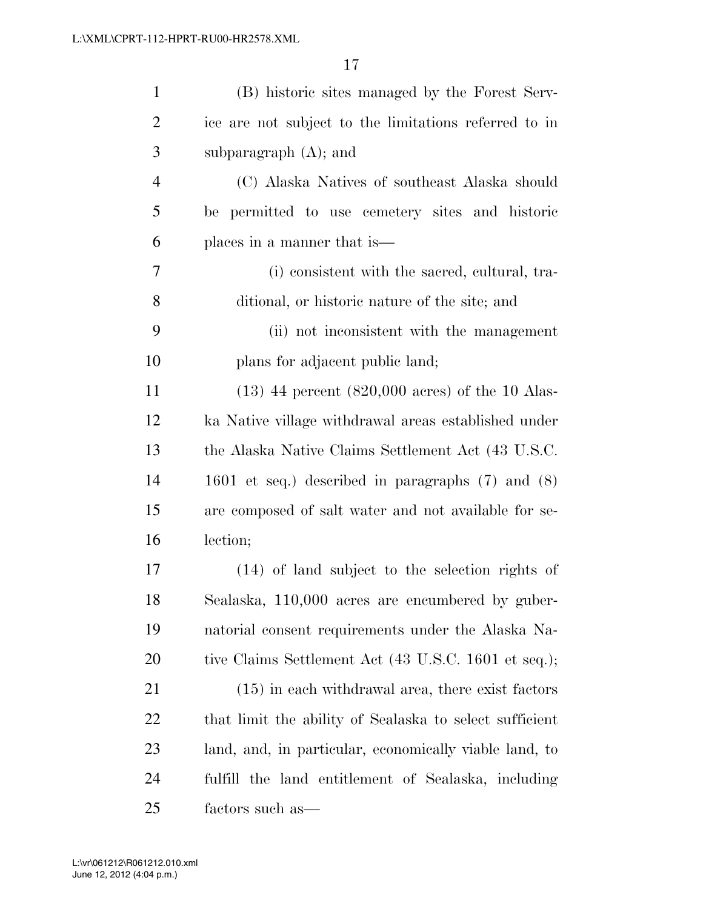(B) historic sites managed by the Forest Service are not subject to the limitations referred to in subparagraph (A); and

(C) Alaska Natives of southeast Alaska should be permitted to use cemetery sites and historic places in a manner that is—

(i) consistent with the sacred, cultural, traditional, or historic nature of the site; and

(ii) not inconsistent with the management plans for adjacent public land;

(13) 44 percent (820,000 acres) of the 10 Alaska Native village withdrawal areas established under the Alaska Native Claims Settlement Act (43 U.S.C. 1601 et seq.) described in paragraphs (7) and (8) are composed of salt water and not available for selection;

(14) of land subject to the selection rights of Sealaska, 110,000 acres are encumbered by gubernatorial consent requirements under the Alaska Native Claims Settlement Act (43 U.S.C. 1601 et seq.);

(15) in each withdrawal area, there exist factors that limit the ability of Sealaska to select sufficient land, and, in particular, economically viable land, to fulfill the land entitlement of Sealaska, including factors such as—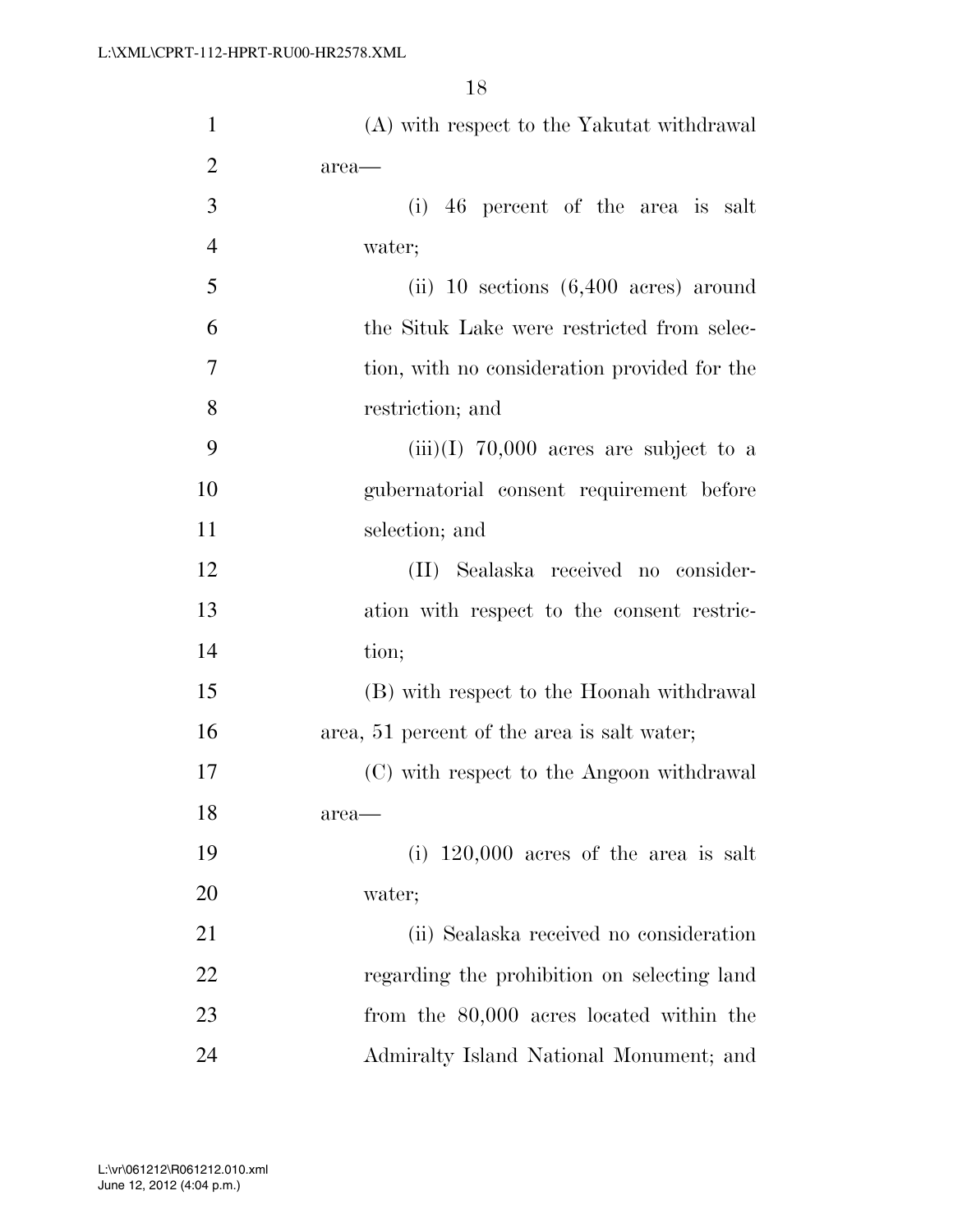(A) with respect to the Yakutat withdrawal area—

(i) 46 percent of the area is salt water;

(ii) 10 sections (6,400 acres) around the Situk Lake were restricted from selection, with no consideration provided for the restriction; and

(iii)(I) 70,000 acres are subject to a gubernatorial consent requirement before selection; and

(II) Sealaska received no consideration with respect to the consent restriction;

(B) with respect to the Hoonah withdrawal area, 51 percent of the area is salt water;

(C) with respect to the Angoon withdrawal area—

(i) 120,000 acres of the area is salt water;

(ii) Sealaska received no consideration regarding the prohibition on selecting land from the 80,000 acres located within the Admiralty Island National Monument; and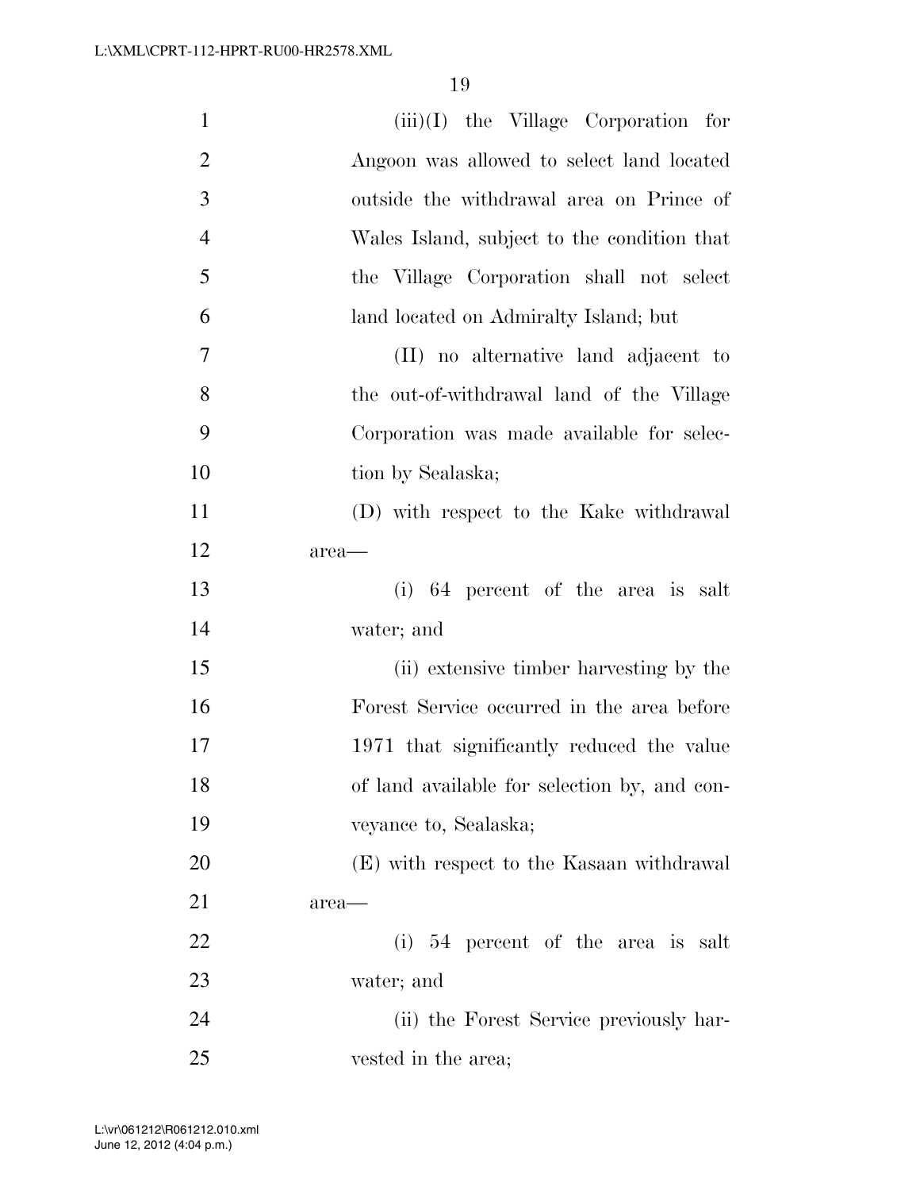(iii)(I) the Village Corporation for Angoon was allowed to select land located outside the withdrawal area on Prince of Wales Island, subject to the condition that the Village Corporation shall not select land located on Admiralty Island; but

(II) no alternative land adjacent to the out-of-withdrawal land of the Village Corporation was made available for selection by Sealaska;

(D) with respect to the Kake withdrawal area—

(i) 64 percent of the area is salt water; and

(ii) extensive timber harvesting by the Forest Service occurred in the area before 1971 that significantly reduced the value of land available for selection by, and conveyance to, Sealaska;

(E) with respect to the Kasaan withdrawal area—

(i) 54 percent of the area is salt water; and

(ii) the Forest Service previously harvested in the area;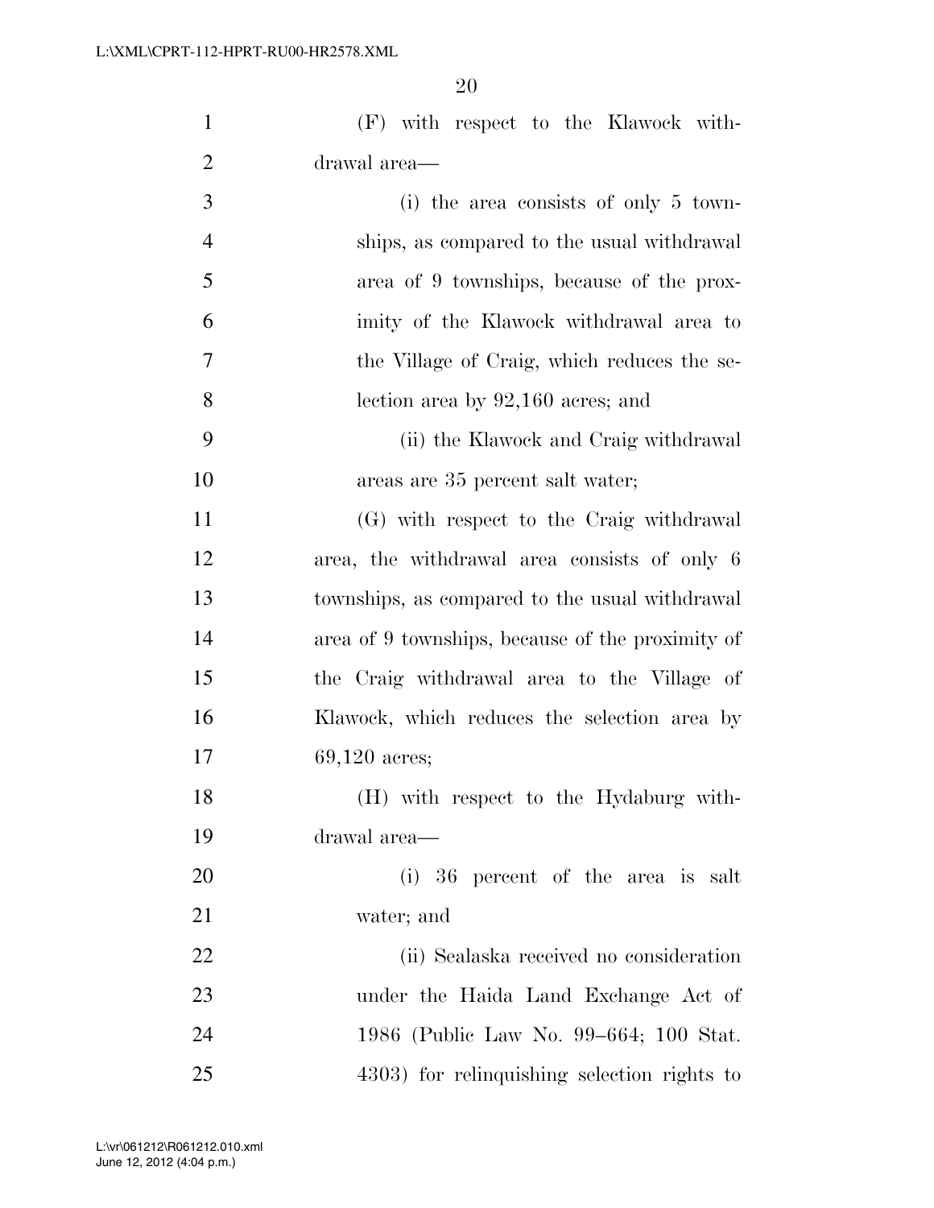(F) with respect to the Klawock withdrawal area—

(i) the area consists of only 5 townships, as compared to the usual withdrawal area of 9 townships, because of the proximity of the Klawock withdrawal area to the Village of Craig, which reduces the selection area by 92,160 acres; and

(ii) the Klawock and Craig withdrawal areas are 35 percent salt water;

(G) with respect to the Craig withdrawal area, the withdrawal area consists of only 6 townships, as compared to the usual withdrawal area of 9 townships, because of the proximity of the Craig withdrawal area to the Village of Klawock, which reduces the selection area by 69,120 acres;

(H) with respect to the Hydaburg withdrawal area—

(i) 36 percent of the area is salt water; and

(ii) Sealaska received no consideration under the Haida Land Exchange Act of 1986 (Public Law No. 99–664; 100 Stat. 4303) for relinquishing selection rights to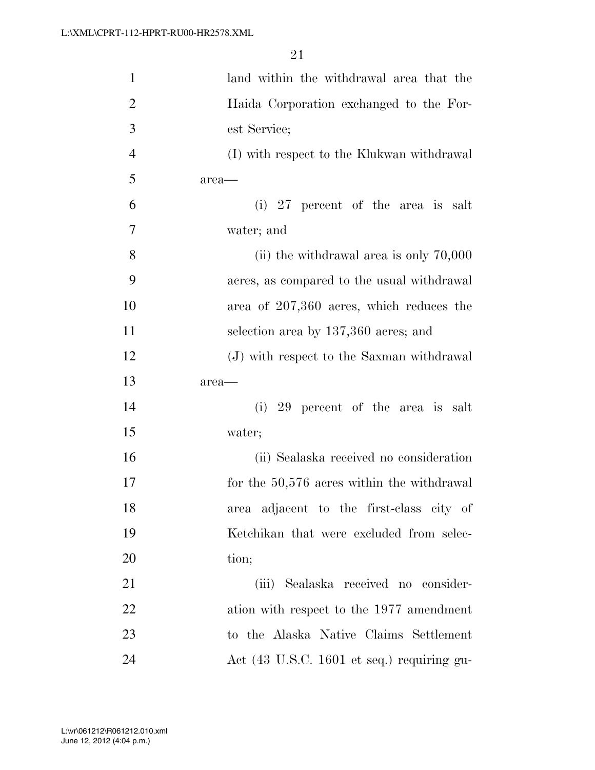land within the withdrawal area that the Haida Corporation exchanged to the Forest Service;

(I) with respect to the Klukwan withdrawal area—

(i) 27 percent of the area is salt water; and

(ii) the withdrawal area is only 70,000 acres, as compared to the usual withdrawal area of 207,360 acres, which reduces the selection area by 137,360 acres; and

(J) with respect to the Saxman withdrawal area—

(i) 29 percent of the area is salt water;

(ii) Sealaska received no consideration for the 50,576 acres within the withdrawal area adjacent to the first-class city of Ketchikan that were excluded from selection;

(iii) Sealaska received no consideration with respect to the 1977 amendment to the Alaska Native Claims Settlement Act (43 U.S.C. 1601 et seq.) requiring gu-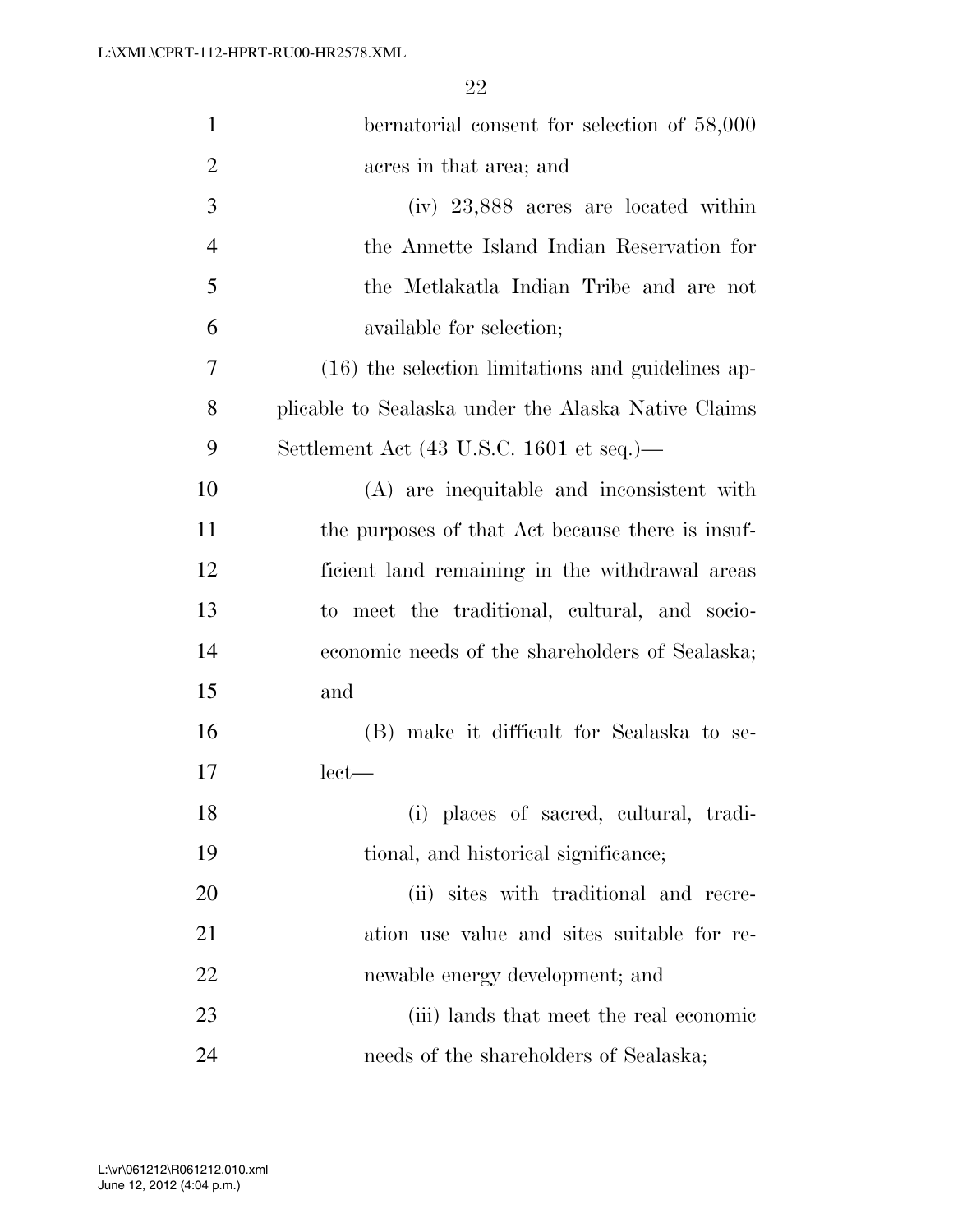bernatorial consent for selection of 58,000 acres in that area; and

(iv) 23,888 acres are located within the Annette Island Indian Reservation for the Metlakatla Indian Tribe and are not available for selection;

(16) the selection limitations and guidelines applicable to Sealaska under the Alaska Native Claims Settlement Act (43 U.S.C. 1601 et seq.)—

(A) are inequitable and inconsistent with the purposes of that Act because there is insufficient land remaining in the withdrawal areas to meet the traditional, cultural, and socioeconomic needs of the shareholders of Sealaska; and

(B) make it difficult for Sealaska to select—

(i) places of sacred, cultural, traditional, and historical significance;

(ii) sites with traditional and recreation use value and sites suitable for renewable energy development; and

(iii) lands that meet the real economic needs of the shareholders of Sealaska;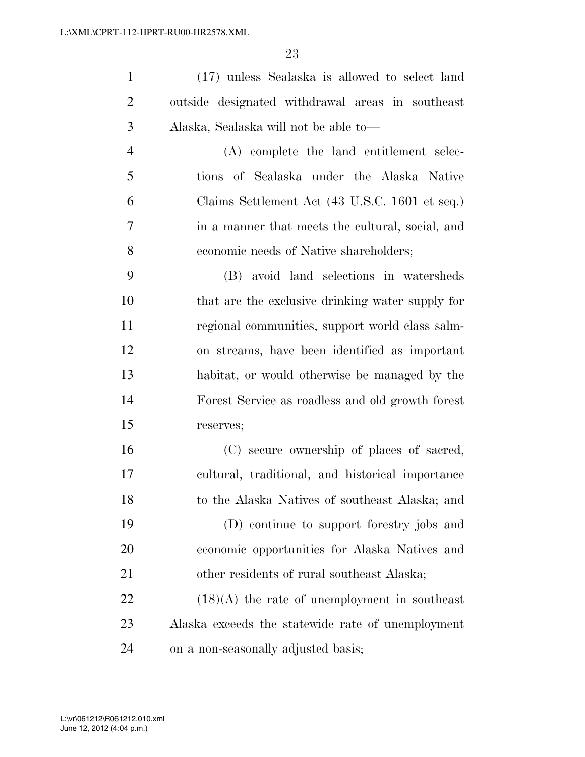(17) unless Sealaska is allowed to select land outside designated withdrawal areas in southeast Alaska, Sealaska will not be able to—

(A) complete the land entitlement selections of Sealaska under the Alaska Native Claims Settlement Act (43 U.S.C. 1601 et seq.) in a manner that meets the cultural, social, and economic needs of Native shareholders;

(B) avoid land selections in watersheds that are the exclusive drinking water supply for regional communities, support world class salmon streams, have been identified as important habitat, or would otherwise be managed by the Forest Service as roadless and old growth forest reserves;

(C) secure ownership of places of sacred, cultural, traditional, and historical importance to the Alaska Natives of southeast Alaska; and

(D) continue to support forestry jobs and economic opportunities for Alaska Natives and other residents of rural southeast Alaska;

(18)(A) the rate of unemployment in southeast Alaska exceeds the statewide rate of unemployment on a non-seasonally adjusted basis;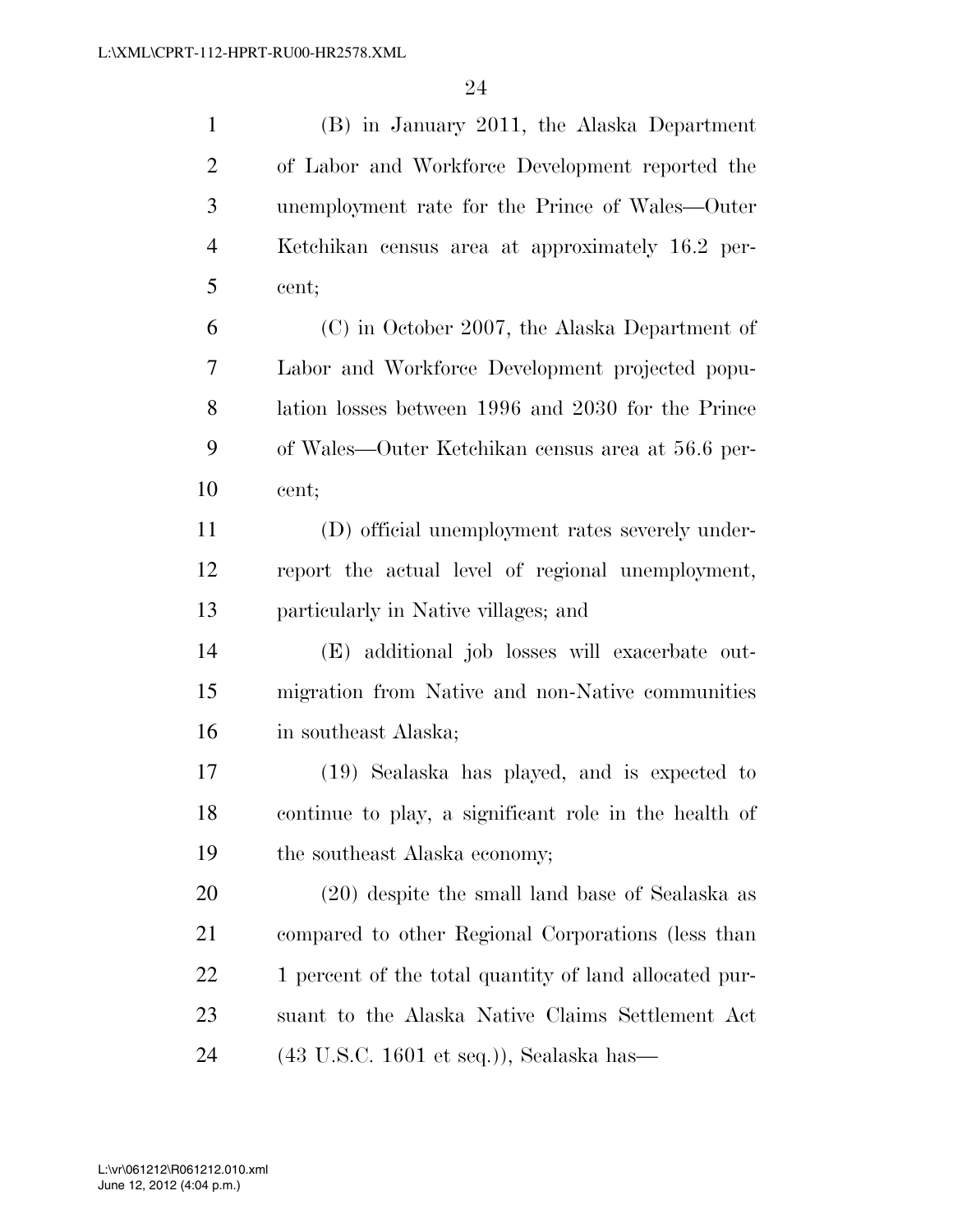(B) in January 2011, the Alaska Department of Labor and Workforce Development reported the unemployment rate for the Prince of Wales—Outer Ketchikan census area at approximately 16.2 percent;

(C) in October 2007, the Alaska Department of Labor and Workforce Development projected population losses between 1996 and 2030 for the Prince of Wales—Outer Ketchikan census area at 56.6 percent;

(D) official unemployment rates severely underreport the actual level of regional unemployment, particularly in Native villages; and

(E) additional job losses will exacerbate outmigration from Native and non-Native communities in southeast Alaska;

(19) Sealaska has played, and is expected to continue to play, a significant role in the health of the southeast Alaska economy;

(20) despite the small land base of Sealaska as compared to other Regional Corporations (less than 1 percent of the total quantity of land allocated pursuant to the Alaska Native Claims Settlement Act (43 U.S.C. 1601 et seq.)), Sealaska has—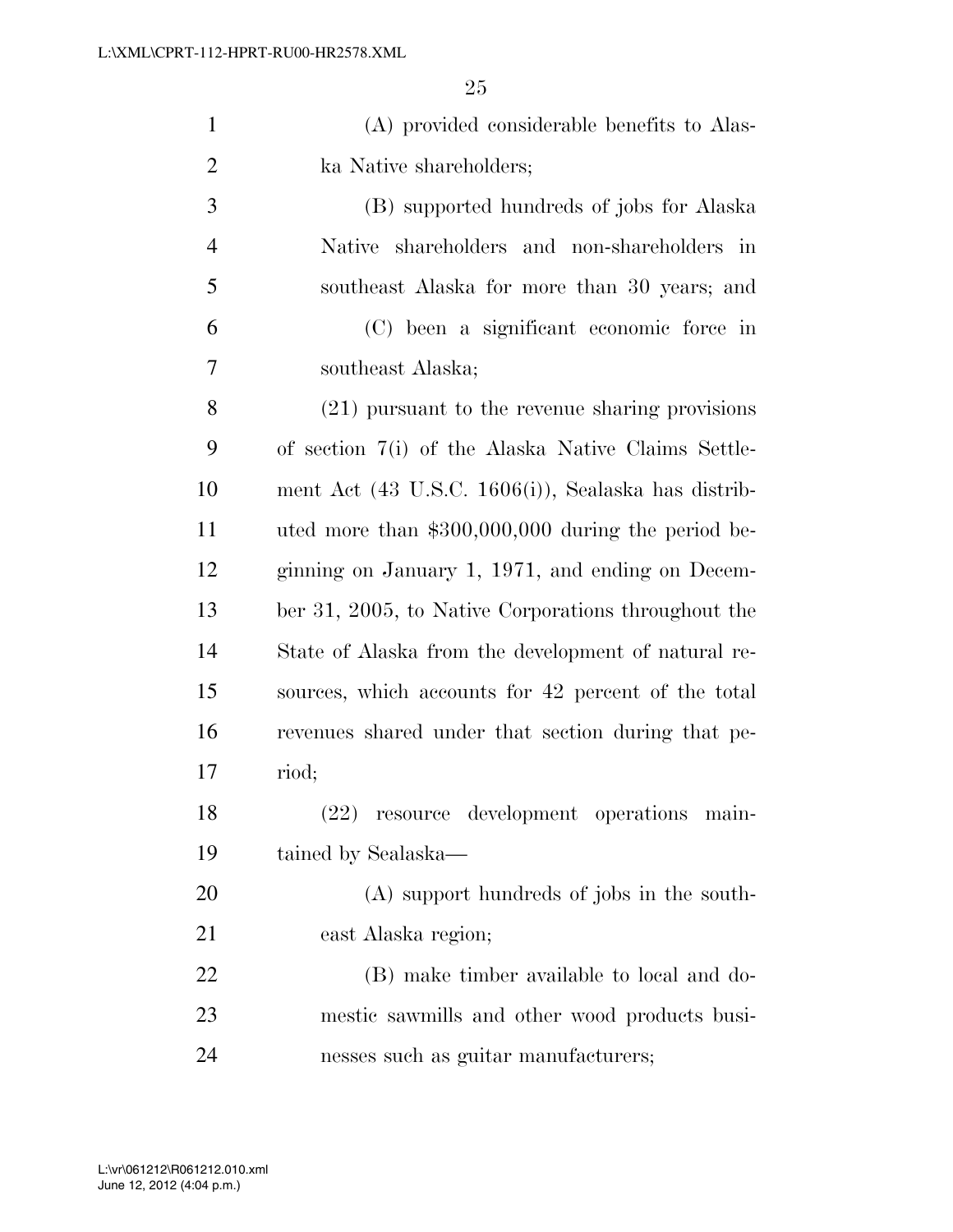(A) provided considerable benefits to Alaska Native shareholders;

(B) supported hundreds of jobs for Alaska Native shareholders and non-shareholders in southeast Alaska for more than 30 years; and

(C) been a significant economic force in southeast Alaska;

(21) pursuant to the revenue sharing provisions of section 7(i) of the Alaska Native Claims Settlement Act (43 U.S.C. 1606(i)), Sealaska has distributed more than $300,000,000 during the period beginning on January 1, 1971, and ending on December 31, 2005, to Native Corporations throughout the State of Alaska from the development of natural resources, which accounts for 42 percent of the total revenues shared under that section during that period;

(22) resource development operations maintained by Sealaska—

(A) support hundreds of jobs in the southeast Alaska region;

(B) make timber available to local and domestic sawmills and other wood products businesses such as guitar manufacturers;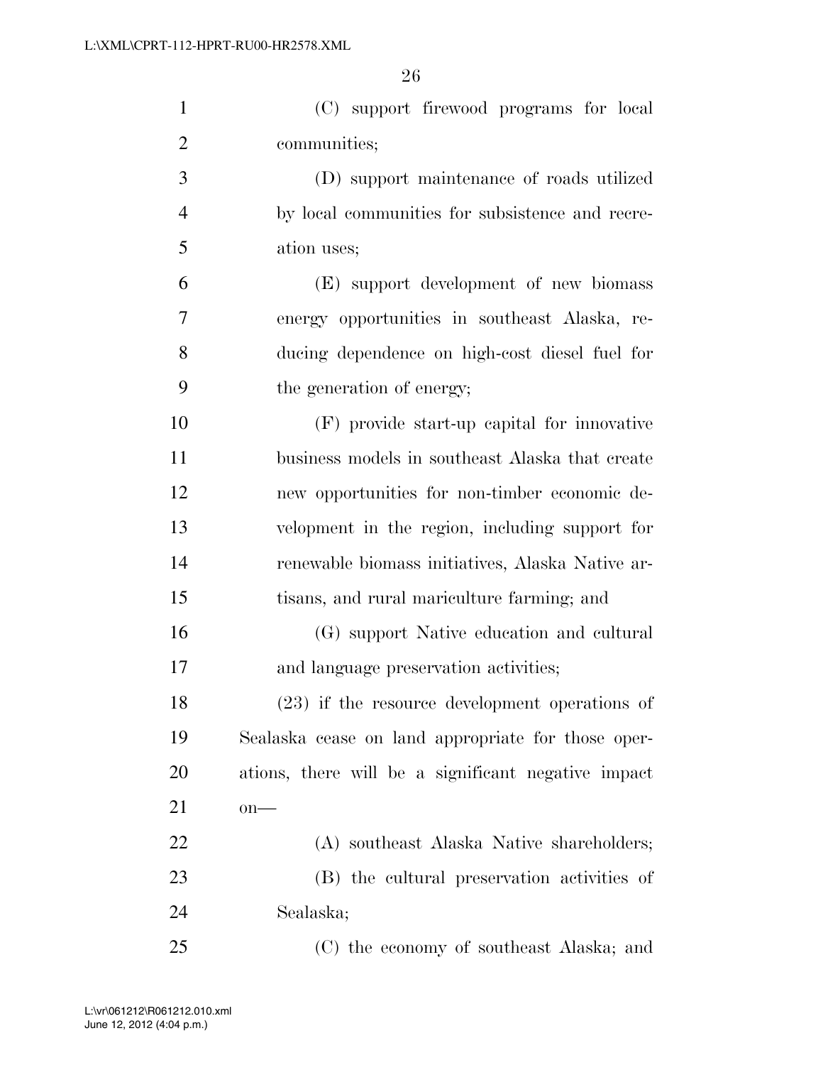(C) support firewood programs for local communities;

(D) support maintenance of roads utilized by local communities for subsistence and recreation uses;

(E) support development of new biomass energy opportunities in southeast Alaska, reducing dependence on high-cost diesel fuel for the generation of energy;

(F) provide start-up capital for innovative business models in southeast Alaska that create new opportunities for non-timber economic development in the region, including support for renewable biomass initiatives, Alaska Native artisans, and rural mariculture farming; and

(G) support Native education and cultural and language preservation activities;

(23) if the resource development operations of Sealaska cease on land appropriate for those operations, there will be a significant negative impact on—

(A) southeast Alaska Native shareholders;

(B) the cultural preservation activities of Sealaska;

(C) the economy of southeast Alaska; and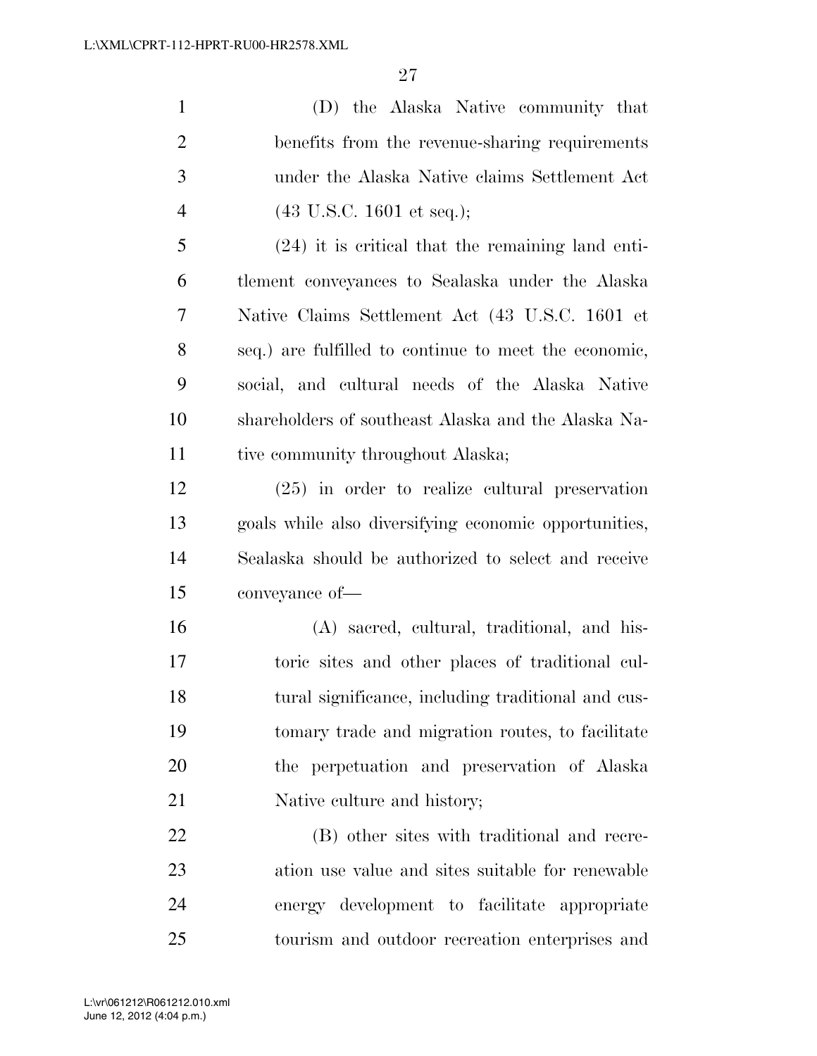(D) the Alaska Native community that benefits from the revenue-sharing requirements under the Alaska Native claims Settlement Act (43 U.S.C. 1601 et seq.);

(24) it is critical that the remaining land entitlement conveyances to Sealaska under the Alaska Native Claims Settlement Act (43 U.S.C. 1601 et seq.) are fulfilled to continue to meet the economic, social, and cultural needs of the Alaska Native shareholders of southeast Alaska and the Alaska Native community throughout Alaska;

(25) in order to realize cultural preservation goals while also diversifying economic opportunities, Sealaska should be authorized to select and receive conveyance of—

(A) sacred, cultural, traditional, and historic sites and other places of traditional cultural significance, including traditional and customary trade and migration routes, to facilitate the perpetuation and preservation of Alaska Native culture and history;

(B) other sites with traditional and recreation use value and sites suitable for renewable energy development to facilitate appropriate tourism and outdoor recreation enterprises and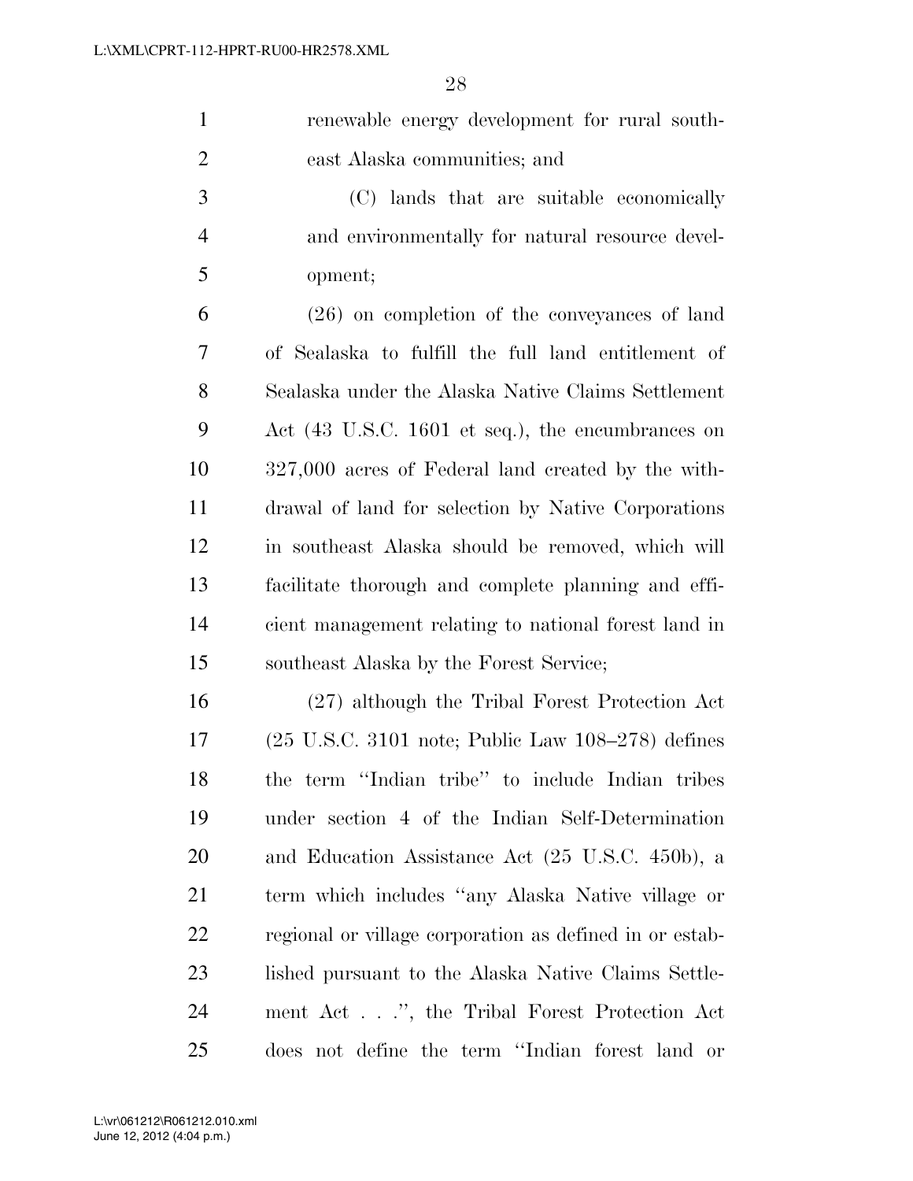renewable energy development for rural southeast Alaska communities; and

(C) lands that are suitable economically and environmentally for natural resource development;

(26) on completion of the conveyances of land of Sealaska to fulfill the full land entitlement of Sealaska under the Alaska Native Claims Settlement Act (43 U.S.C. 1601 et seq.), the encumbrances on 327,000 acres of Federal land created by the withdrawal of land for selection by Native Corporations in southeast Alaska should be removed, which will facilitate thorough and complete planning and efficient management relating to national forest land in southeast Alaska by the Forest Service;

(27) although the Tribal Forest Protection Act (25 U.S.C. 3101 note; Public Law 108–278) defines the term ''Indian tribe'' to include Indian tribes under section 4 of the Indian Self-Determination and Education Assistance Act (25 U.S.C. 450b), a term which includes ''any Alaska Native village or regional or village corporation as defined in or established pursuant to the Alaska Native Claims Settlement Act . . .'', the Tribal Forest Protection Act does not define the term ''Indian forest land or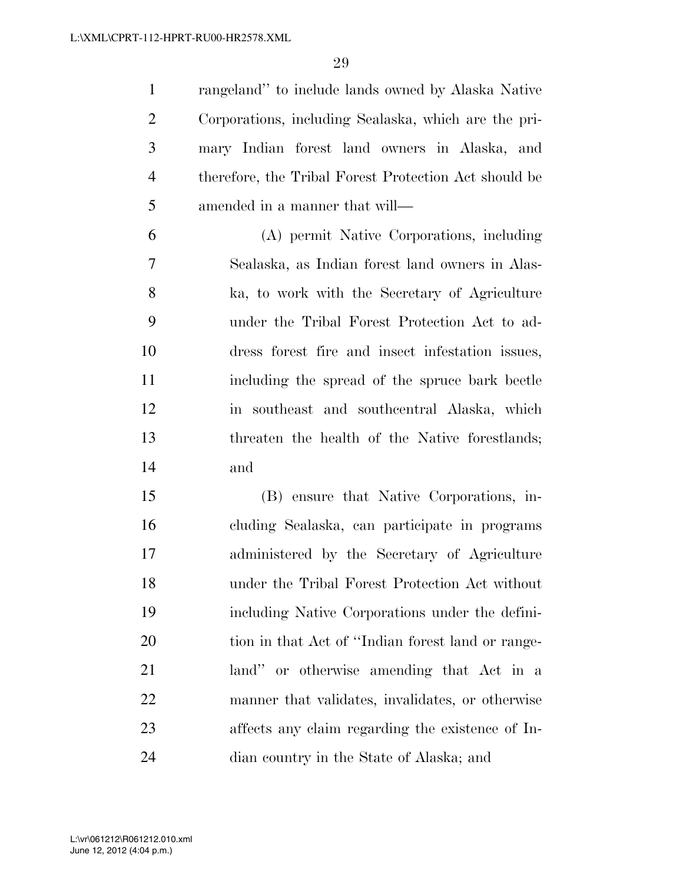rangeland'' to include lands owned by Alaska Native Corporations, including Sealaska, which are the primary Indian forest land owners in Alaska, and therefore, the Tribal Forest Protection Act should be amended in a manner that will—

(A) permit Native Corporations, including Sealaska, as Indian forest land owners in Alaska, to work with the Secretary of Agriculture under the Tribal Forest Protection Act to address forest fire and insect infestation issues, including the spread of the spruce bark beetle in southeast and southcentral Alaska, which threaten the health of the Native forestlands; and

(B) ensure that Native Corporations, including Sealaska, can participate in programs administered by the Secretary of Agriculture under the Tribal Forest Protection Act without including Native Corporations under the definition in that Act of ''Indian forest land or rangeland'' or otherwise amending that Act in a manner that validates, invalidates, or otherwise affects any claim regarding the existence of Indian country in the State of Alaska; and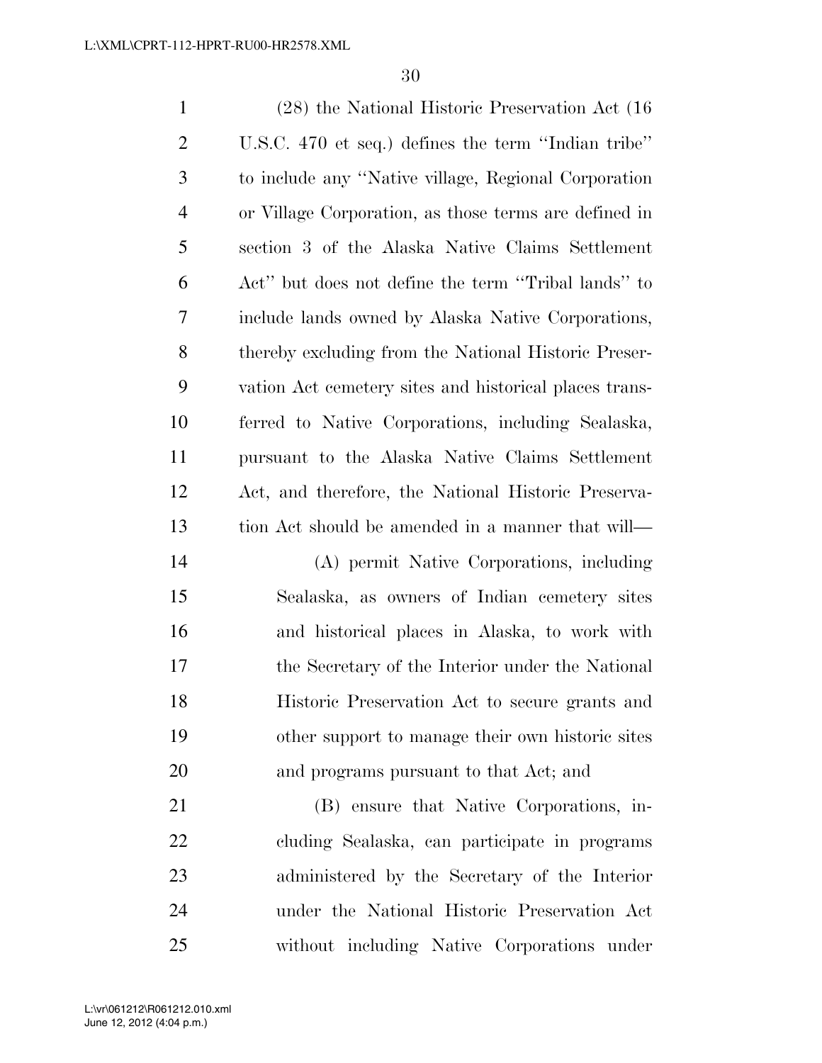(28) the National Historic Preservation Act (16 U.S.C. 470 et seq.) defines the term ''Indian tribe'' to include any ''Native village, Regional Corporation or Village Corporation, as those terms are defined in section 3 of the Alaska Native Claims Settlement Act'' but does not define the term ''Tribal lands'' to include lands owned by Alaska Native Corporations, thereby excluding from the National Historic Preservation Act cemetery sites and historical places transferred to Native Corporations, including Sealaska, pursuant to the Alaska Native Claims Settlement Act, and therefore, the National Historic Preservation Act should be amended in a manner that will—

(A) permit Native Corporations, including Sealaska, as owners of Indian cemetery sites and historical places in Alaska, to work with the Secretary of the Interior under the National Historic Preservation Act to secure grants and other support to manage their own historic sites and programs pursuant to that Act; and

(B) ensure that Native Corporations, including Sealaska, can participate in programs administered by the Secretary of the Interior under the National Historic Preservation Act without including Native Corporations under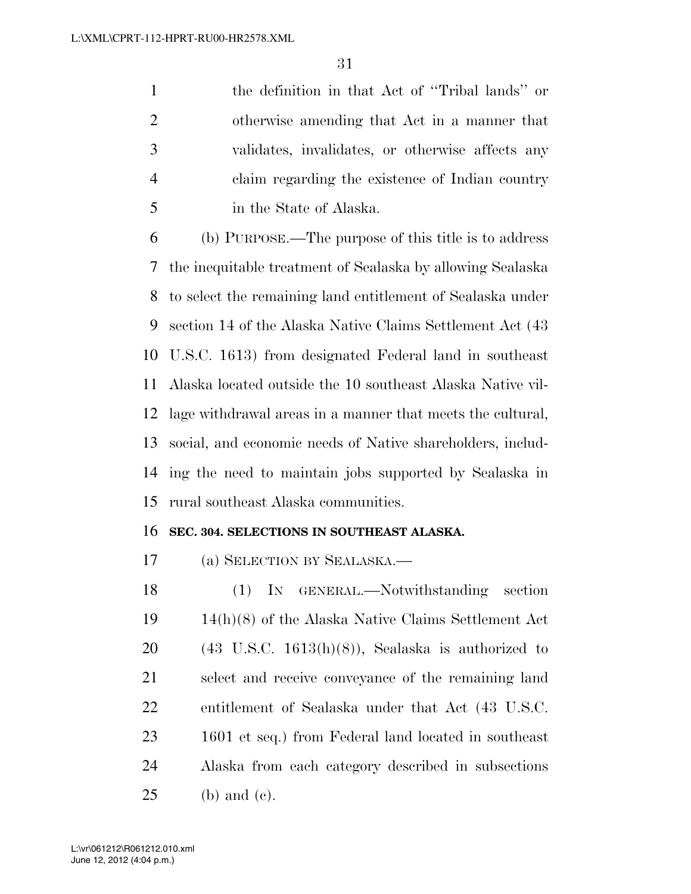the definition in that Act of "Tribal lands" or otherwise amending that Act in a manner that validates, invalidates, or otherwise affects any claim regarding the existence of Indian country in the State of Alaska.

(b) PURPOSE.—The purpose of this title is to address the inequitable treatment of Sealaska by allowing Sealaska to select the remaining land entitlement of Sealaska under section 14 of the Alaska Native Claims Settlement Act (43 U.S.C. 1613) from designated Federal land in southeast Alaska located outside the 10 southeast Alaska Native village withdrawal areas in a manner that meets the cultural, social, and economic needs of Native shareholders, including the need to maintain jobs supported by Sealaska in rural southeast Alaska communities.

**SEC. 304. SELECTIONS IN SOUTHEAST ALASKA.**

(a) SELECTION BY SEALASKA.—

(1) IN GENERAL.—Notwithstanding section 14(h)(8) of the Alaska Native Claims Settlement Act (43 U.S.C. 1613(h)(8)), Sealaska is authorized to select and receive conveyance of the remaining land entitlement of Sealaska under that Act (43 U.S.C. 1601 et seq.) from Federal land located in southeast Alaska from each category described in subsections (b) and (c).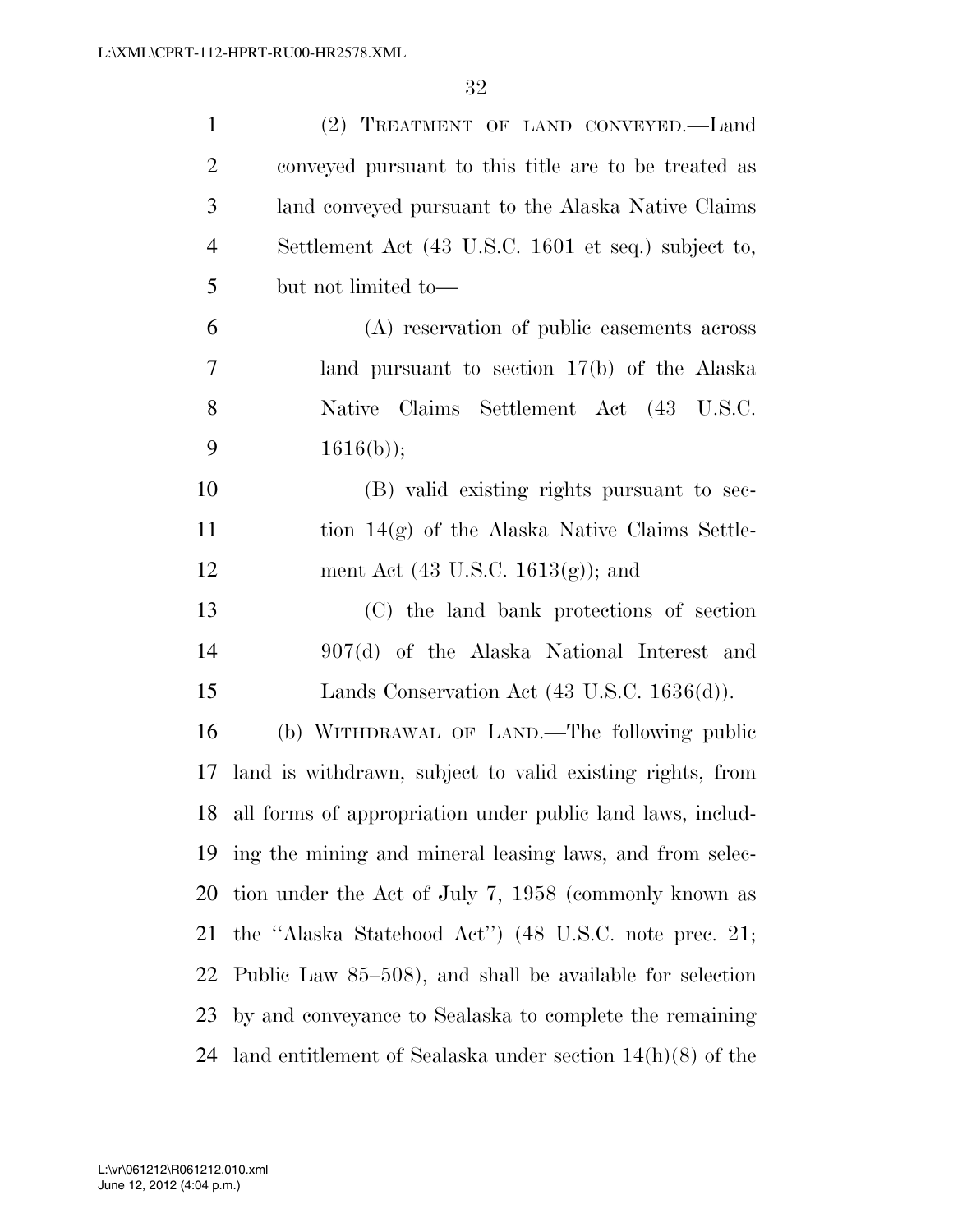(2) TREATMENT OF LAND CONVEYED.—Land conveyed pursuant to this title are to be treated as land conveyed pursuant to the Alaska Native Claims Settlement Act (43 U.S.C. 1601 et seq.) subject to, but not limited to—

(A) reservation of public easements across land pursuant to section 17(b) of the Alaska Native Claims Settlement Act (43 U.S.C. 1616(b));

(B) valid existing rights pursuant to section 14(g) of the Alaska Native Claims Settlement Act (43 U.S.C. 1613(g)); and

(C) the land bank protections of section 907(d) of the Alaska National Interest and Lands Conservation Act (43 U.S.C. 1636(d)).

(b) WITHDRAWAL OF LAND.—The following public land is withdrawn, subject to valid existing rights, from all forms of appropriation under public land laws, including the mining and mineral leasing laws, and from selection under the Act of July 7, 1958 (commonly known as the ''Alaska Statehood Act'') (48 U.S.C. note prec. 21; Public Law 85–508), and shall be available for selection by and conveyance to Sealaska to complete the remaining land entitlement of Sealaska under section 14(h)(8) of the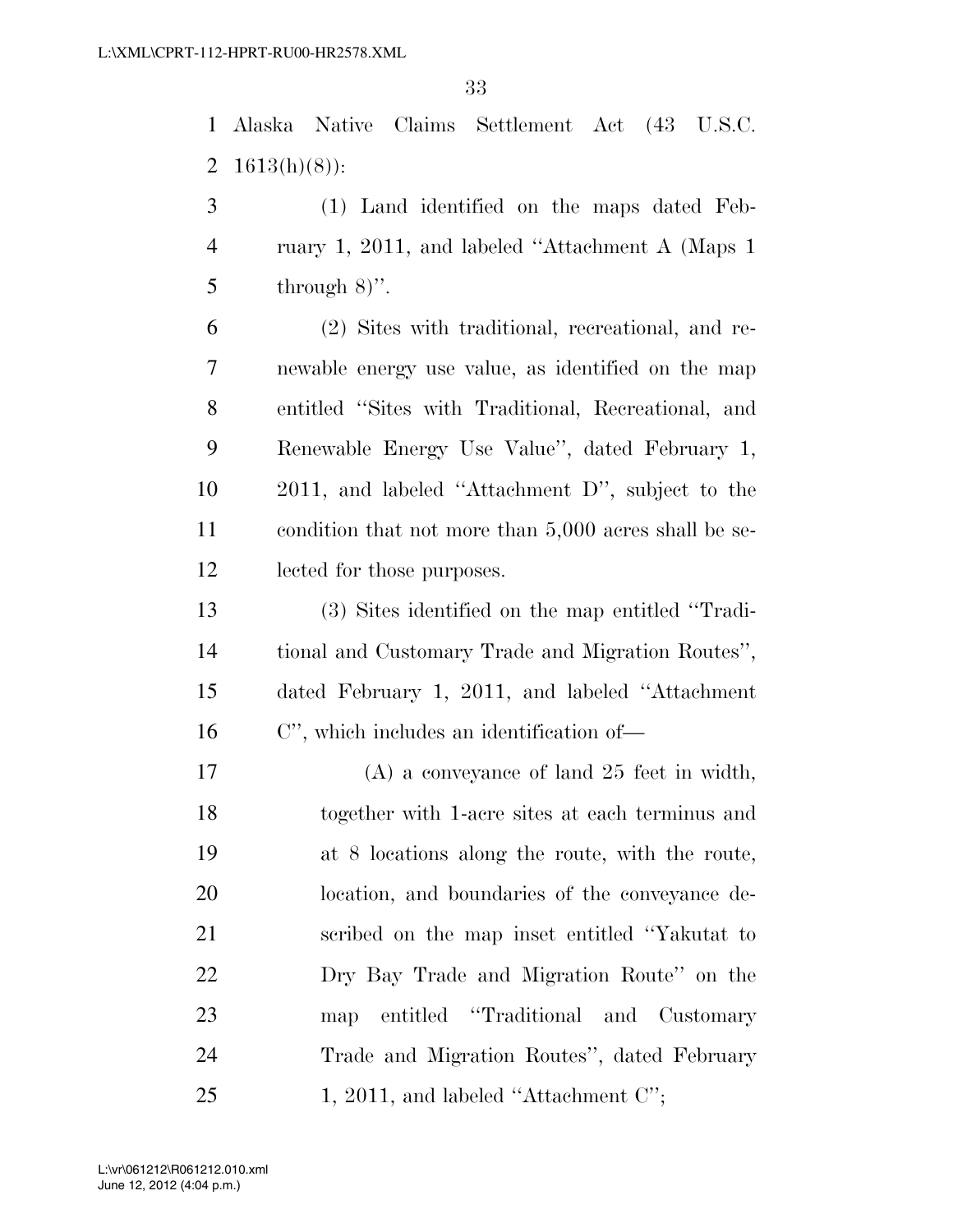Alaska Native Claims Settlement Act (43 U.S.C. 1613(h)(8)):

(1) Land identified on the maps dated February 1, 2011, and labeled ''Attachment A (Maps 1 through 8)''.

(2) Sites with traditional, recreational, and renewable energy use value, as identified on the map entitled ''Sites with Traditional, Recreational, and Renewable Energy Use Value'', dated February 1, 2011, and labeled ''Attachment D'', subject to the condition that not more than 5,000 acres shall be selected for those purposes.

(3) Sites identified on the map entitled ''Traditional and Customary Trade and Migration Routes'', dated February 1, 2011, and labeled ''Attachment C'', which includes an identification of—

(A) a conveyance of land 25 feet in width, together with 1-acre sites at each terminus and at 8 locations along the route, with the route, location, and boundaries of the conveyance described on the map inset entitled ''Yakutat to Dry Bay Trade and Migration Route'' on the map entitled ''Traditional and Customary Trade and Migration Routes'', dated February 1, 2011, and labeled ''Attachment C'';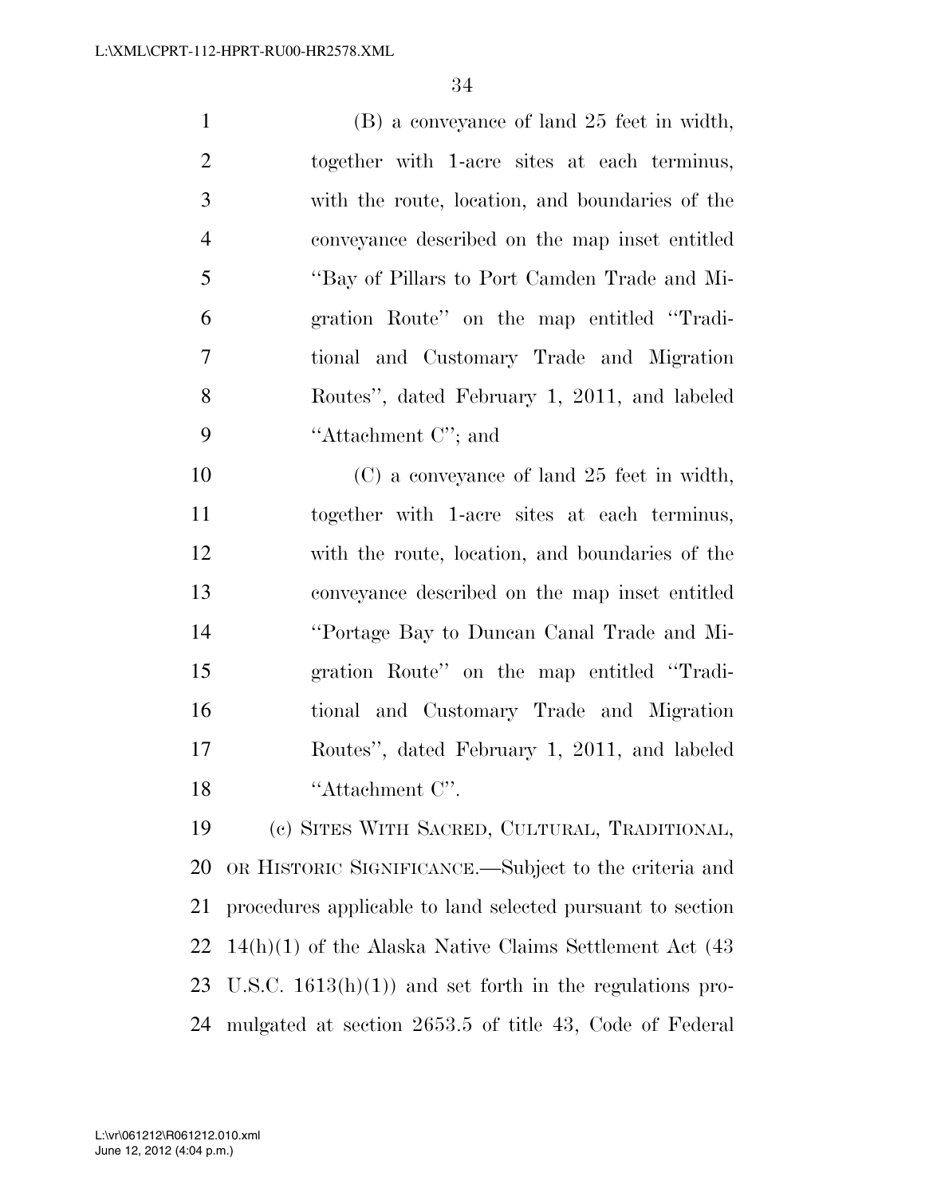(B) a conveyance of land 25 feet in width, together with 1-acre sites at each terminus, with the route, location, and boundaries of the conveyance described on the map inset entitled ''Bay of Pillars to Port Camden Trade and Migration Route'' on the map entitled ''Traditional and Customary Trade and Migration Routes'', dated February 1, 2011, and labeled ''Attachment C''; and

(C) a conveyance of land 25 feet in width, together with 1-acre sites at each terminus, with the route, location, and boundaries of the conveyance described on the map inset entitled ''Portage Bay to Duncan Canal Trade and Migration Route'' on the map entitled ''Traditional and Customary Trade and Migration Routes'', dated February 1, 2011, and labeled ''Attachment C''.

(c) SITES WITH SACRED, CULTURAL, TRADITIONAL, OR HISTORIC SIGNIFICANCE.—Subject to the criteria and procedures applicable to land selected pursuant to section 14(h)(1) of the Alaska Native Claims Settlement Act (43 U.S.C. 1613(h)(1)) and set forth in the regulations promulgated at section 2653.5 of title 43, Code of Federal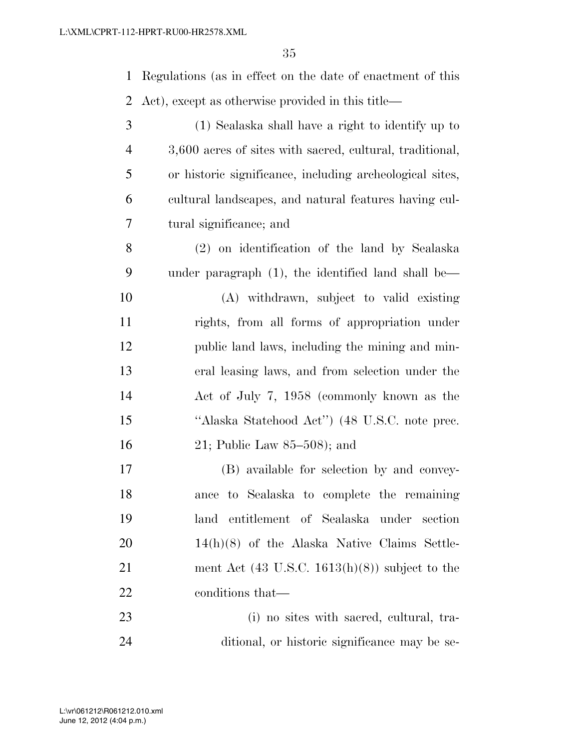Regulations (as in effect on the date of enactment of this Act), except as otherwise provided in this title—

(1) Sealaska shall have a right to identify up to 3,600 acres of sites with sacred, cultural, traditional, or historic significance, including archeological sites, cultural landscapes, and natural features having cultural significance; and

(2) on identification of the land by Sealaska under paragraph (1), the identified land shall be—

(A) withdrawn, subject to valid existing rights, from all forms of appropriation under public land laws, including the mining and mineral leasing laws, and from selection under the Act of July 7, 1958 (commonly known as the "Alaska Statehood Act") (48 U.S.C. note prec. 21; Public Law 85–508); and

(B) available for selection by and conveyance to Sealaska to complete the remaining land entitlement of Sealaska under section 14(h)(8) of the Alaska Native Claims Settlement Act (43 U.S.C. 1613(h)(8)) subject to the conditions that—

(i) no sites with sacred, cultural, traditional, or historic significance may be se-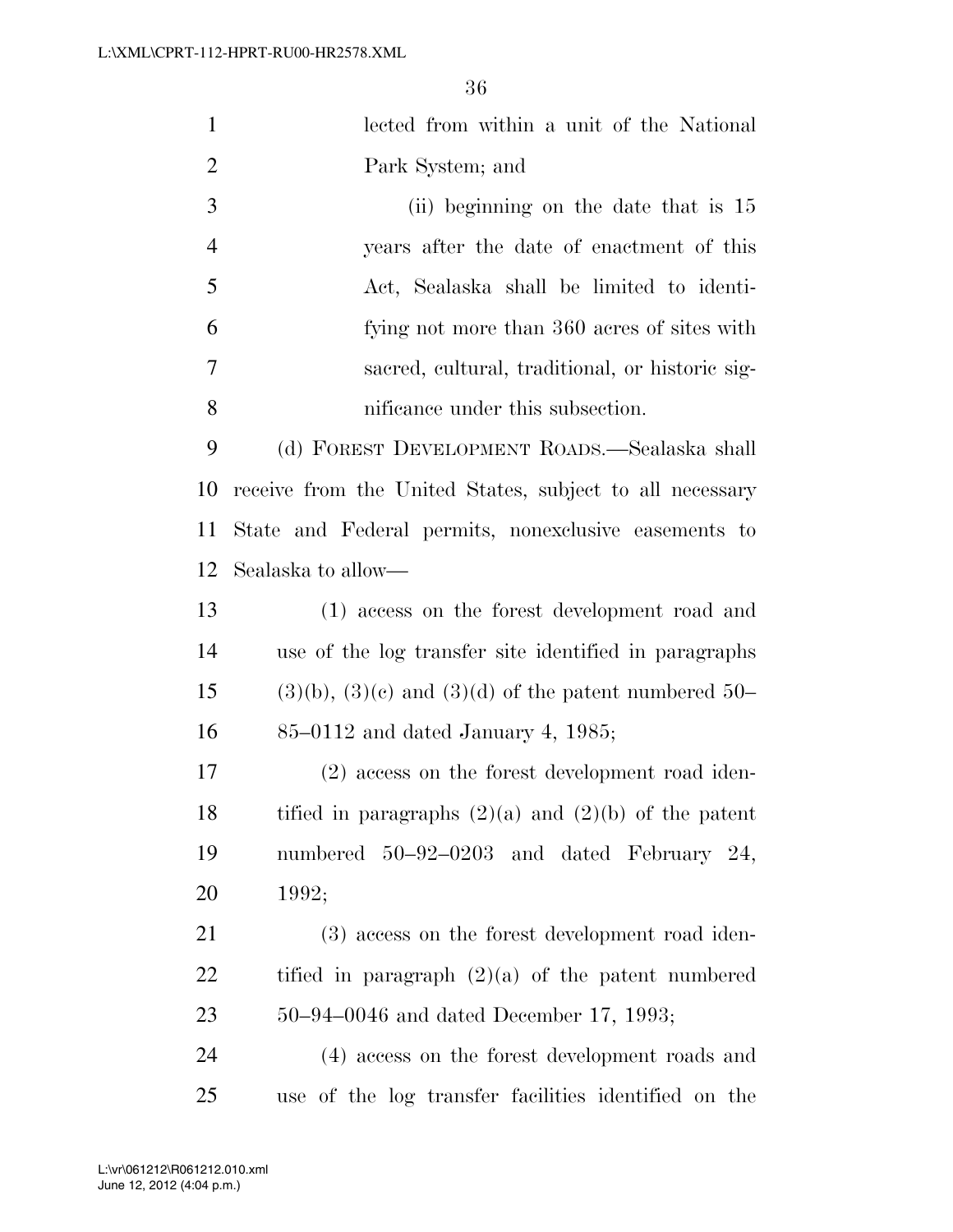lected from within a unit of the National Park System; and

(ii) beginning on the date that is 15 years after the date of enactment of this Act, Sealaska shall be limited to identifying not more than 360 acres of sites with sacred, cultural, traditional, or historic significance under this subsection.

(d) FOREST DEVELOPMENT ROADS.—Sealaska shall receive from the United States, subject to all necessary State and Federal permits, nonexclusive easements to Sealaska to allow—

(1) access on the forest development road and use of the log transfer site identified in paragraphs (3)(b), (3)(c) and (3)(d) of the patent numbered 50–85–0112 and dated January 4, 1985;

(2) access on the forest development road identified in paragraphs (2)(a) and (2)(b) of the patent numbered 50–92–0203 and dated February 24, 1992;

(3) access on the forest development road identified in paragraph (2)(a) of the patent numbered 50–94–0046 and dated December 17, 1993;

(4) access on the forest development roads and use of the log transfer facilities identified on the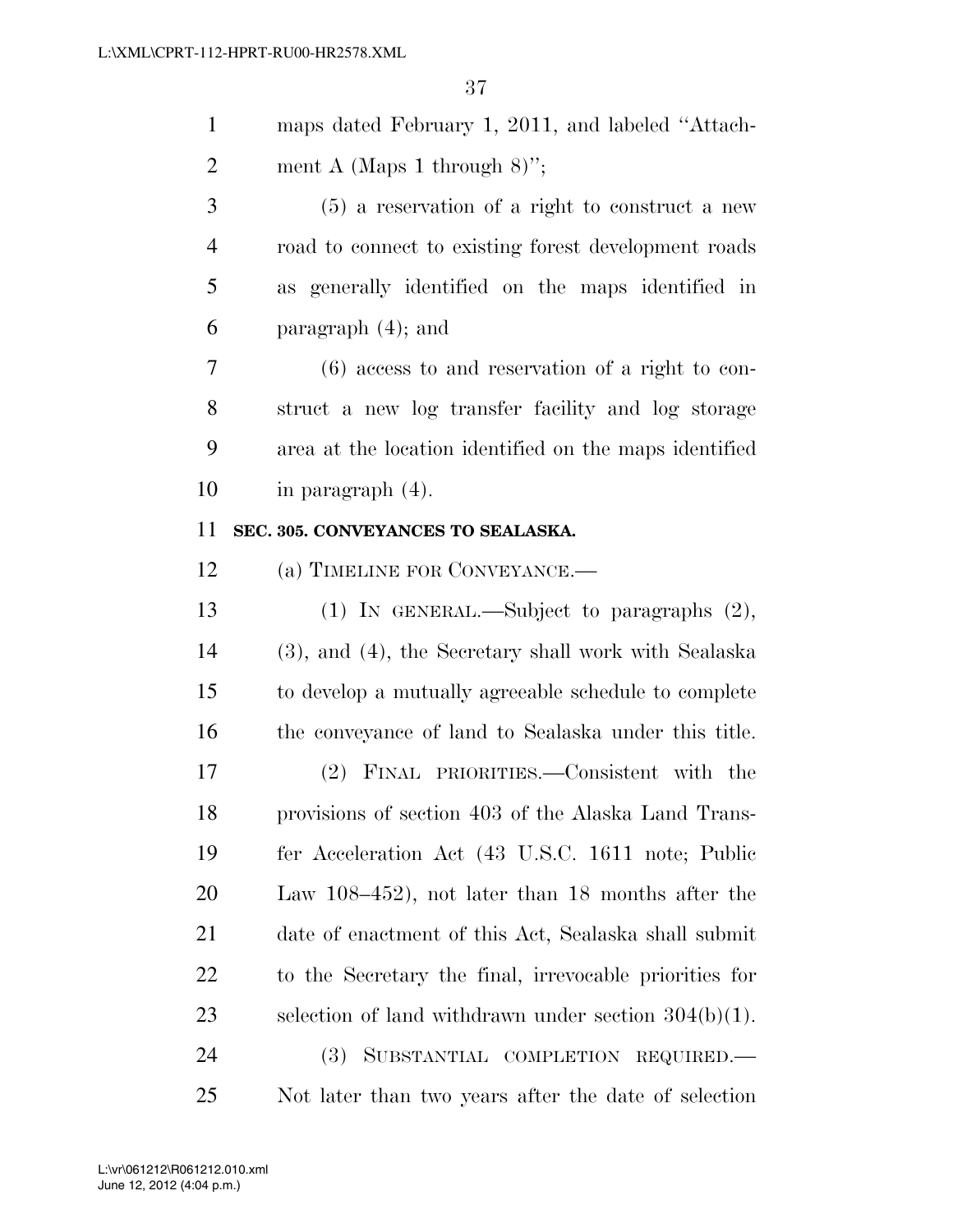maps dated February 1, 2011, and labeled "Attachment A (Maps 1 through 8)";

(5) a reservation of a right to construct a new road to connect to existing forest development roads as generally identified on the maps identified in paragraph (4); and

(6) access to and reservation of a right to construct a new log transfer facility and log storage area at the location identified on the maps identified in paragraph (4).

**SEC. 305. CONVEYANCES TO SEALASKA.**

(a) TIMELINE FOR CONVEYANCE.—

(1) IN GENERAL.—Subject to paragraphs (2), (3), and (4), the Secretary shall work with Sealaska to develop a mutually agreeable schedule to complete the conveyance of land to Sealaska under this title.

(2) FINAL PRIORITIES.—Consistent with the provisions of section 403 of the Alaska Land Transfer Acceleration Act (43 U.S.C. 1611 note; Public Law 108–452), not later than 18 months after the date of enactment of this Act, Sealaska shall submit to the Secretary the final, irrevocable priorities for selection of land withdrawn under section 304(b)(1).

(3) SUBSTANTIAL COMPLETION REQUIRED.— Not later than two years after the date of selection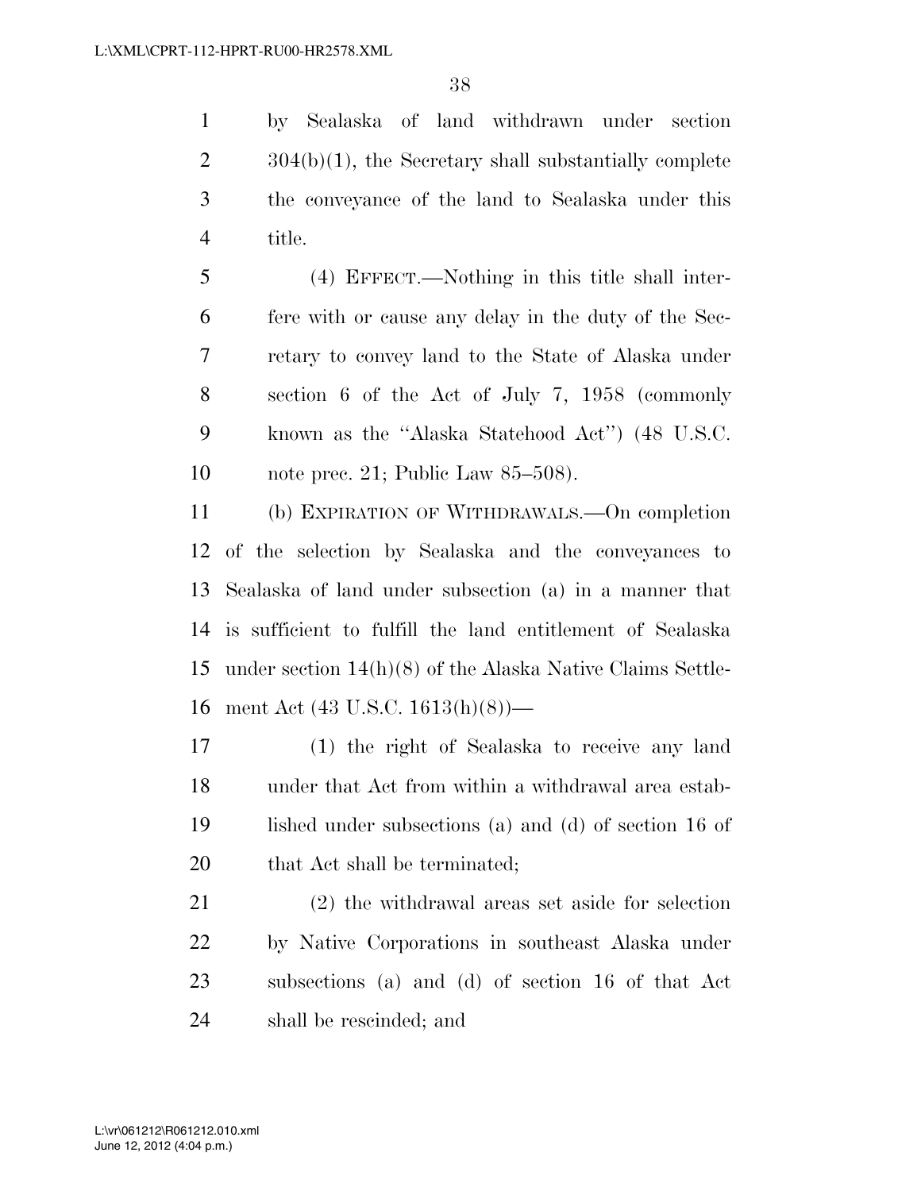by Sealaska of land withdrawn under section 304(b)(1), the Secretary shall substantially complete the conveyance of the land to Sealaska under this title.

(4) EFFECT.—Nothing in this title shall interfere with or cause any delay in the duty of the Secretary to convey land to the State of Alaska under section 6 of the Act of July 7, 1958 (commonly known as the "Alaska Statehood Act") (48 U.S.C. note prec. 21; Public Law 85–508).

(b) EXPIRATION OF WITHDRAWALS.—On completion of the selection by Sealaska and the conveyances to Sealaska of land under subsection (a) in a manner that is sufficient to fulfill the land entitlement of Sealaska under section 14(h)(8) of the Alaska Native Claims Settlement Act (43 U.S.C. 1613(h)(8))—

(1) the right of Sealaska to receive any land under that Act from within a withdrawal area established under subsections (a) and (d) of section 16 of that Act shall be terminated;

(2) the withdrawal areas set aside for selection by Native Corporations in southeast Alaska under subsections (a) and (d) of section 16 of that Act shall be rescinded; and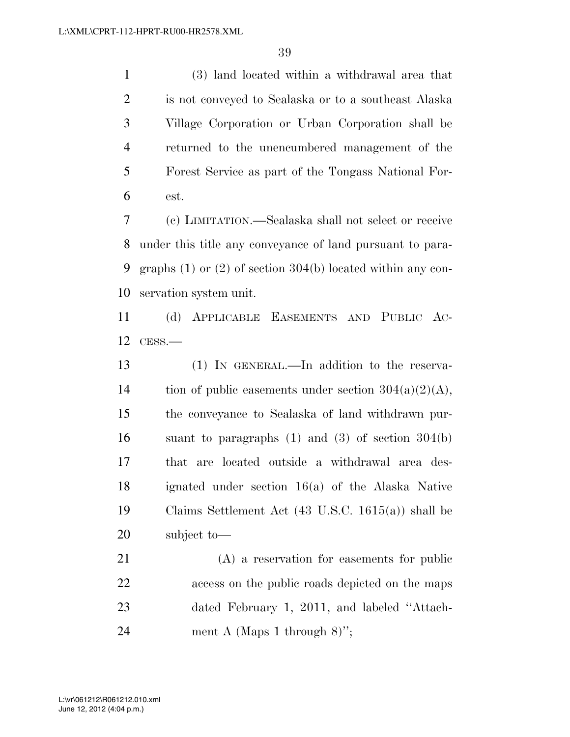(3) land located within a withdrawal area that is not conveyed to Sealaska or to a southeast Alaska Village Corporation or Urban Corporation shall be returned to the unencumbered management of the Forest Service as part of the Tongass National Forest.

(c) LIMITATION.—Sealaska shall not select or receive under this title any conveyance of land pursuant to paragraphs (1) or (2) of section 304(b) located within any conservation system unit.

(d) APPLICABLE EASEMENTS AND PUBLIC ACCESS.—

(1) IN GENERAL.—In addition to the reservation of public easements under section 304(a)(2)(A), the conveyance to Sealaska of land withdrawn pursuant to paragraphs (1) and (3) of section 304(b) that are located outside a withdrawal area designated under section 16(a) of the Alaska Native Claims Settlement Act (43 U.S.C. 1615(a)) shall be subject to—

(A) a reservation for easements for public access on the public roads depicted on the maps dated February 1, 2011, and labeled ''Attachment A (Maps 1 through 8)'';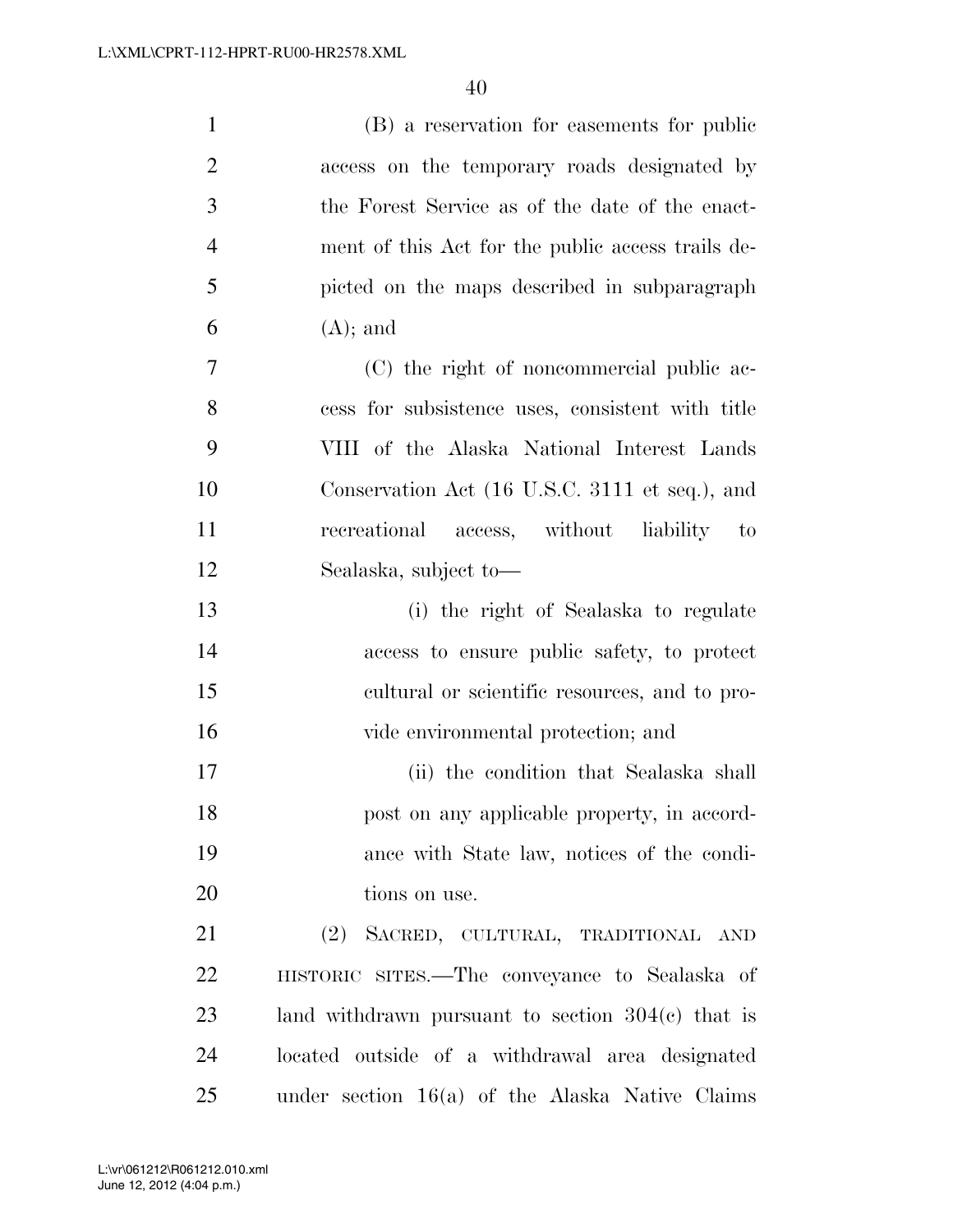(B) a reservation for easements for public access on the temporary roads designated by the Forest Service as of the date of the enactment of this Act for the public access trails depicted on the maps described in subparagraph (A); and

(C) the right of noncommercial public access for subsistence uses, consistent with title VIII of the Alaska National Interest Lands Conservation Act (16 U.S.C. 3111 et seq.), and recreational access, without liability to Sealaska, subject to—

(i) the right of Sealaska to regulate access to ensure public safety, to protect cultural or scientific resources, and to provide environmental protection; and

(ii) the condition that Sealaska shall post on any applicable property, in accordance with State law, notices of the conditions on use.

(2) SACRED, CULTURAL, TRADITIONAL AND HISTORIC SITES.—The conveyance to Sealaska of land withdrawn pursuant to section 304(c) that is located outside of a withdrawal area designated under section 16(a) of the Alaska Native Claims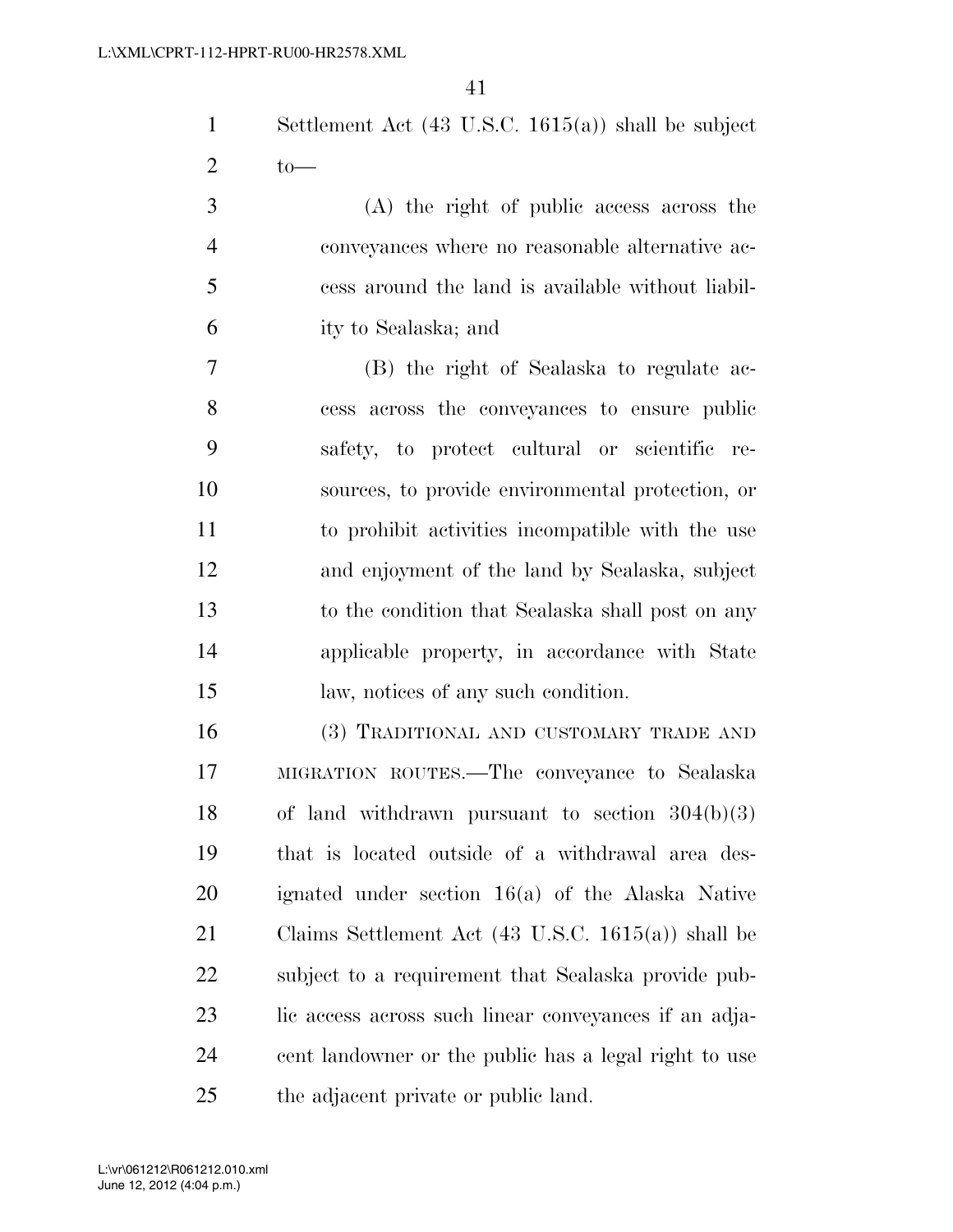Settlement Act (43 U.S.C. 1615(a)) shall be subject to—

(A) the right of public access across the conveyances where no reasonable alternative access around the land is available without liability to Sealaska; and

(B) the right of Sealaska to regulate access across the conveyances to ensure public safety, to protect cultural or scientific resources, to provide environmental protection, or to prohibit activities incompatible with the use and enjoyment of the land by Sealaska, subject to the condition that Sealaska shall post on any applicable property, in accordance with State law, notices of any such condition.

(3) TRADITIONAL AND CUSTOMARY TRADE AND MIGRATION ROUTES.—The conveyance to Sealaska of land withdrawn pursuant to section 304(b)(3) that is located outside of a withdrawal area designated under section 16(a) of the Alaska Native Claims Settlement Act (43 U.S.C. 1615(a)) shall be subject to a requirement that Sealaska provide public access across such linear conveyances if an adjacent landowner or the public has a legal right to use the adjacent private or public land.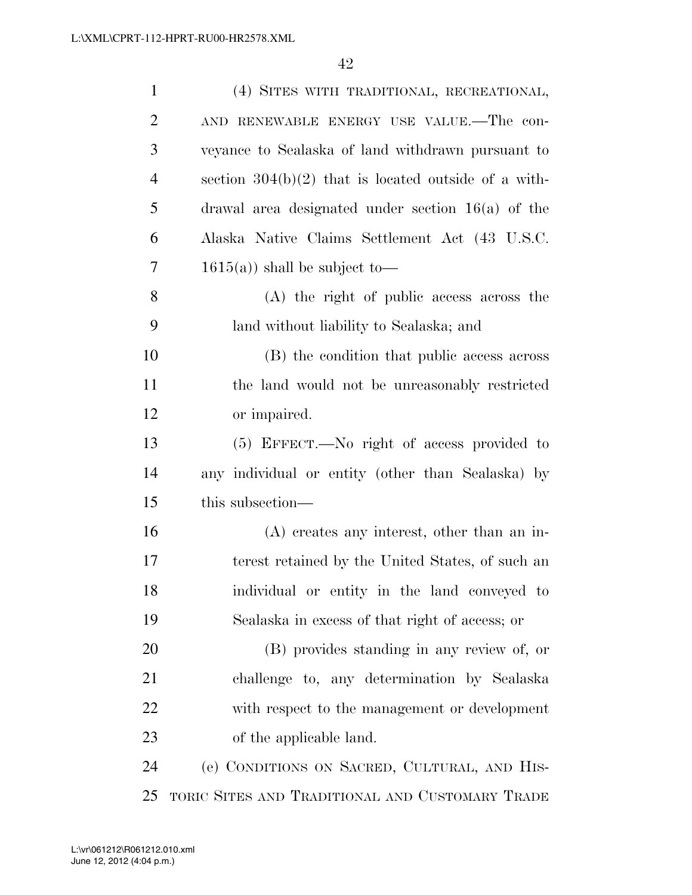(4) SITES WITH TRADITIONAL, RECREATIONAL, AND RENEWABLE ENERGY USE VALUE.—The conveyance to Sealaska of land withdrawn pursuant to section 304(b)(2) that is located outside of a withdrawal area designated under section 16(a) of the Alaska Native Claims Settlement Act (43 U.S.C. 1615(a)) shall be subject to—

(A) the right of public access across the land without liability to Sealaska; and

(B) the condition that public access across the land would not be unreasonably restricted or impaired.

(5) EFFECT.—No right of access provided to any individual or entity (other than Sealaska) by this subsection—

(A) creates any interest, other than an interest retained by the United States, of such an individual or entity in the land conveyed to Sealaska in excess of that right of access; or

(B) provides standing in any review of, or challenge to, any determination by Sealaska with respect to the management or development of the applicable land.

(e) CONDITIONS ON SACRED, CULTURAL, AND HISTORIC SITES AND TRADITIONAL AND CUSTOMARY TRADE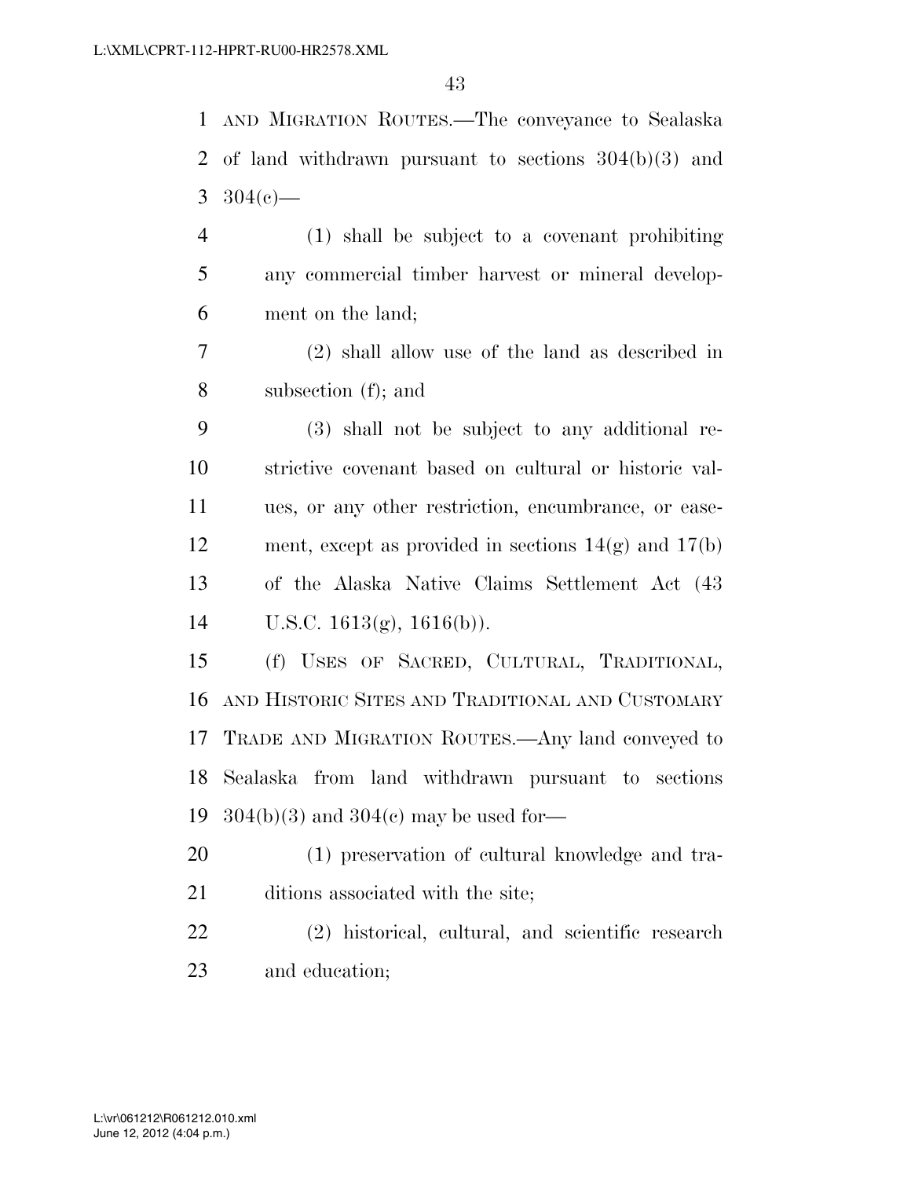AND MIGRATION ROUTES.—The conveyance to Sealaska of land withdrawn pursuant to sections 304(b)(3) and 304(c)—

(1) shall be subject to a covenant prohibiting any commercial timber harvest or mineral development on the land;

(2) shall allow use of the land as described in subsection (f); and

(3) shall not be subject to any additional restrictive covenant based on cultural or historic values, or any other restriction, encumbrance, or easement, except as provided in sections 14(g) and 17(b) of the Alaska Native Claims Settlement Act (43 U.S.C. 1613(g), 1616(b)).

(f) USES OF SACRED, CULTURAL, TRADITIONAL, AND HISTORIC SITES AND TRADITIONAL AND CUSTOMARY TRADE AND MIGRATION ROUTES.—Any land conveyed to Sealaska from land withdrawn pursuant to sections 304(b)(3) and 304(c) may be used for—

(1) preservation of cultural knowledge and traditions associated with the site;

(2) historical, cultural, and scientific research and education;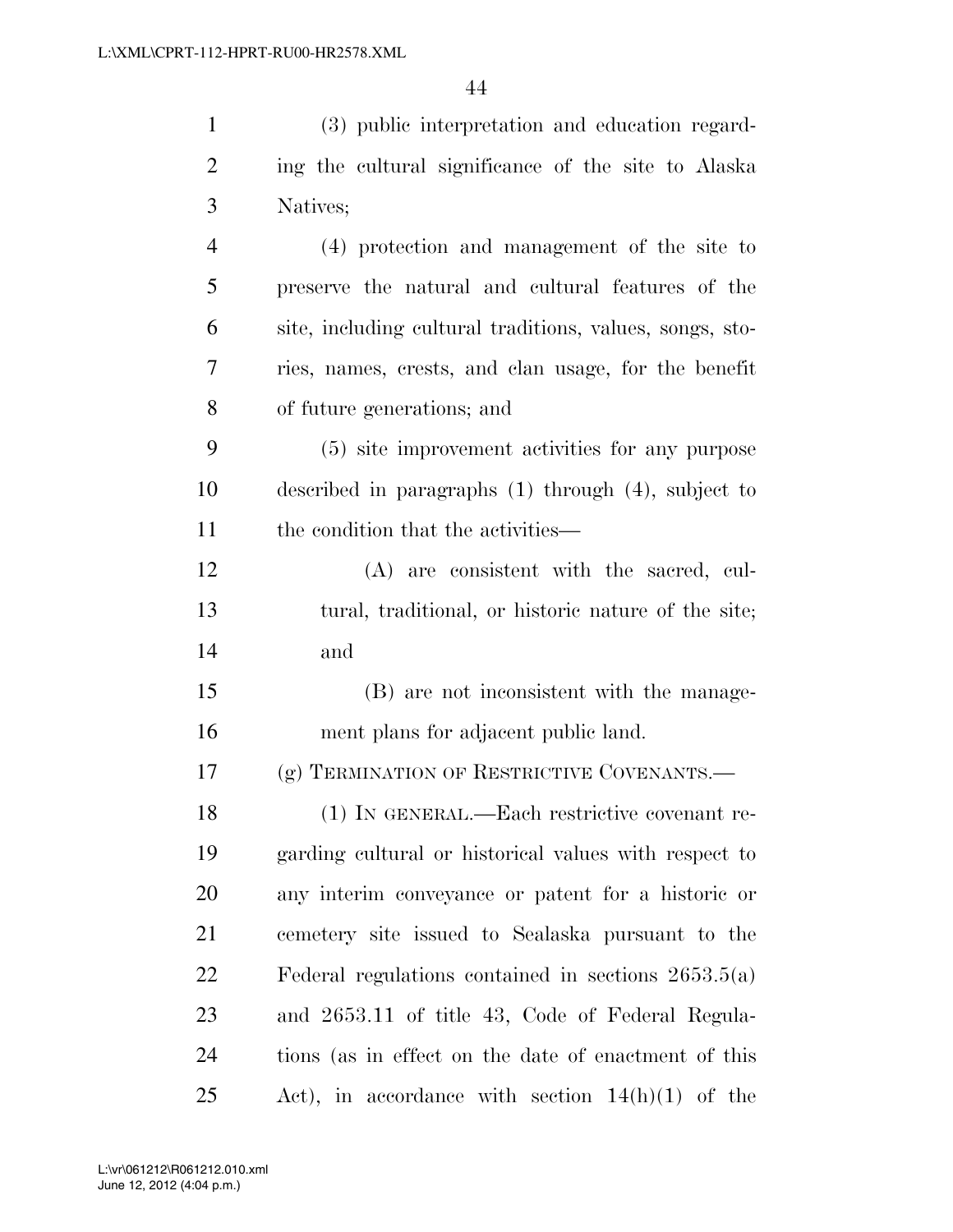(3) public interpretation and education regarding the cultural significance of the site to Alaska Natives;

(4) protection and management of the site to preserve the natural and cultural features of the site, including cultural traditions, values, songs, stories, names, crests, and clan usage, for the benefit of future generations; and

(5) site improvement activities for any purpose described in paragraphs (1) through (4), subject to the condition that the activities—

(A) are consistent with the sacred, cultural, traditional, or historic nature of the site; and

(B) are not inconsistent with the management plans for adjacent public land.

(g) TERMINATION OF RESTRICTIVE COVENANTS.—

(1) IN GENERAL.—Each restrictive covenant regarding cultural or historical values with respect to any interim conveyance or patent for a historic or cemetery site issued to Sealaska pursuant to the Federal regulations contained in sections 2653.5(a) and 2653.11 of title 43, Code of Federal Regulations (as in effect on the date of enactment of this Act), in accordance with section 14(h)(1) of the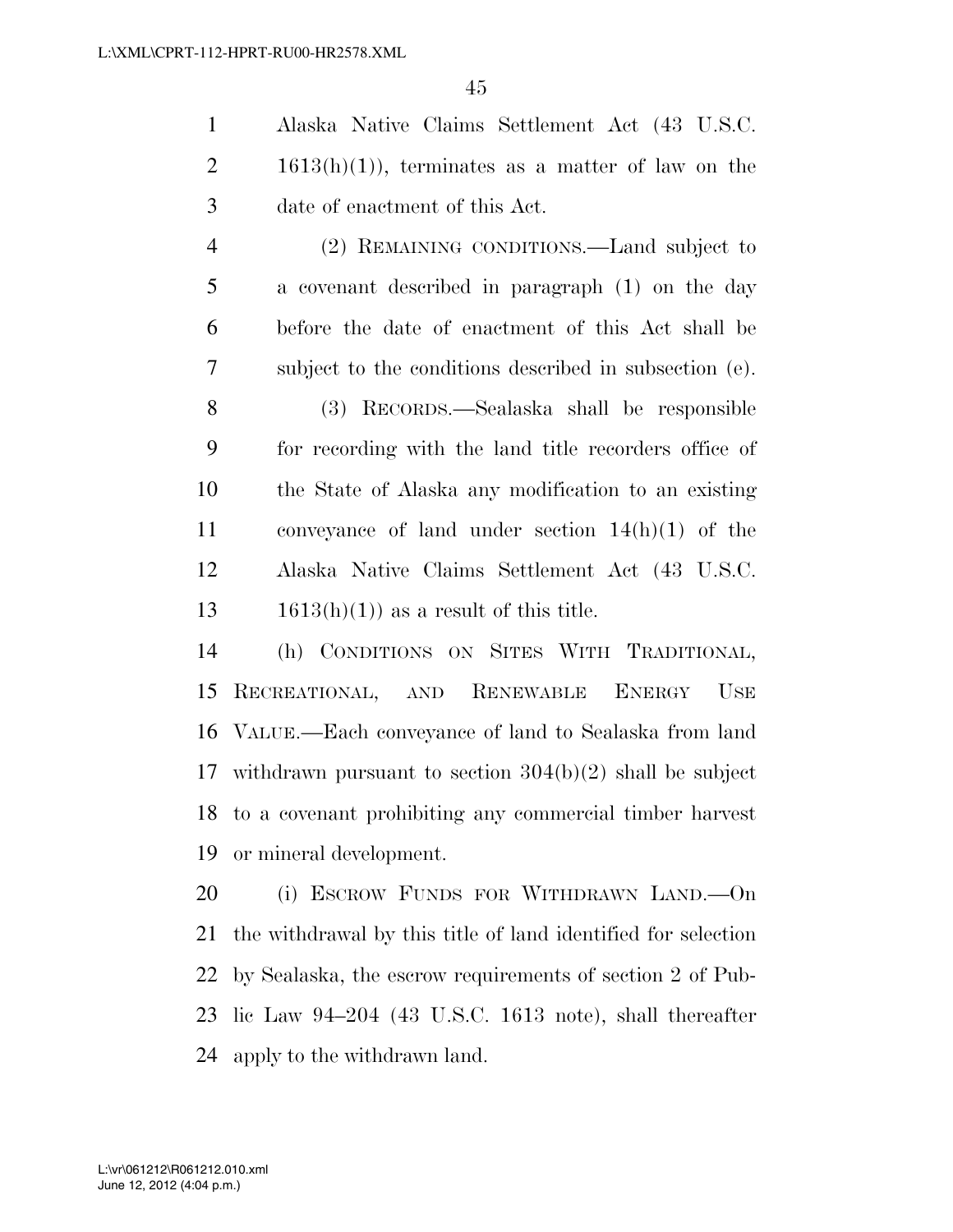Alaska Native Claims Settlement Act (43 U.S.C. 1613(h)(1)), terminates as a matter of law on the date of enactment of this Act.

(2) REMAINING CONDITIONS.—Land subject to a covenant described in paragraph (1) on the day before the date of enactment of this Act shall be subject to the conditions described in subsection (e).

(3) RECORDS.—Sealaska shall be responsible for recording with the land title recorders office of the State of Alaska any modification to an existing conveyance of land under section 14(h)(1) of the Alaska Native Claims Settlement Act (43 U.S.C. 1613(h)(1)) as a result of this title.

(h) CONDITIONS ON SITES WITH TRADITIONAL, RECREATIONAL, AND RENEWABLE ENERGY USE VALUE.—Each conveyance of land to Sealaska from land withdrawn pursuant to section 304(b)(2) shall be subject to a covenant prohibiting any commercial timber harvest or mineral development.

(i) ESCROW FUNDS FOR WITHDRAWN LAND.—On the withdrawal by this title of land identified for selection by Sealaska, the escrow requirements of section 2 of Public Law 94–204 (43 U.S.C. 1613 note), shall thereafter apply to the withdrawn land.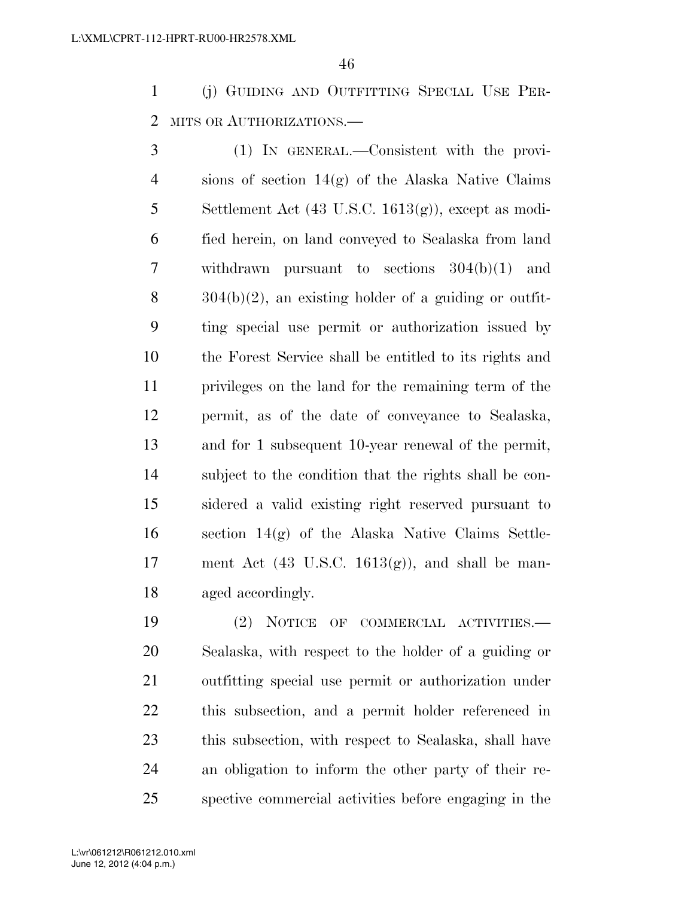(j) GUIDING AND OUTFITTING SPECIAL USE PERMITS OR AUTHORIZATIONS.—

(1) IN GENERAL.—Consistent with the provisions of section 14(g) of the Alaska Native Claims Settlement Act (43 U.S.C. 1613(g)), except as modified herein, on land conveyed to Sealaska from land withdrawn pursuant to sections 304(b)(1) and 304(b)(2), an existing holder of a guiding or outfitting special use permit or authorization issued by the Forest Service shall be entitled to its rights and privileges on the land for the remaining term of the permit, as of the date of conveyance to Sealaska, and for 1 subsequent 10-year renewal of the permit, subject to the condition that the rights shall be considered a valid existing right reserved pursuant to section 14(g) of the Alaska Native Claims Settlement Act (43 U.S.C. 1613(g)), and shall be managed accordingly.

(2) NOTICE OF COMMERCIAL ACTIVITIES.—Sealaska, with respect to the holder of a guiding or outfitting special use permit or authorization under this subsection, and a permit holder referenced in this subsection, with respect to Sealaska, shall have an obligation to inform the other party of their respective commercial activities before engaging in the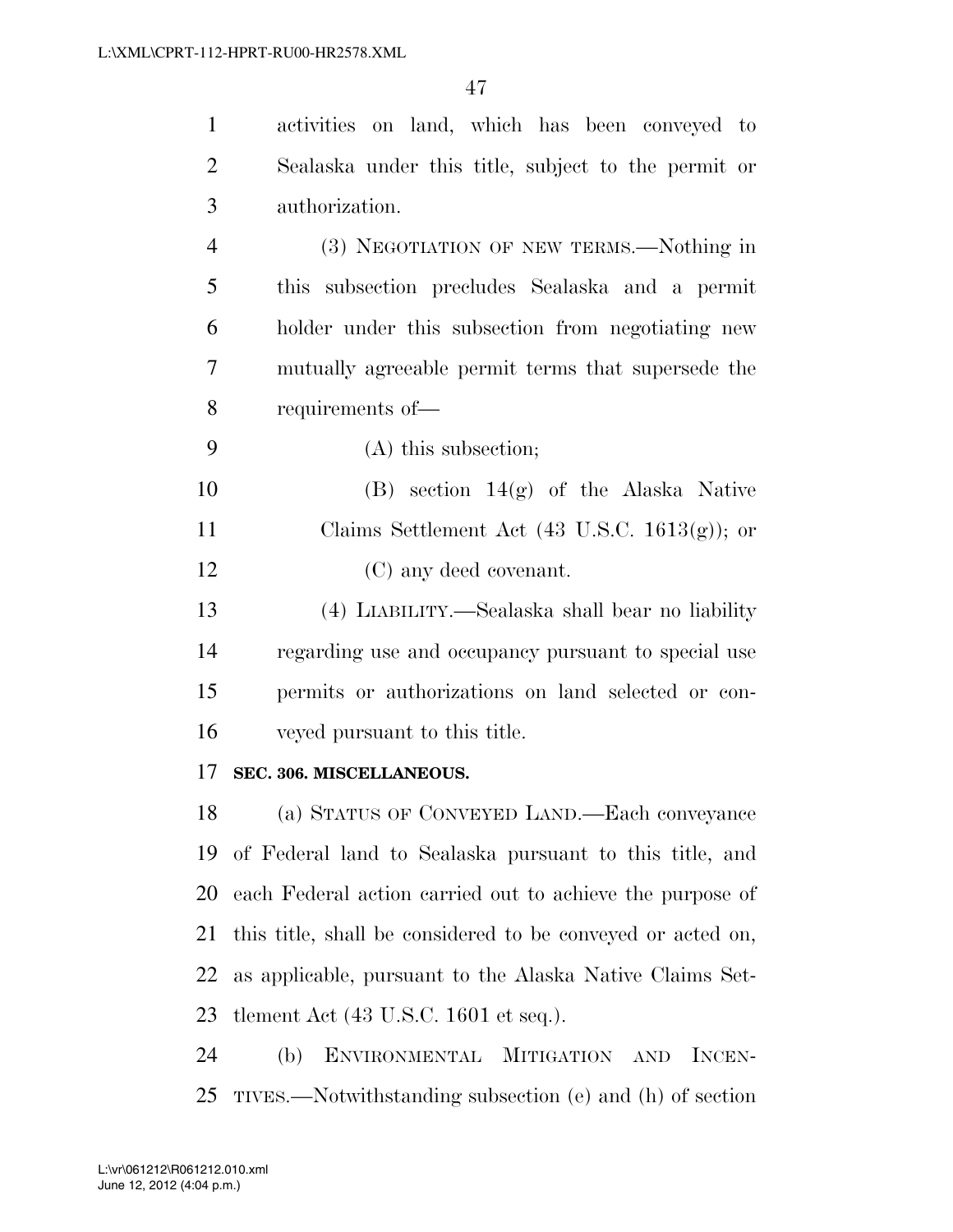activities on land, which has been conveyed to Sealaska under this title, subject to the permit or authorization.

(3) NEGOTIATION OF NEW TERMS.—Nothing in this subsection precludes Sealaska and a permit holder under this subsection from negotiating new mutually agreeable permit terms that supersede the requirements of—

(A) this subsection;

(B) section 14(g) of the Alaska Native Claims Settlement Act (43 U.S.C. 1613(g)); or

(C) any deed covenant.

(4) LIABILITY.—Sealaska shall bear no liability regarding use and occupancy pursuant to special use permits or authorizations on land selected or conveyed pursuant to this title.

**SEC. 306. MISCELLANEOUS.**

(a) STATUS OF CONVEYED LAND.—Each conveyance of Federal land to Sealaska pursuant to this title, and each Federal action carried out to achieve the purpose of this title, shall be considered to be conveyed or acted on, as applicable, pursuant to the Alaska Native Claims Settlement Act (43 U.S.C. 1601 et seq.).

(b) ENVIRONMENTAL MITIGATION AND INCENTIVES.—Notwithstanding subsection (e) and (h) of section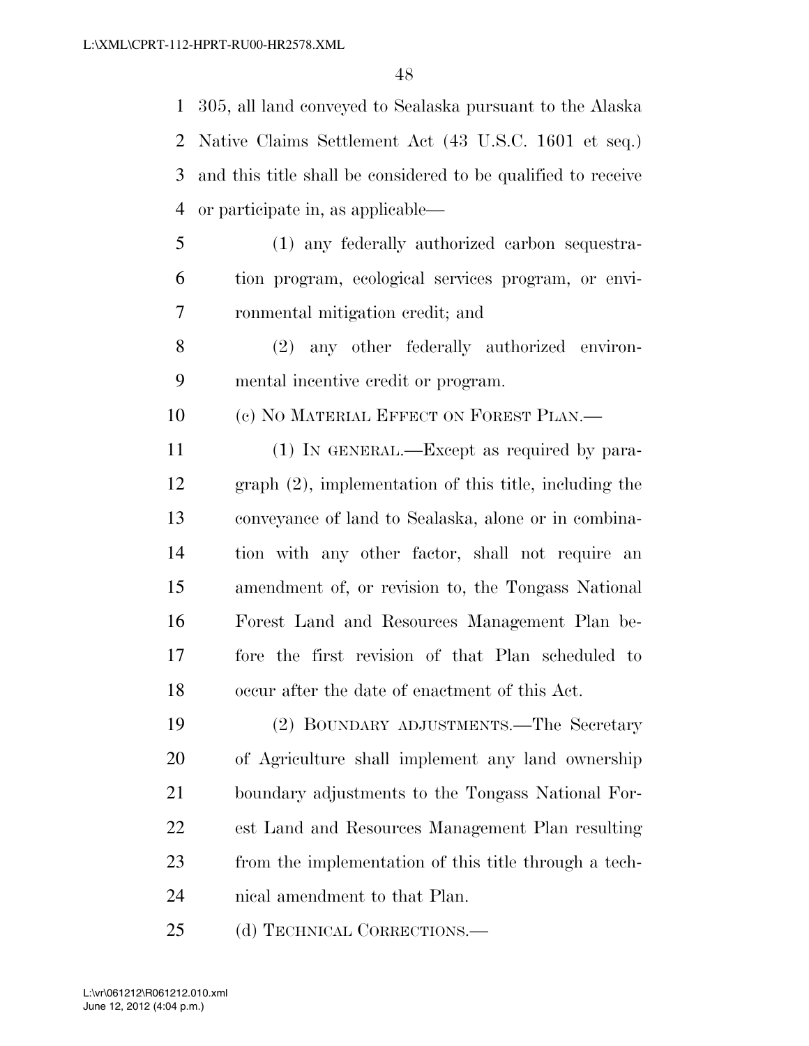305, all land conveyed to Sealaska pursuant to the Alaska Native Claims Settlement Act (43 U.S.C. 1601 et seq.) and this title shall be considered to be qualified to receive or participate in, as applicable—

(1) any federally authorized carbon sequestration program, ecological services program, or environmental mitigation credit; and

(2) any other federally authorized environmental incentive credit or program.

(c) NO MATERIAL EFFECT ON FOREST PLAN.—

(1) IN GENERAL.—Except as required by paragraph (2), implementation of this title, including the conveyance of land to Sealaska, alone or in combination with any other factor, shall not require an amendment of, or revision to, the Tongass National Forest Land and Resources Management Plan before the first revision of that Plan scheduled to occur after the date of enactment of this Act.

(2) BOUNDARY ADJUSTMENTS.—The Secretary of Agriculture shall implement any land ownership boundary adjustments to the Tongass National Forest Land and Resources Management Plan resulting from the implementation of this title through a technical amendment to that Plan.

(d) TECHNICAL CORRECTIONS.—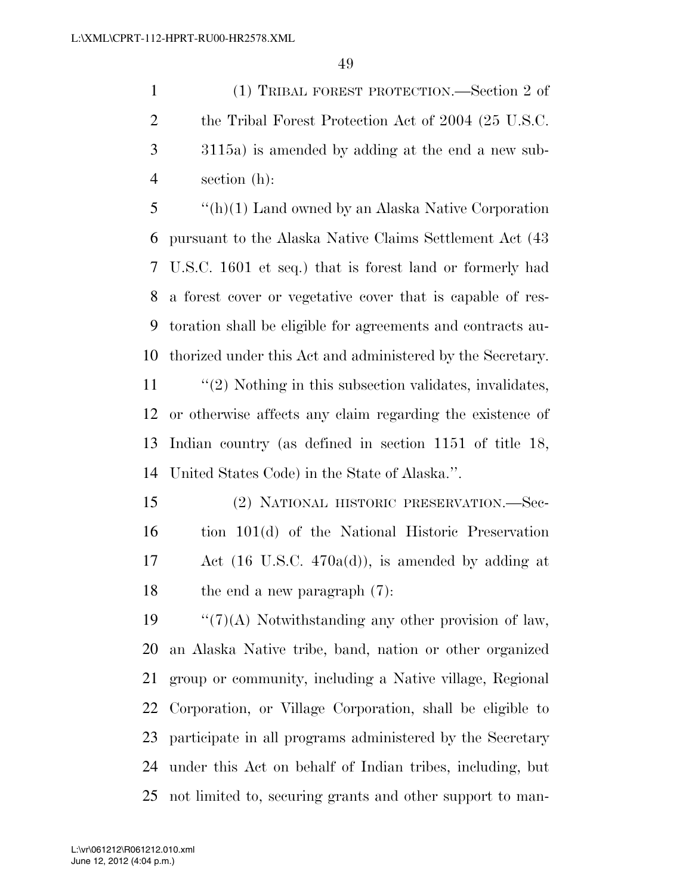(1) TRIBAL FOREST PROTECTION.—Section 2 of the Tribal Forest Protection Act of 2004 (25 U.S.C. 3115a) is amended by adding at the end a new subsection (h):

"(h)(1) Land owned by an Alaska Native Corporation pursuant to the Alaska Native Claims Settlement Act (43 U.S.C. 1601 et seq.) that is forest land or formerly had a forest cover or vegetative cover that is capable of restoration shall be eligible for agreements and contracts authorized under this Act and administered by the Secretary.

"(2) Nothing in this subsection validates, invalidates, or otherwise affects any claim regarding the existence of Indian country (as defined in section 1151 of title 18, United States Code) in the State of Alaska.".

(2) NATIONAL HISTORIC PRESERVATION.—Section 101(d) of the National Historic Preservation Act (16 U.S.C. 470a(d)), is amended by adding at the end a new paragraph (7):

"(7)(A) Notwithstanding any other provision of law, an Alaska Native tribe, band, nation or other organized group or community, including a Native village, Regional Corporation, or Village Corporation, shall be eligible to participate in all programs administered by the Secretary under this Act on behalf of Indian tribes, including, but not limited to, securing grants and other support to man-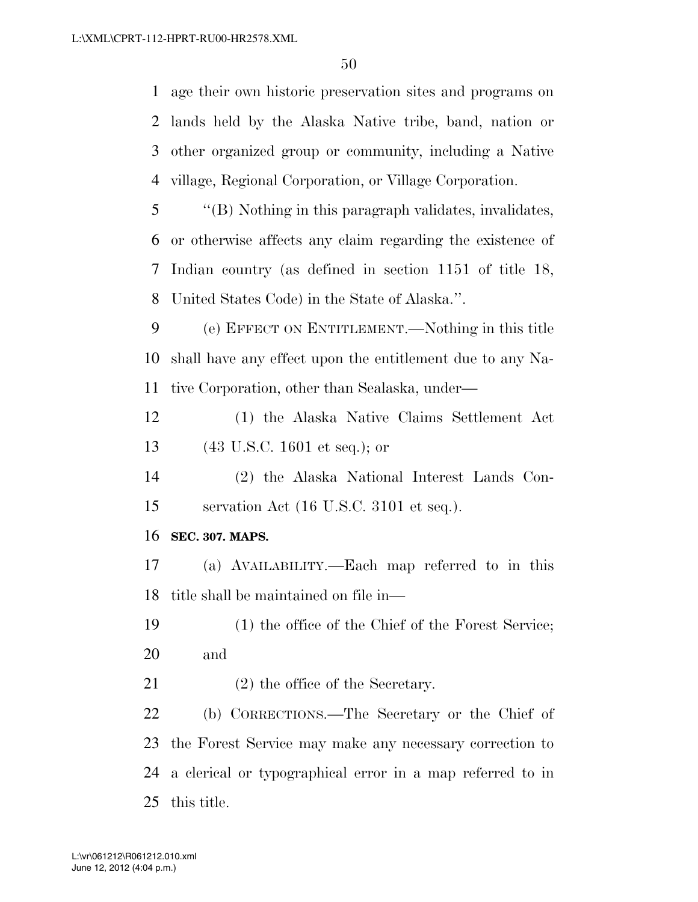age their own historic preservation sites and programs on lands held by the Alaska Native tribe, band, nation or other organized group or community, including a Native village, Regional Corporation, or Village Corporation.

''(B) Nothing in this paragraph validates, invalidates, or otherwise affects any claim regarding the existence of Indian country (as defined in section 1151 of title 18, United States Code) in the State of Alaska.''.

(e) EFFECT ON ENTITLEMENT.—Nothing in this title shall have any effect upon the entitlement due to any Native Corporation, other than Sealaska, under—

(1) the Alaska Native Claims Settlement Act (43 U.S.C. 1601 et seq.); or

(2) the Alaska National Interest Lands Conservation Act (16 U.S.C. 3101 et seq.).

**SEC. 307. MAPS.**

(a) AVAILABILITY.—Each map referred to in this title shall be maintained on file in—

(1) the office of the Chief of the Forest Service; and

(2) the office of the Secretary.

(b) CORRECTIONS.—The Secretary or the Chief of the Forest Service may make any necessary correction to a clerical or typographical error in a map referred to in this title.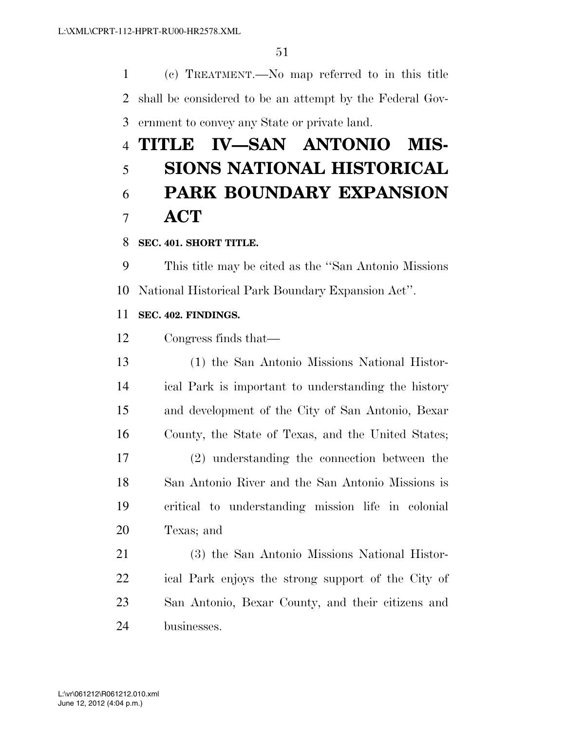(c) TREATMENT.—No map referred to in this title shall be considered to be an attempt by the Federal Government to convey any State or private land.

# TITLE IV—SAN ANTONIO MISSIONS NATIONAL HISTORICAL PARK BOUNDARY EXPANSION ACT

**SEC. 401. SHORT TITLE.**

This title may be cited as the ''San Antonio Missions National Historical Park Boundary Expansion Act''.

**SEC. 402. FINDINGS.**

Congress finds that—

(1) the San Antonio Missions National Historical Park is important to understanding the history and development of the City of San Antonio, Bexar County, the State of Texas, and the United States;

(2) understanding the connection between the San Antonio River and the San Antonio Missions is critical to understanding mission life in colonial Texas; and

(3) the San Antonio Missions National Historical Park enjoys the strong support of the City of San Antonio, Bexar County, and their citizens and businesses.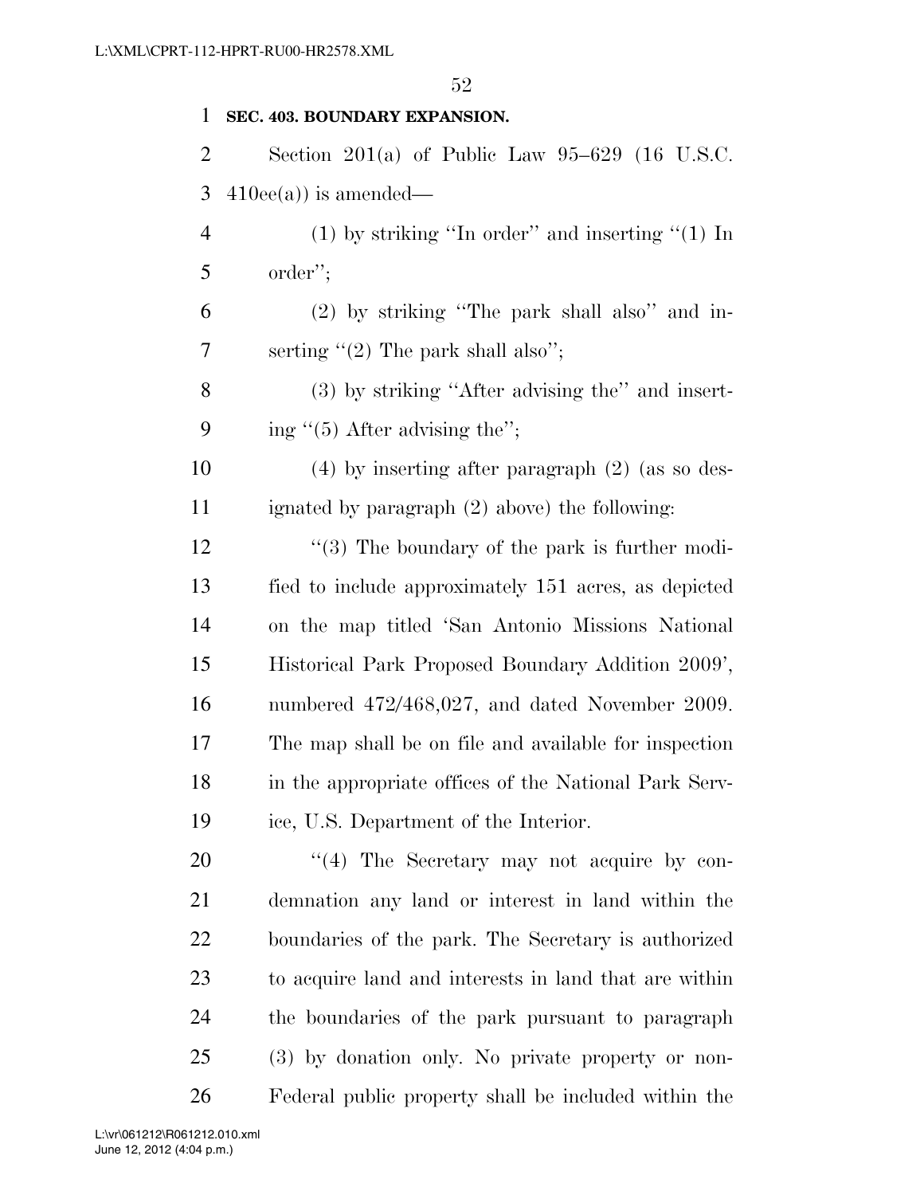**SEC. 403. BOUNDARY EXPANSION.**

Section 201(a) of Public Law 95–629 (16 U.S.C. 410ee(a)) is amended—

(1) by striking ''In order'' and inserting ''(1) In order'';

(2) by striking ''The park shall also'' and inserting ''(2) The park shall also'';

(3) by striking ''After advising the'' and inserting ''(5) After advising the'';

(4) by inserting after paragraph (2) (as so designated by paragraph (2) above) the following:

''(3) The boundary of the park is further modified to include approximately 151 acres, as depicted on the map titled 'San Antonio Missions National Historical Park Proposed Boundary Addition 2009', numbered 472/468,027, and dated November 2009. The map shall be on file and available for inspection in the appropriate offices of the National Park Service, U.S. Department of the Interior.

''(4) The Secretary may not acquire by condemnation any land or interest in land within the boundaries of the park. The Secretary is authorized to acquire land and interests in land that are within the boundaries of the park pursuant to paragraph (3) by donation only. No private property or non-Federal public property shall be included within the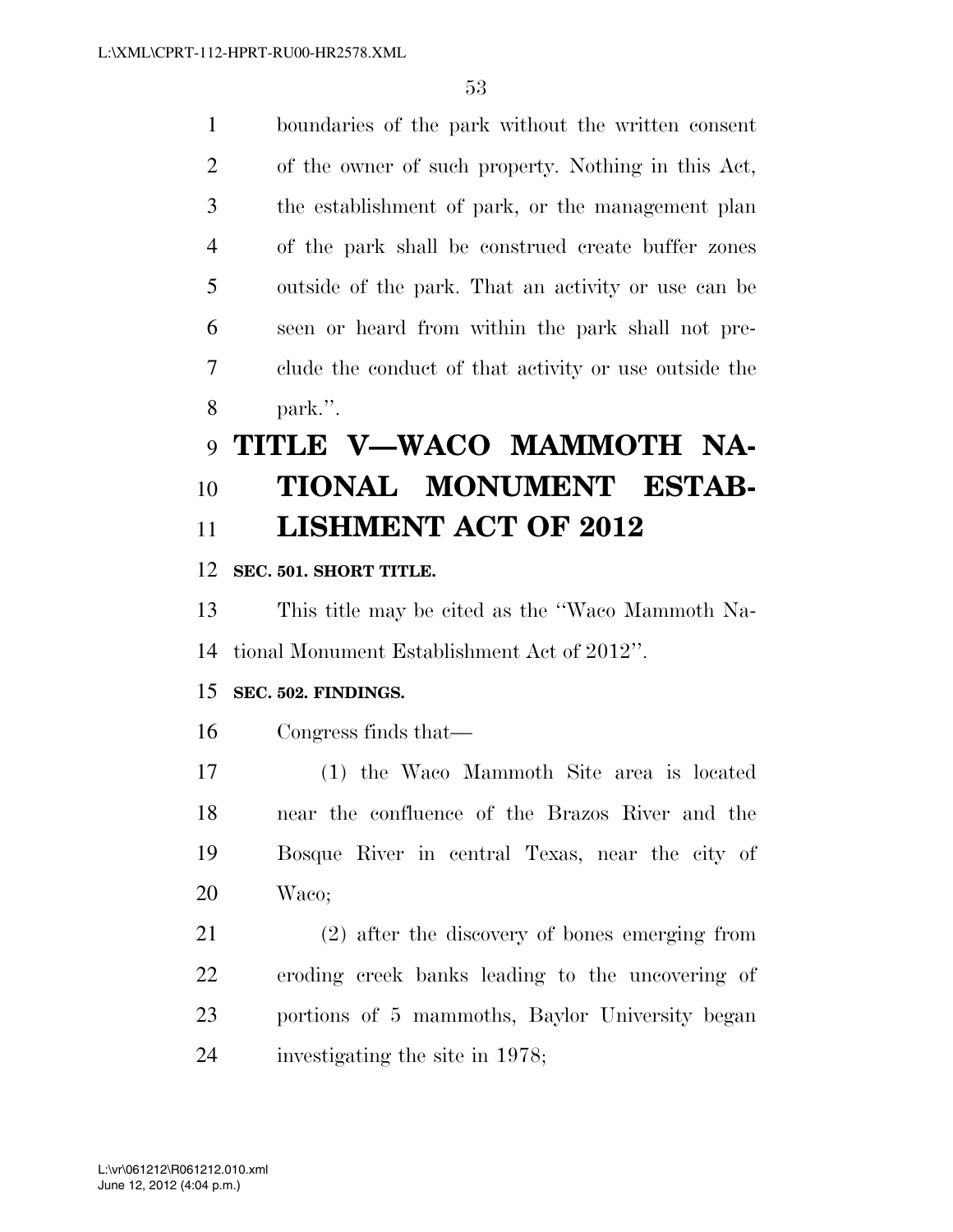boundaries of the park without the written consent of the owner of such property. Nothing in this Act, the establishment of park, or the management plan of the park shall be construed create buffer zones outside of the park. That an activity or use can be seen or heard from within the park shall not preclude the conduct of that activity or use outside the park.''.

# TITLE V—WACO MAMMOTH NATIONAL MONUMENT ESTABLISHMENT ACT OF 2012

**SEC. 501. SHORT TITLE.**

This title may be cited as the ''Waco Mammoth National Monument Establishment Act of 2012''.

**SEC. 502. FINDINGS.**

Congress finds that—

(1) the Waco Mammoth Site area is located near the confluence of the Brazos River and the Bosque River in central Texas, near the city of Waco;

(2) after the discovery of bones emerging from eroding creek banks leading to the uncovering of portions of 5 mammoths, Baylor University began investigating the site in 1978;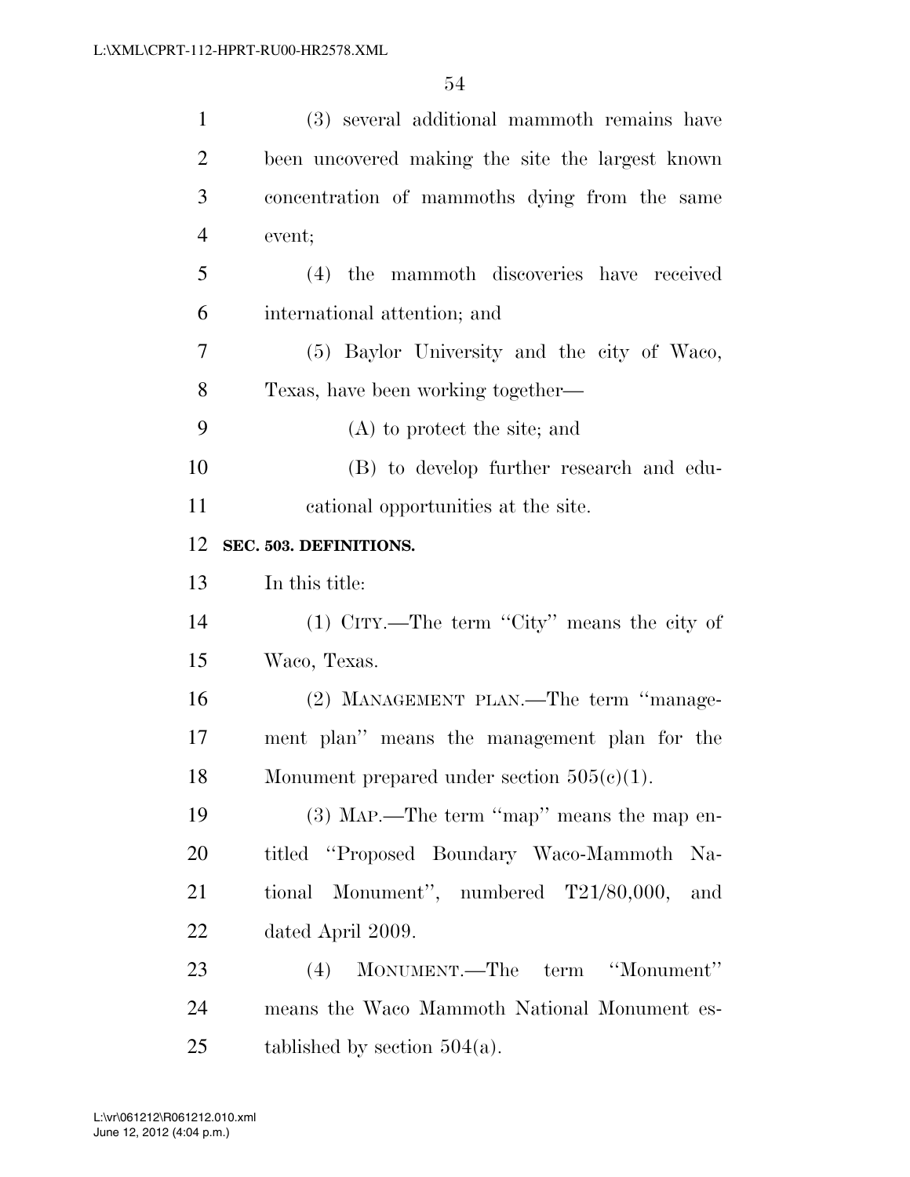(3) several additional mammoth remains have been uncovered making the site the largest known concentration of mammoths dying from the same event;

(4) the mammoth discoveries have received international attention; and

(5) Baylor University and the city of Waco, Texas, have been working together—

(A) to protect the site; and

(B) to develop further research and educational opportunities at the site.

**SEC. 503. DEFINITIONS.**

In this title:

(1) CITY.—The term ''City'' means the city of Waco, Texas.

(2) MANAGEMENT PLAN.—The term ''management plan'' means the management plan for the Monument prepared under section 505(c)(1).

(3) MAP.—The term ''map'' means the map entitled ''Proposed Boundary Waco-Mammoth National Monument'', numbered T21/80,000, and dated April 2009.

(4) MONUMENT.—The term ''Monument'' means the Waco Mammoth National Monument established by section 504(a).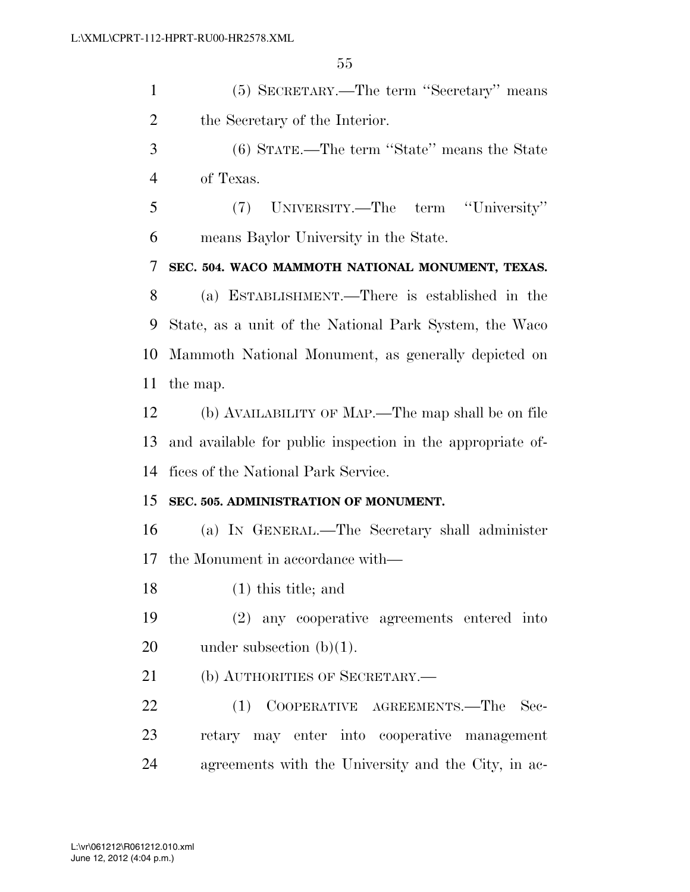(5) SECRETARY.—The term ''Secretary'' means the Secretary of the Interior.

(6) STATE.—The term ''State'' means the State of Texas.

(7) UNIVERSITY.—The term ''University'' means Baylor University in the State.

**SEC. 504. WACO MAMMOTH NATIONAL MONUMENT, TEXAS.**

(a) ESTABLISHMENT.—There is established in the State, as a unit of the National Park System, the Waco Mammoth National Monument, as generally depicted on the map.

(b) AVAILABILITY OF MAP.—The map shall be on file and available for public inspection in the appropriate offices of the National Park Service.

**SEC. 505. ADMINISTRATION OF MONUMENT.**

(a) IN GENERAL.—The Secretary shall administer the Monument in accordance with—

(1) this title; and

(2) any cooperative agreements entered into under subsection (b)(1).

(b) AUTHORITIES OF SECRETARY.—

(1) COOPERATIVE AGREEMENTS.—The Secretary may enter into cooperative management agreements with the University and the City, in ac-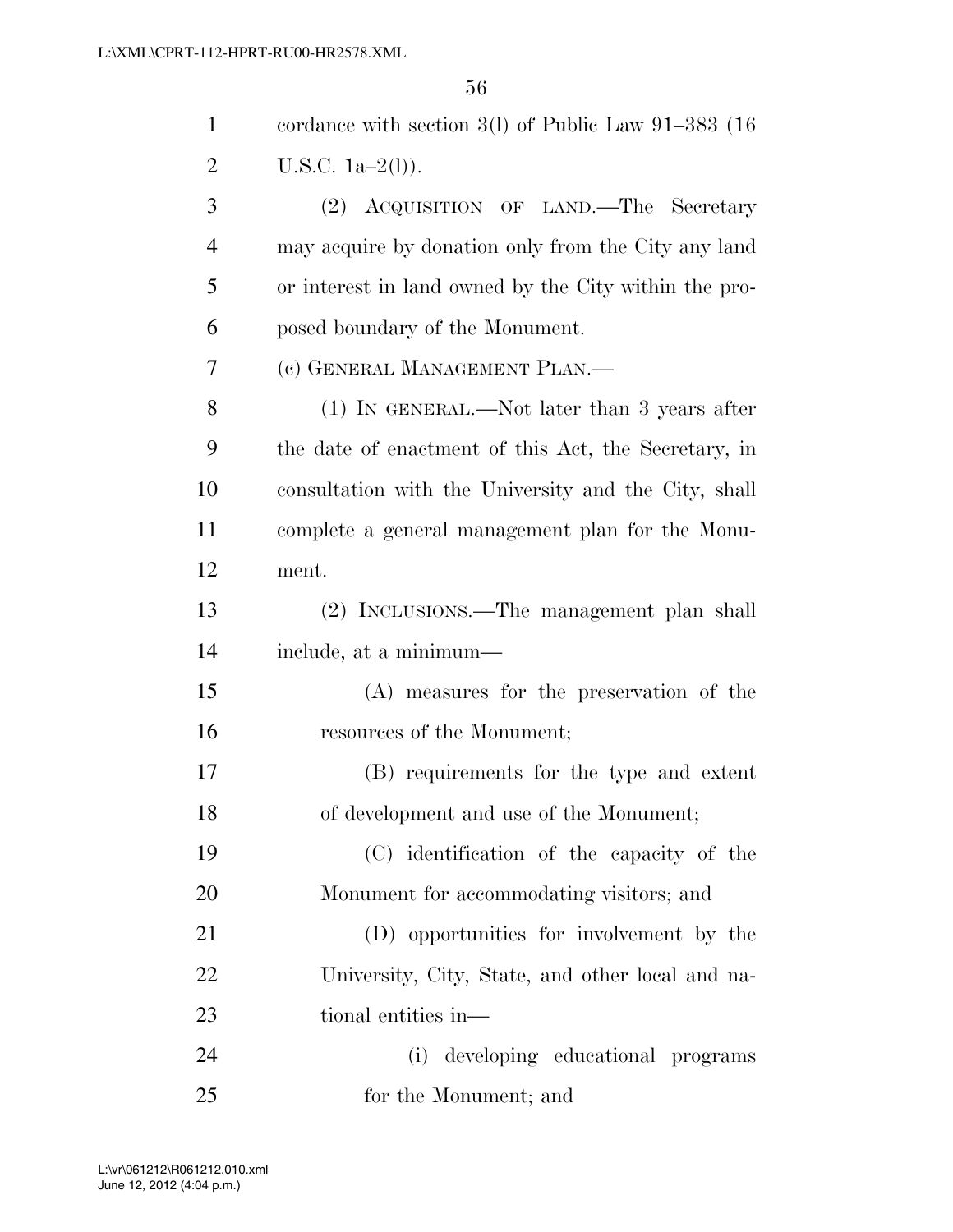cordance with section 3(l) of Public Law 91–383 (16 U.S.C. 1a–2(l)).

(2) ACQUISITION OF LAND.—The Secretary may acquire by donation only from the City any land or interest in land owned by the City within the proposed boundary of the Monument.

(c) GENERAL MANAGEMENT PLAN.—

(1) IN GENERAL.—Not later than 3 years after the date of enactment of this Act, the Secretary, in consultation with the University and the City, shall complete a general management plan for the Monument.

(2) INCLUSIONS.—The management plan shall include, at a minimum—

(A) measures for the preservation of the resources of the Monument;

(B) requirements for the type and extent of development and use of the Monument;

(C) identification of the capacity of the Monument for accommodating visitors; and

(D) opportunities for involvement by the University, City, State, and other local and national entities in—

(i) developing educational programs for the Monument; and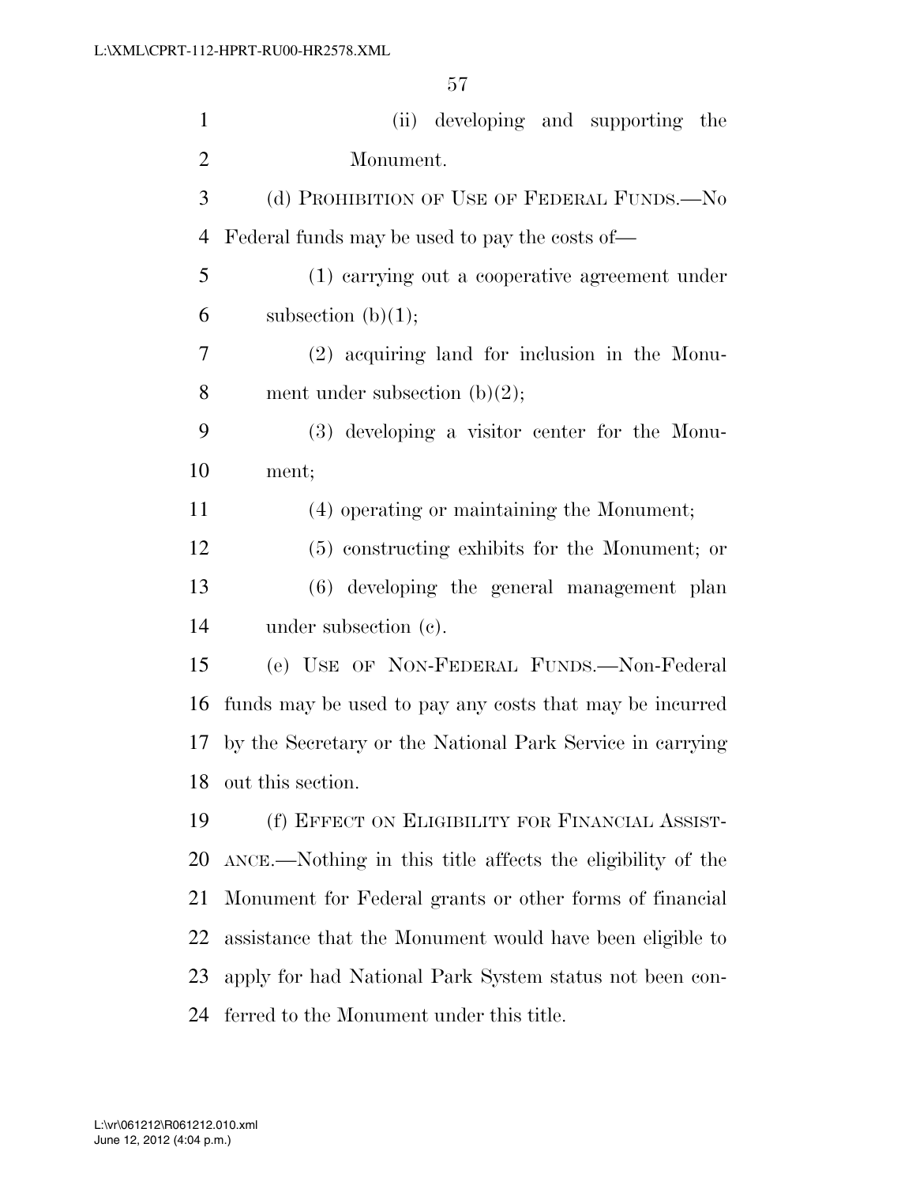(ii) developing and supporting the Monument.

(d) PROHIBITION OF USE OF FEDERAL FUNDS.—No Federal funds may be used to pay the costs of—

(1) carrying out a cooperative agreement under subsection (b)(1);

(2) acquiring land for inclusion in the Monument under subsection (b)(2);

(3) developing a visitor center for the Monument;

(4) operating or maintaining the Monument;

(5) constructing exhibits for the Monument; or

(6) developing the general management plan under subsection (c).

(e) USE OF NON-FEDERAL FUNDS.—Non-Federal funds may be used to pay any costs that may be incurred by the Secretary or the National Park Service in carrying out this section.

(f) EFFECT ON ELIGIBILITY FOR FINANCIAL ASSISTANCE.—Nothing in this title affects the eligibility of the Monument for Federal grants or other forms of financial assistance that the Monument would have been eligible to apply for had National Park System status not been conferred to the Monument under this title.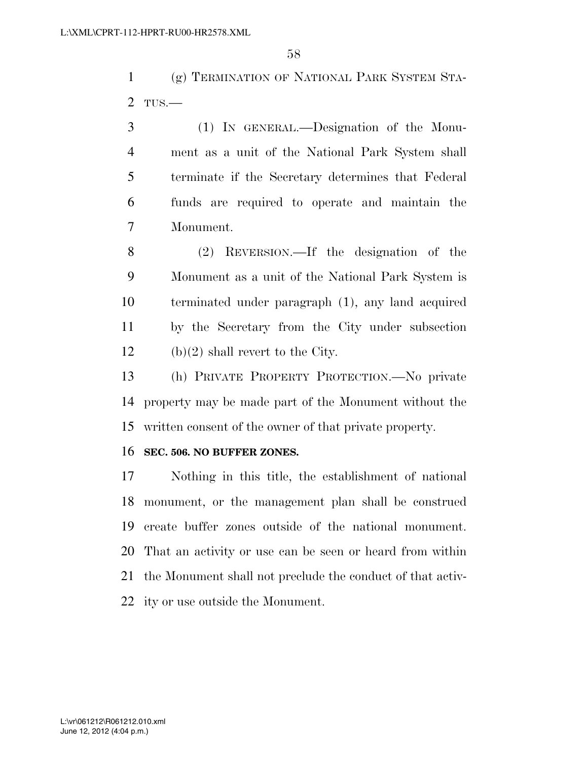(g) TERMINATION OF NATIONAL PARK SYSTEM STATUS.—

(1) IN GENERAL.—Designation of the Monument as a unit of the National Park System shall terminate if the Secretary determines that Federal funds are required to operate and maintain the Monument.

(2) REVERSION.—If the designation of the Monument as a unit of the National Park System is terminated under paragraph (1), any land acquired by the Secretary from the City under subsection (b)(2) shall revert to the City.

(h) PRIVATE PROPERTY PROTECTION.—No private property may be made part of the Monument without the written consent of the owner of that private property.

**SEC. 506. NO BUFFER ZONES.**

Nothing in this title, the establishment of national monument, or the management plan shall be construed create buffer zones outside of the national monument. That an activity or use can be seen or heard from within the Monument shall not preclude the conduct of that activity or use outside the Monument.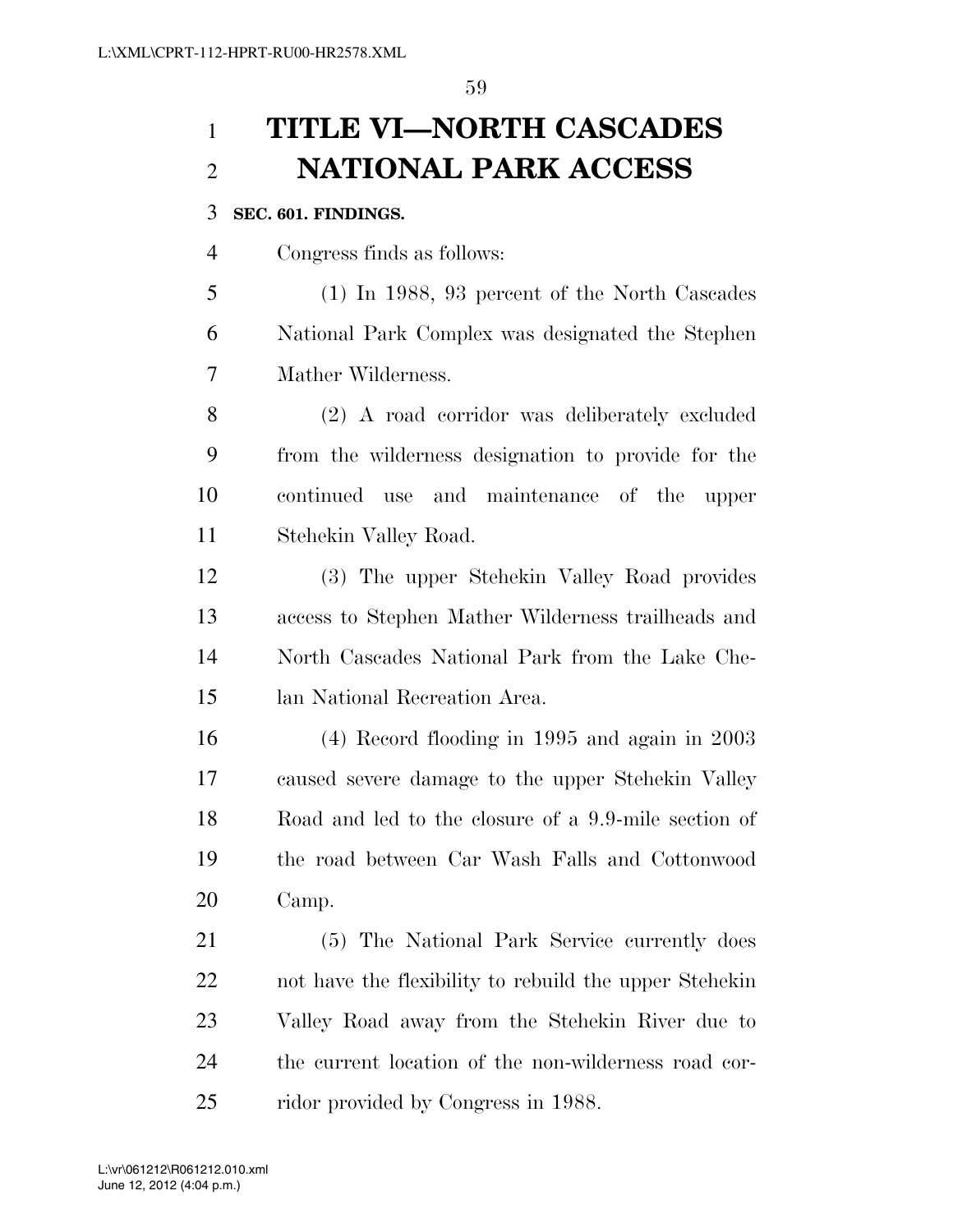# TITLE VI—NORTH CASCADES NATIONAL PARK ACCESS

**SEC. 601. FINDINGS.**

Congress finds as follows:

(1) In 1988, 93 percent of the North Cascades National Park Complex was designated the Stephen Mather Wilderness.

(2) A road corridor was deliberately excluded from the wilderness designation to provide for the continued use and maintenance of the upper Stehekin Valley Road.

(3) The upper Stehekin Valley Road provides access to Stephen Mather Wilderness trailheads and North Cascades National Park from the Lake Chelan National Recreation Area.

(4) Record flooding in 1995 and again in 2003 caused severe damage to the upper Stehekin Valley Road and led to the closure of a 9.9-mile section of the road between Car Wash Falls and Cottonwood Camp.

(5) The National Park Service currently does not have the flexibility to rebuild the upper Stehekin Valley Road away from the Stehekin River due to the current location of the non-wilderness road corridor provided by Congress in 1988.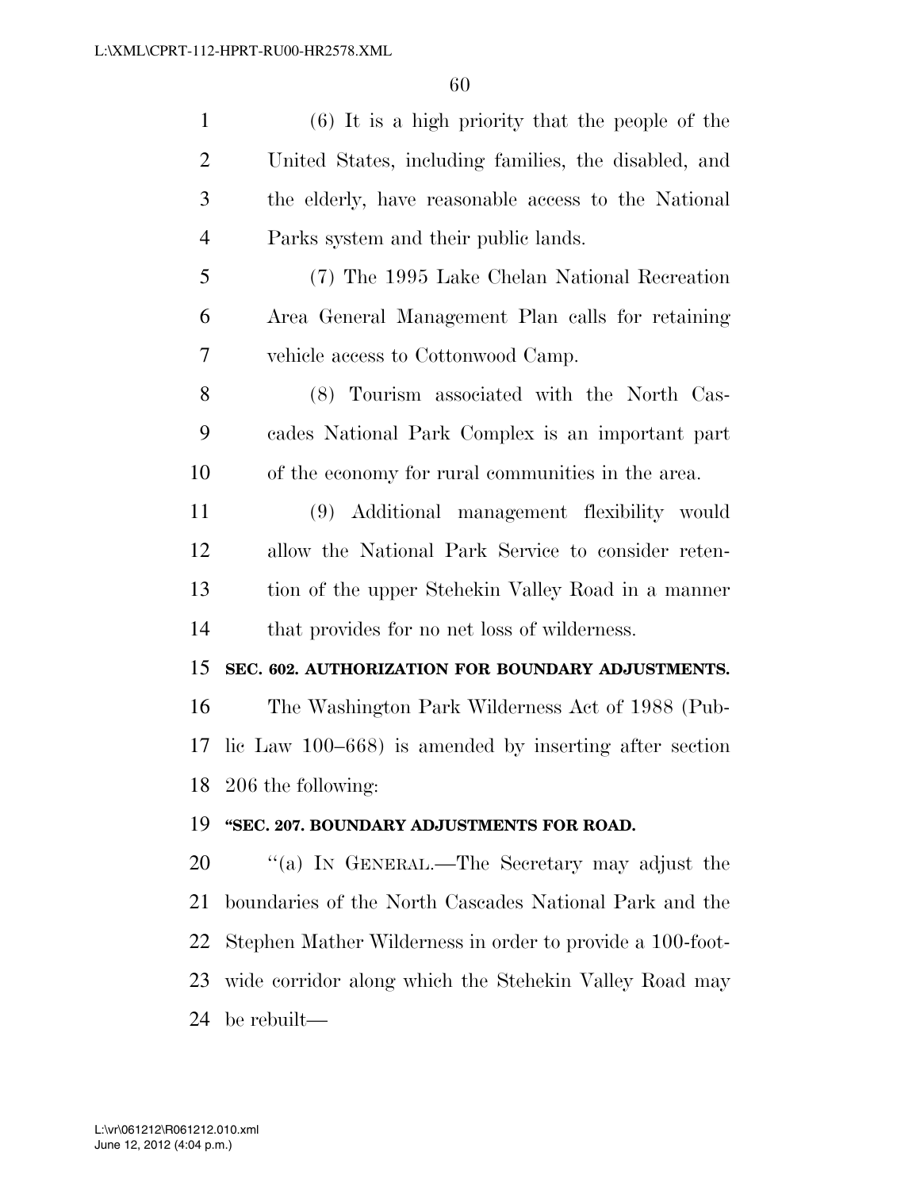(6) It is a high priority that the people of the United States, including families, the disabled, and the elderly, have reasonable access to the National Parks system and their public lands.

(7) The 1995 Lake Chelan National Recreation Area General Management Plan calls for retaining vehicle access to Cottonwood Camp.

(8) Tourism associated with the North Cascades National Park Complex is an important part of the economy for rural communities in the area.

(9) Additional management flexibility would allow the National Park Service to consider retention of the upper Stehekin Valley Road in a manner that provides for no net loss of wilderness.

**SEC. 602. AUTHORIZATION FOR BOUNDARY ADJUSTMENTS.**

The Washington Park Wilderness Act of 1988 (Public Law 100–668) is amended by inserting after section 206 the following:

**"SEC. 207. BOUNDARY ADJUSTMENTS FOR ROAD.**

"(a) IN GENERAL.—The Secretary may adjust the boundaries of the North Cascades National Park and the Stephen Mather Wilderness in order to provide a 100-foot-wide corridor along which the Stehekin Valley Road may be rebuilt—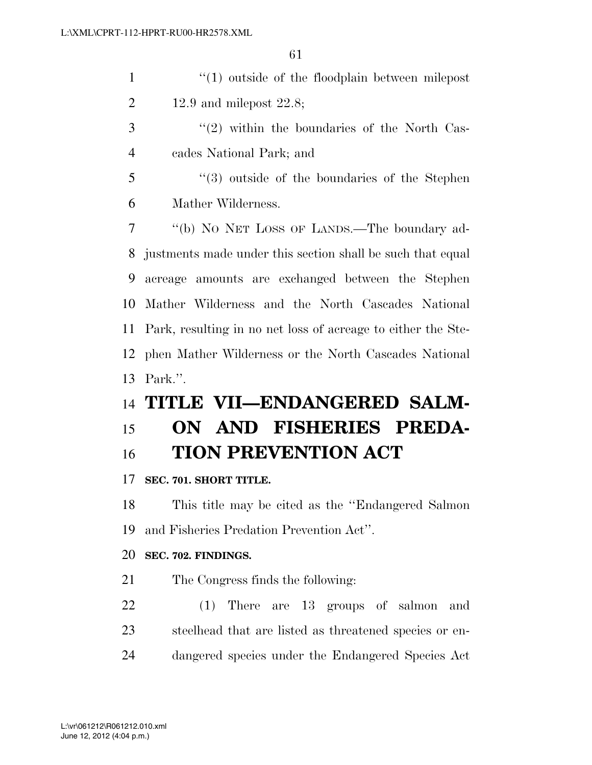"(1) outside of the floodplain between milepost 12.9 and milepost 22.8;

"(2) within the boundaries of the North Cascades National Park; and

"(3) outside of the boundaries of the Stephen Mather Wilderness.

"(b) NO NET LOSS OF LANDS.—The boundary adjustments made under this section shall be such that equal acreage amounts are exchanged between the Stephen Mather Wilderness and the North Cascades National Park, resulting in no net loss of acreage to either the Stephen Mather Wilderness or the North Cascades National Park.".

# TITLE VII—ENDANGERED SALMON AND FISHERIES PREDATION PREVENTION ACT

**SEC. 701. SHORT TITLE.**

This title may be cited as the "Endangered Salmon and Fisheries Predation Prevention Act".

**SEC. 702. FINDINGS.**

The Congress finds the following:

(1) There are 13 groups of salmon and steelhead that are listed as threatened species or endangered species under the Endangered Species Act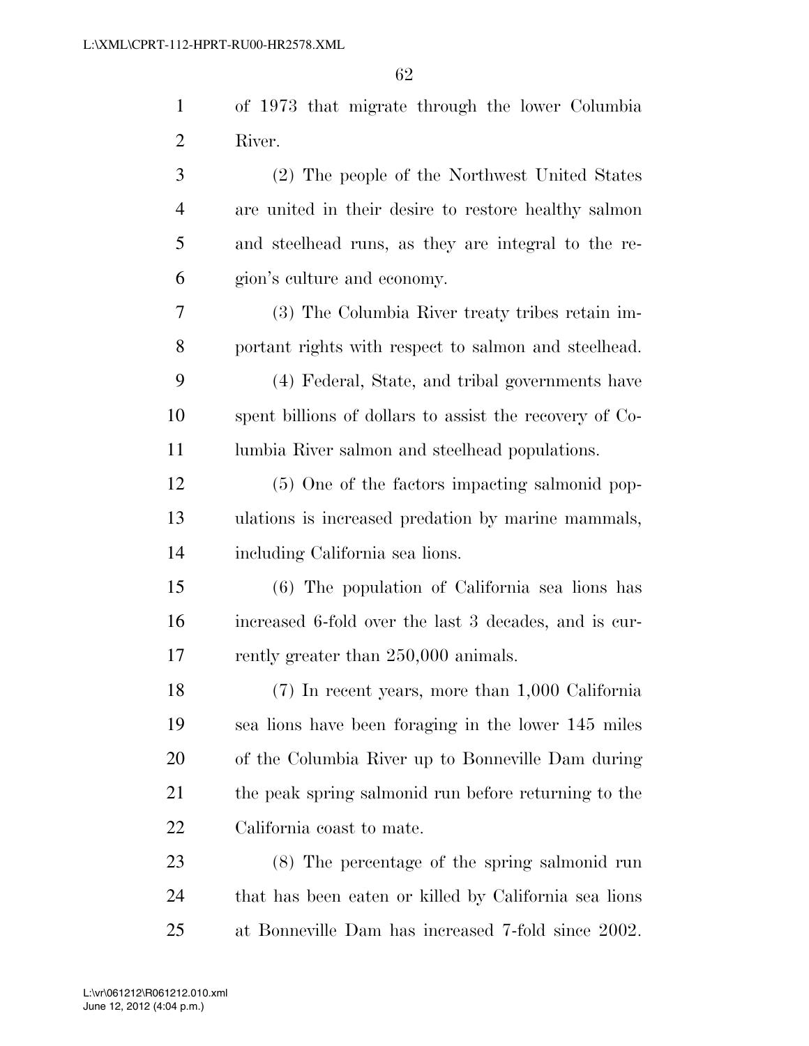of 1973 that migrate through the lower Columbia River.

(2) The people of the Northwest United States are united in their desire to restore healthy salmon and steelhead runs, as they are integral to the region's culture and economy.

(3) The Columbia River treaty tribes retain important rights with respect to salmon and steelhead.

(4) Federal, State, and tribal governments have spent billions of dollars to assist the recovery of Columbia River salmon and steelhead populations.

(5) One of the factors impacting salmonid populations is increased predation by marine mammals, including California sea lions.

(6) The population of California sea lions has increased 6-fold over the last 3 decades, and is currently greater than 250,000 animals.

(7) In recent years, more than 1,000 California sea lions have been foraging in the lower 145 miles of the Columbia River up to Bonneville Dam during the peak spring salmonid run before returning to the California coast to mate.

(8) The percentage of the spring salmonid run that has been eaten or killed by California sea lions at Bonneville Dam has increased 7-fold since 2002.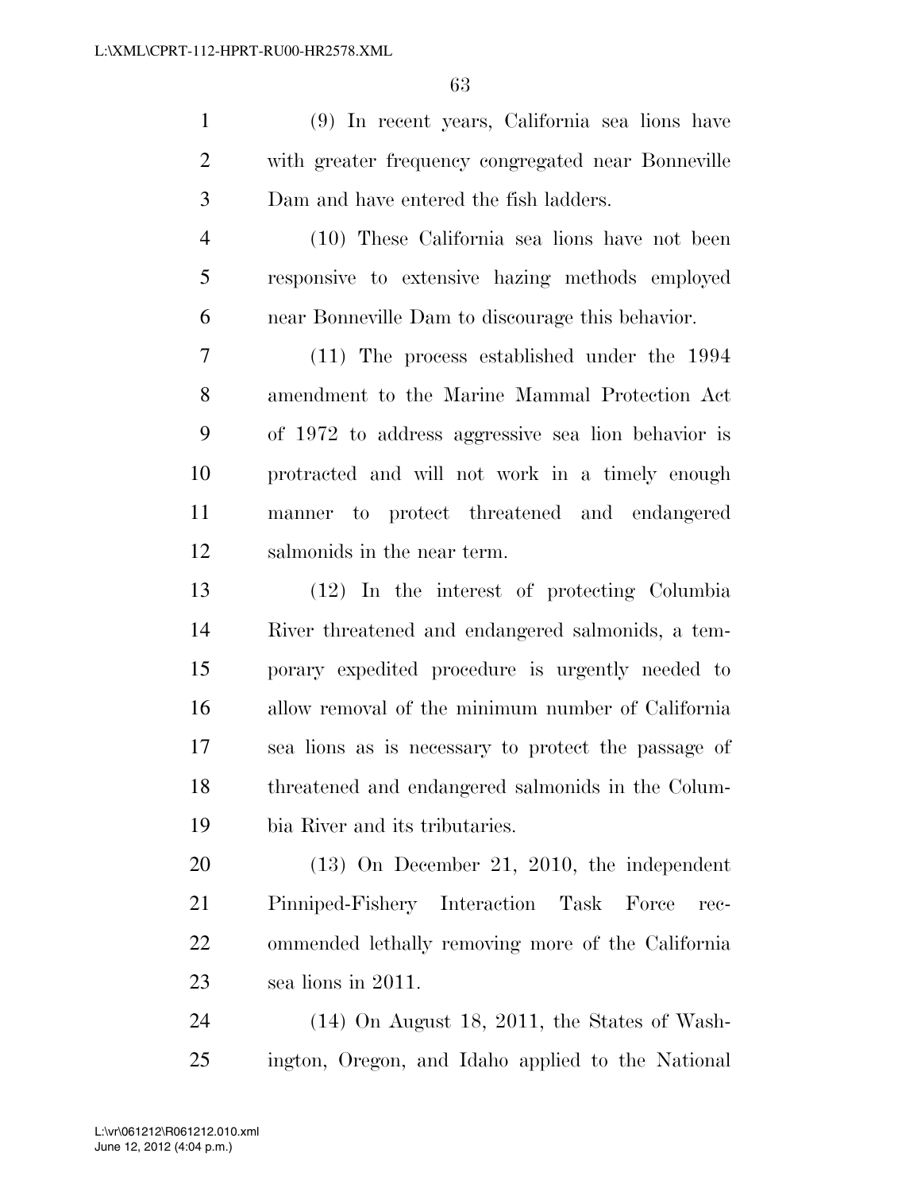(9) In recent years, California sea lions have with greater frequency congregated near Bonneville Dam and have entered the fish ladders.

(10) These California sea lions have not been responsive to extensive hazing methods employed near Bonneville Dam to discourage this behavior.

(11) The process established under the 1994 amendment to the Marine Mammal Protection Act of 1972 to address aggressive sea lion behavior is protracted and will not work in a timely enough manner to protect threatened and endangered salmonids in the near term.

(12) In the interest of protecting Columbia River threatened and endangered salmonids, a temporary expedited procedure is urgently needed to allow removal of the minimum number of California sea lions as is necessary to protect the passage of threatened and endangered salmonids in the Columbia River and its tributaries.

(13) On December 21, 2010, the independent Pinniped-Fishery Interaction Task Force recommended lethally removing more of the California sea lions in 2011.

(14) On August 18, 2011, the States of Washington, Oregon, and Idaho applied to the National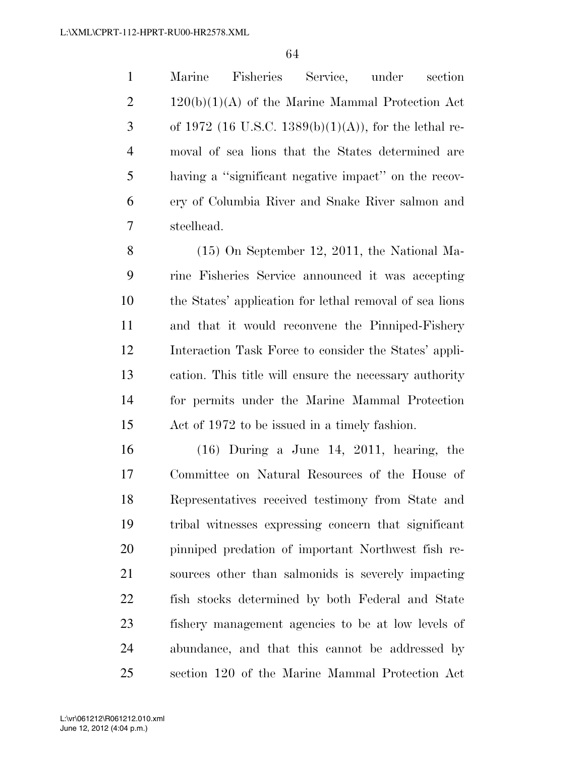Marine Fisheries Service, under section 120(b)(1)(A) of the Marine Mammal Protection Act of 1972 (16 U.S.C. 1389(b)(1)(A)), for the lethal removal of sea lions that the States determined are having a ''significant negative impact'' on the recovery of Columbia River and Snake River salmon and steelhead.

(15) On September 12, 2011, the National Marine Fisheries Service announced it was accepting the States' application for lethal removal of sea lions and that it would reconvene the Pinniped-Fishery Interaction Task Force to consider the States' application. This title will ensure the necessary authority for permits under the Marine Mammal Protection Act of 1972 to be issued in a timely fashion.

(16) During a June 14, 2011, hearing, the Committee on Natural Resources of the House of Representatives received testimony from State and tribal witnesses expressing concern that significant pinniped predation of important Northwest fish resources other than salmonids is severely impacting fish stocks determined by both Federal and State fishery management agencies to be at low levels of abundance, and that this cannot be addressed by section 120 of the Marine Mammal Protection Act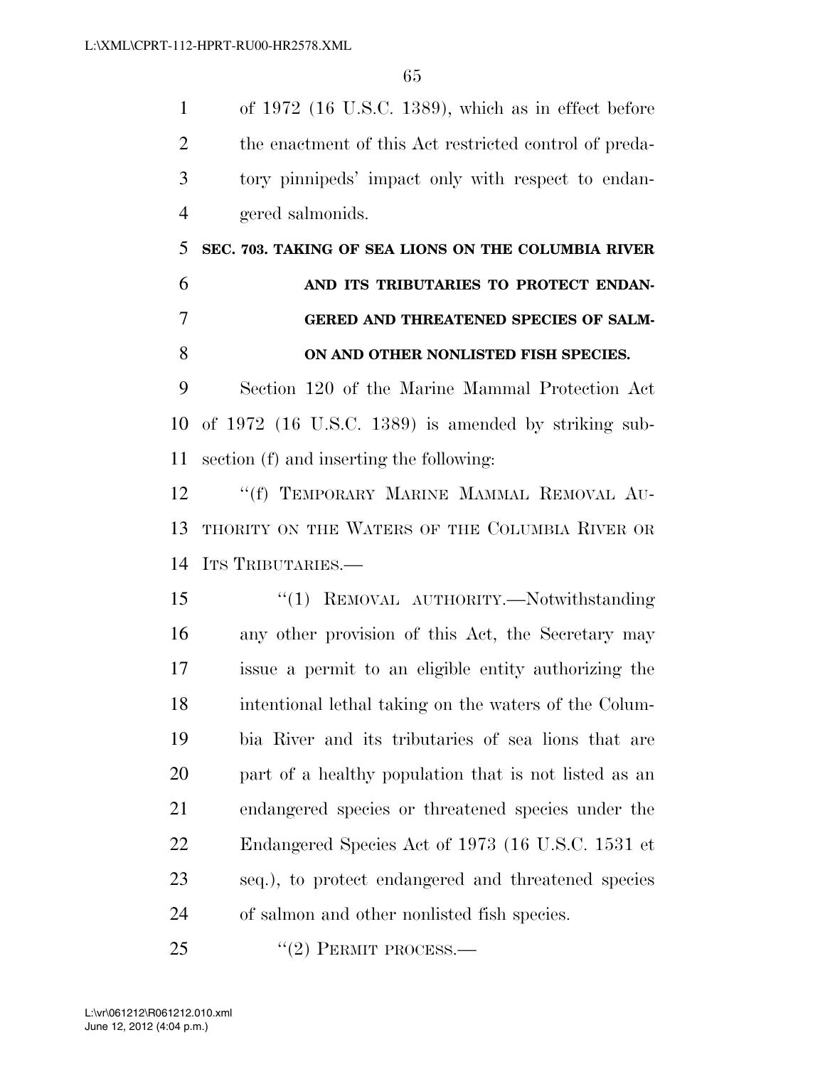of 1972 (16 U.S.C. 1389), which as in effect before the enactment of this Act restricted control of predatory pinnipeds' impact only with respect to endangered salmonids.

**SEC. 703. TAKING OF SEA LIONS ON THE COLUMBIA RIVER AND ITS TRIBUTARIES TO PROTECT ENDANGERED AND THREATENED SPECIES OF SALMON AND OTHER NONLISTED FISH SPECIES.**

Section 120 of the Marine Mammal Protection Act of 1972 (16 U.S.C. 1389) is amended by striking subsection (f) and inserting the following:

"(f) TEMPORARY MARINE MAMMAL REMOVAL AUTHORITY ON THE WATERS OF THE COLUMBIA RIVER OR ITS TRIBUTARIES.—

"(1) REMOVAL AUTHORITY.—Notwithstanding any other provision of this Act, the Secretary may issue a permit to an eligible entity authorizing the intentional lethal taking on the waters of the Columbia River and its tributaries of sea lions that are part of a healthy population that is not listed as an endangered species or threatened species under the Endangered Species Act of 1973 (16 U.S.C. 1531 et seq.), to protect endangered and threatened species of salmon and other nonlisted fish species.

"(2) PERMIT PROCESS.—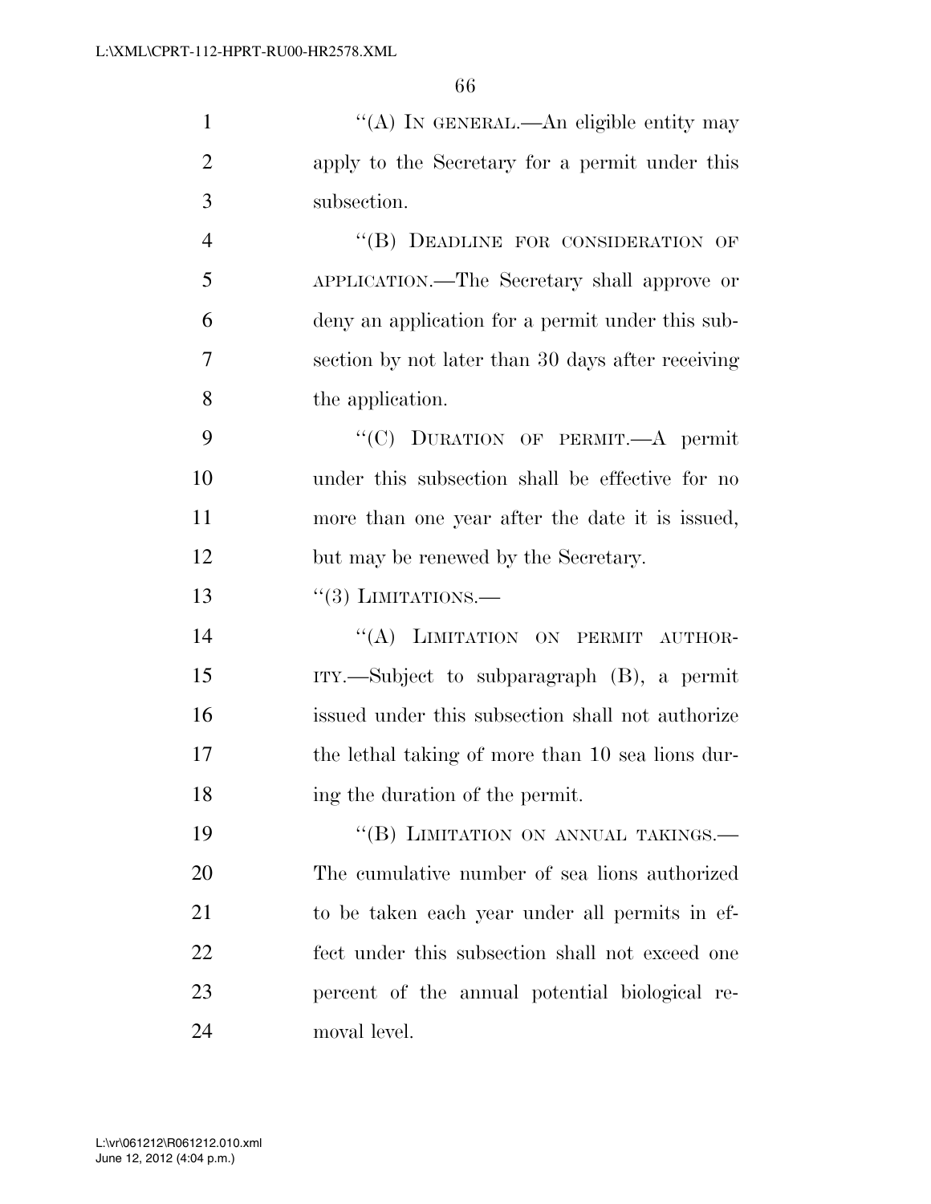"(A) IN GENERAL.—An eligible entity may apply to the Secretary for a permit under this subsection.

"(B) DEADLINE FOR CONSIDERATION OF APPLICATION.—The Secretary shall approve or deny an application for a permit under this subsection by not later than 30 days after receiving the application.

"(C) DURATION OF PERMIT.—A permit under this subsection shall be effective for no more than one year after the date it is issued, but may be renewed by the Secretary.

"(3) LIMITATIONS.—

"(A) LIMITATION ON PERMIT AUTHORITY.—Subject to subparagraph (B), a permit issued under this subsection shall not authorize the lethal taking of more than 10 sea lions during the duration of the permit.

"(B) LIMITATION ON ANNUAL TAKINGS.— The cumulative number of sea lions authorized to be taken each year under all permits in effect under this subsection shall not exceed one percent of the annual potential biological removal level.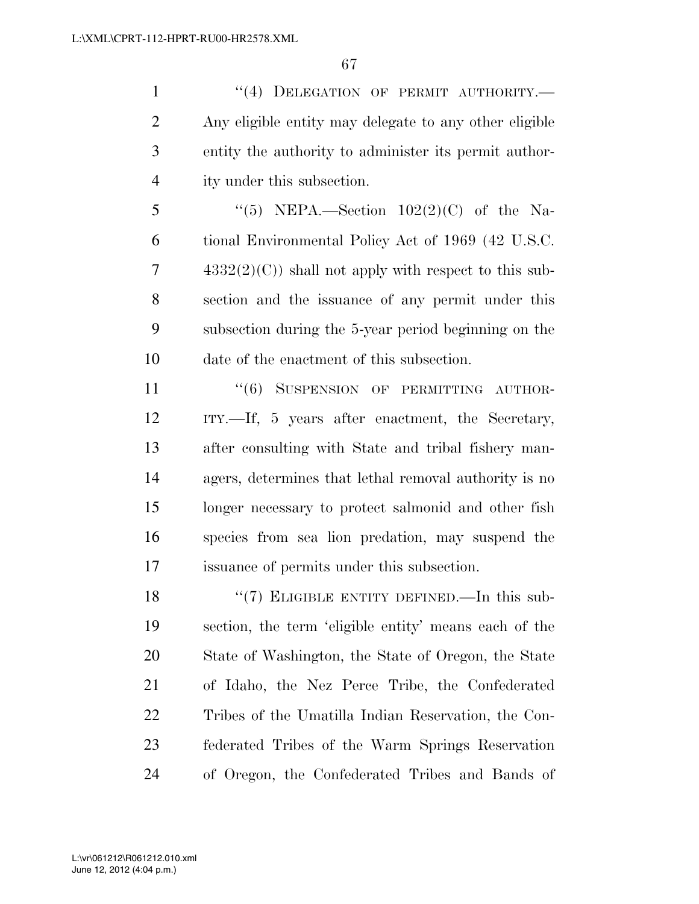"(4) DELEGATION OF PERMIT AUTHORITY.—Any eligible entity may delegate to any other eligible entity the authority to administer its permit authority under this subsection.

"(5) NEPA.—Section 102(2)(C) of the National Environmental Policy Act of 1969 (42 U.S.C. 4332(2)(C)) shall not apply with respect to this subsection and the issuance of any permit under this subsection during the 5-year period beginning on the date of the enactment of this subsection.

"(6) SUSPENSION OF PERMITTING AUTHORITY.—If, 5 years after enactment, the Secretary, after consulting with State and tribal fishery managers, determines that lethal removal authority is no longer necessary to protect salmonid and other fish species from sea lion predation, may suspend the issuance of permits under this subsection.

"(7) ELIGIBLE ENTITY DEFINED.—In this subsection, the term 'eligible entity' means each of the State of Washington, the State of Oregon, the State of Idaho, the Nez Perce Tribe, the Confederated Tribes of the Umatilla Indian Reservation, the Confederated Tribes of the Warm Springs Reservation of Oregon, the Confederated Tribes and Bands of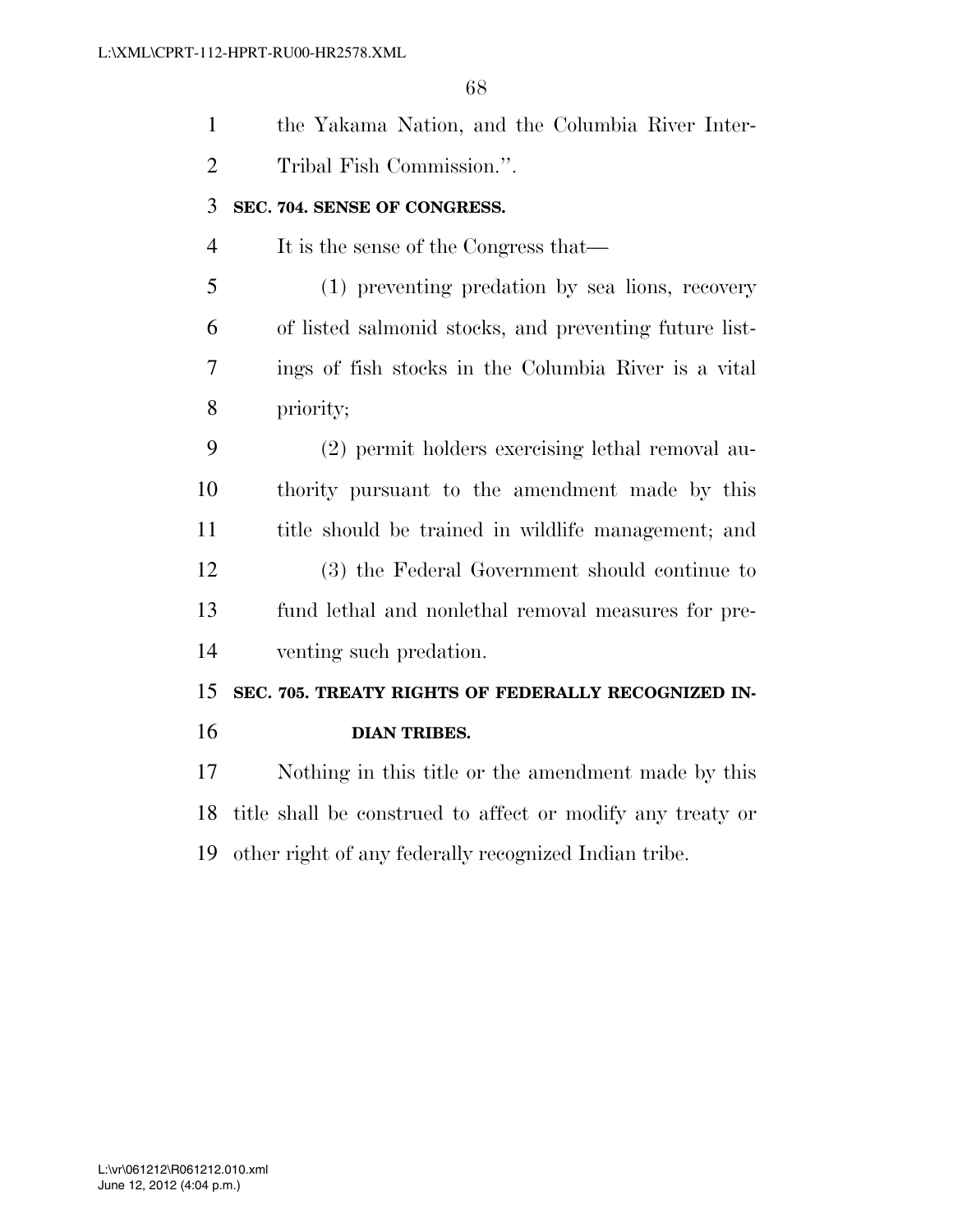the Yakama Nation, and the Columbia River Inter-Tribal Fish Commission.''.

**SEC. 704. SENSE OF CONGRESS.**

It is the sense of the Congress that—

(1) preventing predation by sea lions, recovery of listed salmonid stocks, and preventing future listings of fish stocks in the Columbia River is a vital priority;

(2) permit holders exercising lethal removal authority pursuant to the amendment made by this title should be trained in wildlife management; and

(3) the Federal Government should continue to fund lethal and nonlethal removal measures for preventing such predation.

**SEC. 705. TREATY RIGHTS OF FEDERALLY RECOGNIZED INDIAN TRIBES.**

Nothing in this title or the amendment made by this title shall be construed to affect or modify any treaty or other right of any federally recognized Indian tribe.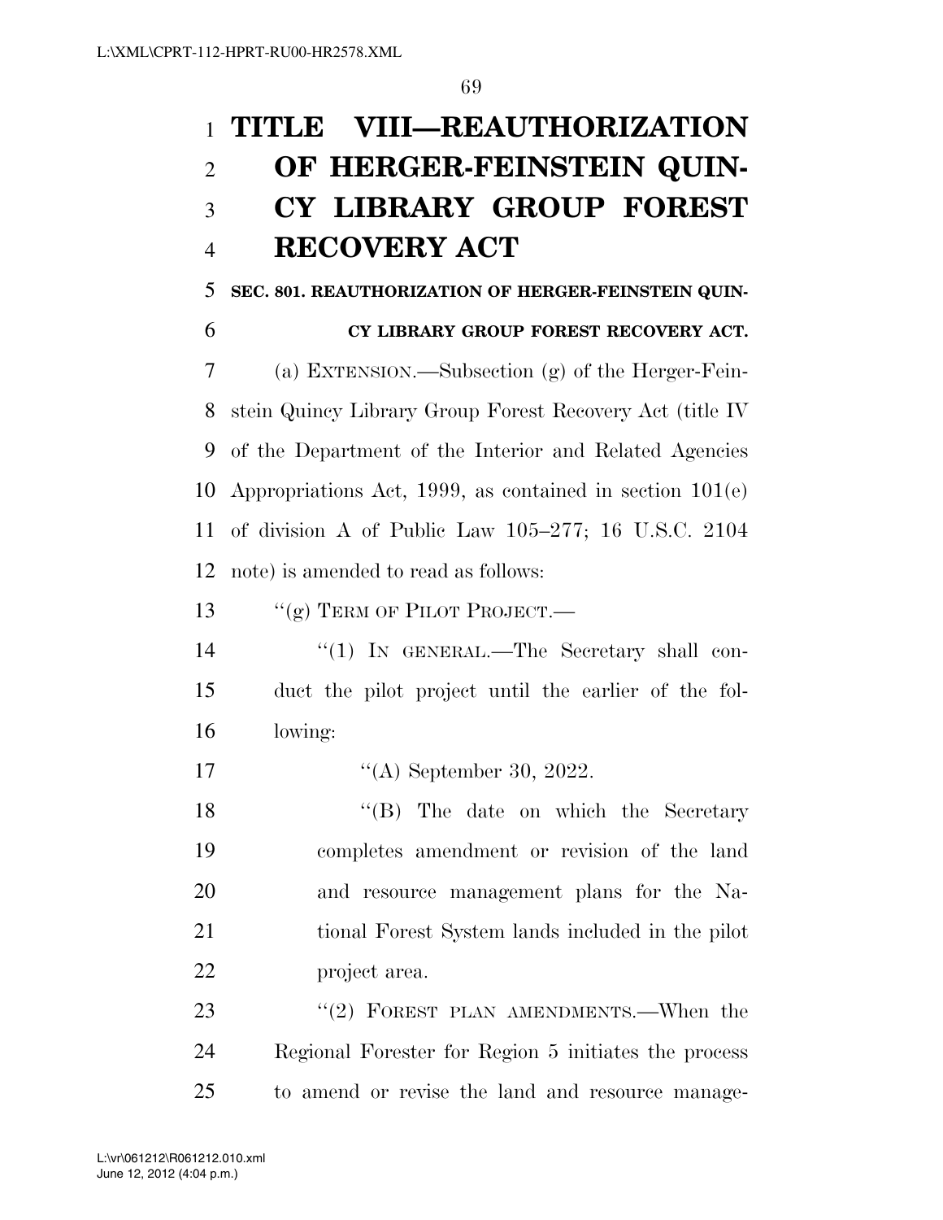# TITLE VIII—REAUTHORIZATION OF HERGER-FEINSTEIN QUINCY LIBRARY GROUP FOREST RECOVERY ACT

**SEC. 801. REAUTHORIZATION OF HERGER-FEINSTEIN QUINCY LIBRARY GROUP FOREST RECOVERY ACT.**

(a) EXTENSION.—Subsection (g) of the Herger-Feinstein Quincy Library Group Forest Recovery Act (title IV of the Department of the Interior and Related Agencies Appropriations Act, 1999, as contained in section 101(e) of division A of Public Law 105–277; 16 U.S.C. 2104 note) is amended to read as follows:

"(g) TERM OF PILOT PROJECT.—

"(1) IN GENERAL.—The Secretary shall conduct the pilot project until the earlier of the following:

"(A) September 30, 2022.

"(B) The date on which the Secretary completes amendment or revision of the land and resource management plans for the National Forest System lands included in the pilot project area.

"(2) FOREST PLAN AMENDMENTS.—When the Regional Forester for Region 5 initiates the process to amend or revise the land and resource manage-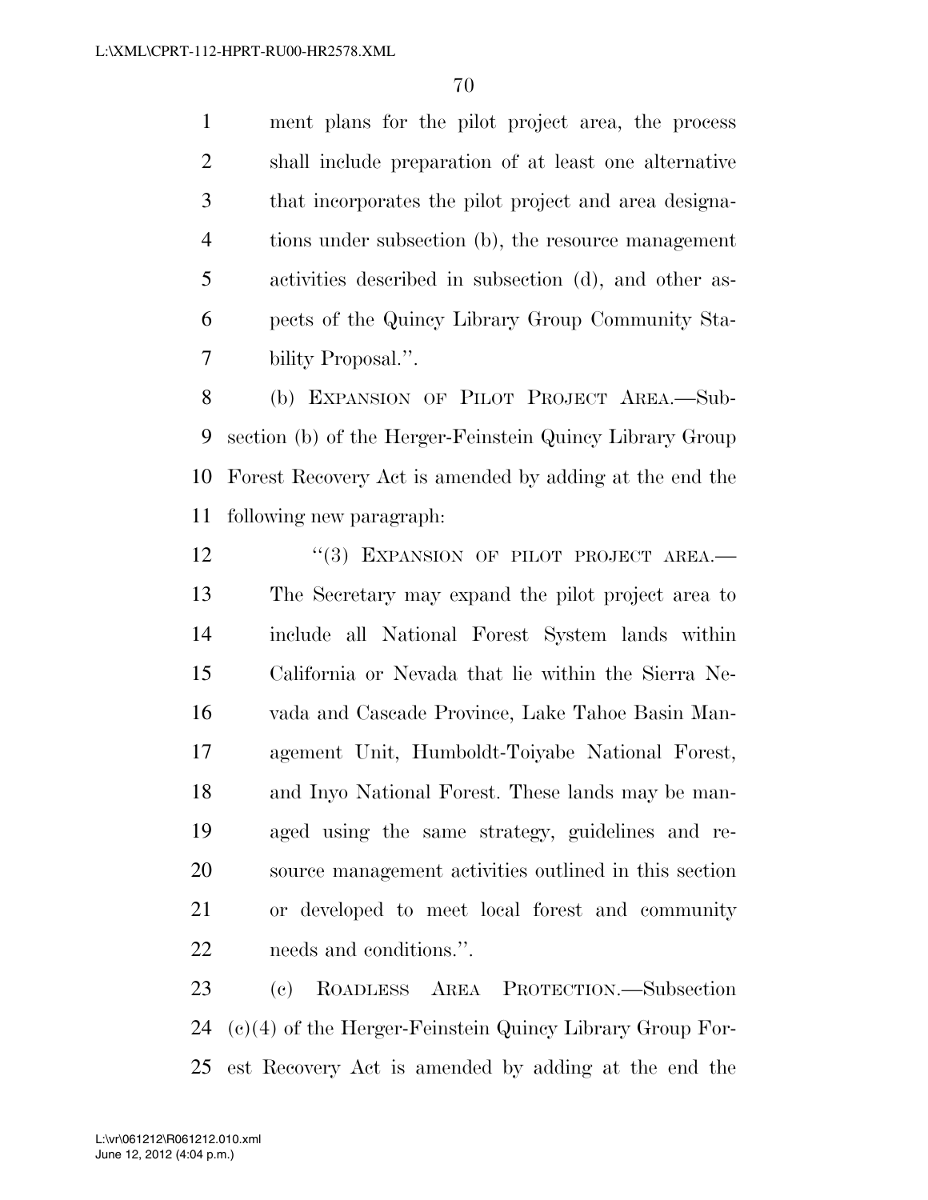ment plans for the pilot project area, the process shall include preparation of at least one alternative that incorporates the pilot project and area designations under subsection (b), the resource management activities described in subsection (d), and other aspects of the Quincy Library Group Community Stability Proposal.''.

(b) EXPANSION OF PILOT PROJECT AREA.—Subsection (b) of the Herger-Feinstein Quincy Library Group Forest Recovery Act is amended by adding at the end the following new paragraph:

''(3) EXPANSION OF PILOT PROJECT AREA.—The Secretary may expand the pilot project area to include all National Forest System lands within California or Nevada that lie within the Sierra Nevada and Cascade Province, Lake Tahoe Basin Management Unit, Humboldt-Toiyabe National Forest, and Inyo National Forest. These lands may be managed using the same strategy, guidelines and resource management activities outlined in this section or developed to meet local forest and community needs and conditions.''.

(c) ROADLESS AREA PROTECTION.—Subsection (c)(4) of the Herger-Feinstein Quincy Library Group Forest Recovery Act is amended by adding at the end the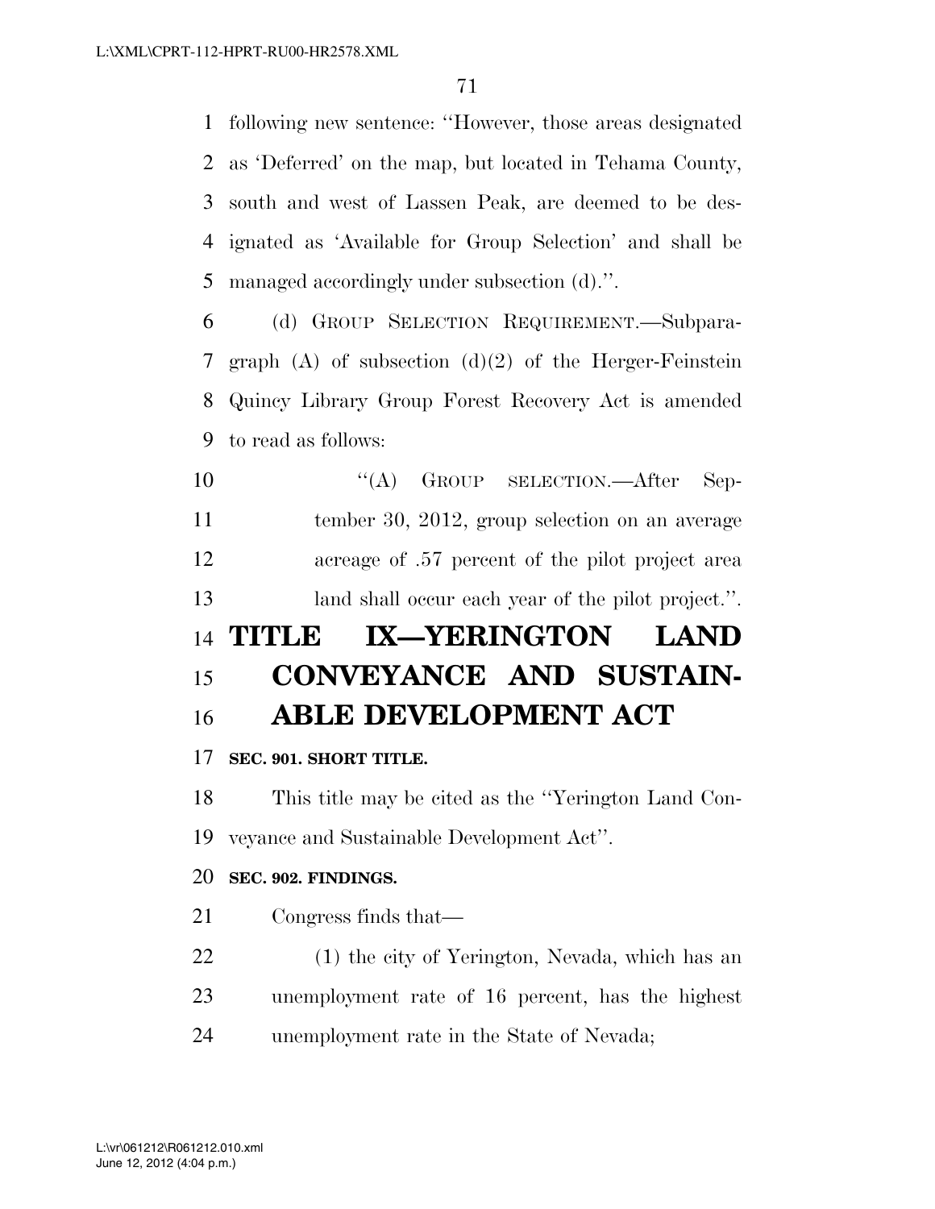following new sentence: ''However, those areas designated as 'Deferred' on the map, but located in Tehama County, south and west of Lassen Peak, are deemed to be designated as 'Available for Group Selection' and shall be managed accordingly under subsection (d).''.

(d) GROUP SELECTION REQUIREMENT.—Subparagraph (A) of subsection (d)(2) of the Herger-Feinstein Quincy Library Group Forest Recovery Act is amended to read as follows:

> ''(A) GROUP SELECTION.—After September 30, 2012, group selection on an average acreage of .57 percent of the pilot project area land shall occur each year of the pilot project.''.

# TITLE IX—YERINGTON LAND CONVEYANCE AND SUSTAINABLE DEVELOPMENT ACT

### SEC. 901. SHORT TITLE.

This title may be cited as the ''Yerington Land Conveyance and Sustainable Development Act''.

### SEC. 902. FINDINGS.

Congress finds that—

(1) the city of Yerington, Nevada, which has an unemployment rate of 16 percent, has the highest unemployment rate in the State of Nevada;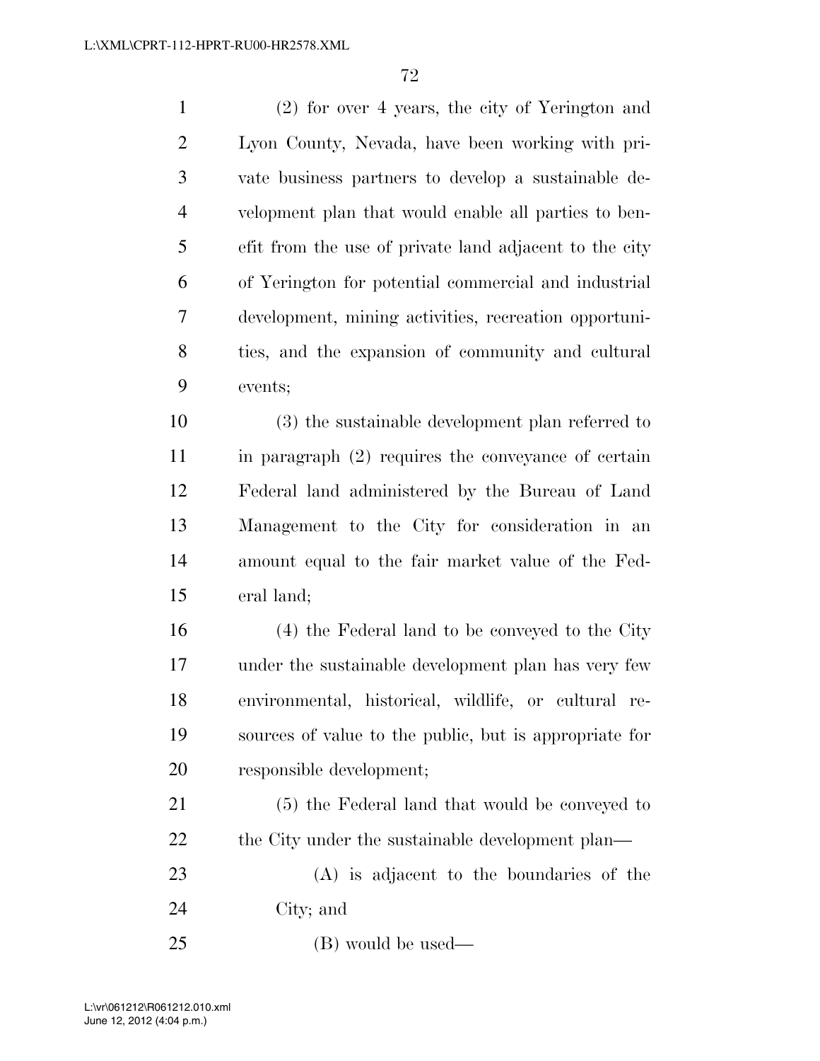(2) for over 4 years, the city of Yerington and Lyon County, Nevada, have been working with private business partners to develop a sustainable development plan that would enable all parties to benefit from the use of private land adjacent to the city of Yerington for potential commercial and industrial development, mining activities, recreation opportunities, and the expansion of community and cultural events;

(3) the sustainable development plan referred to in paragraph (2) requires the conveyance of certain Federal land administered by the Bureau of Land Management to the City for consideration in an amount equal to the fair market value of the Federal land;

(4) the Federal land to be conveyed to the City under the sustainable development plan has very few environmental, historical, wildlife, or cultural resources of value to the public, but is appropriate for responsible development;

(5) the Federal land that would be conveyed to the City under the sustainable development plan—

(A) is adjacent to the boundaries of the City; and

(B) would be used—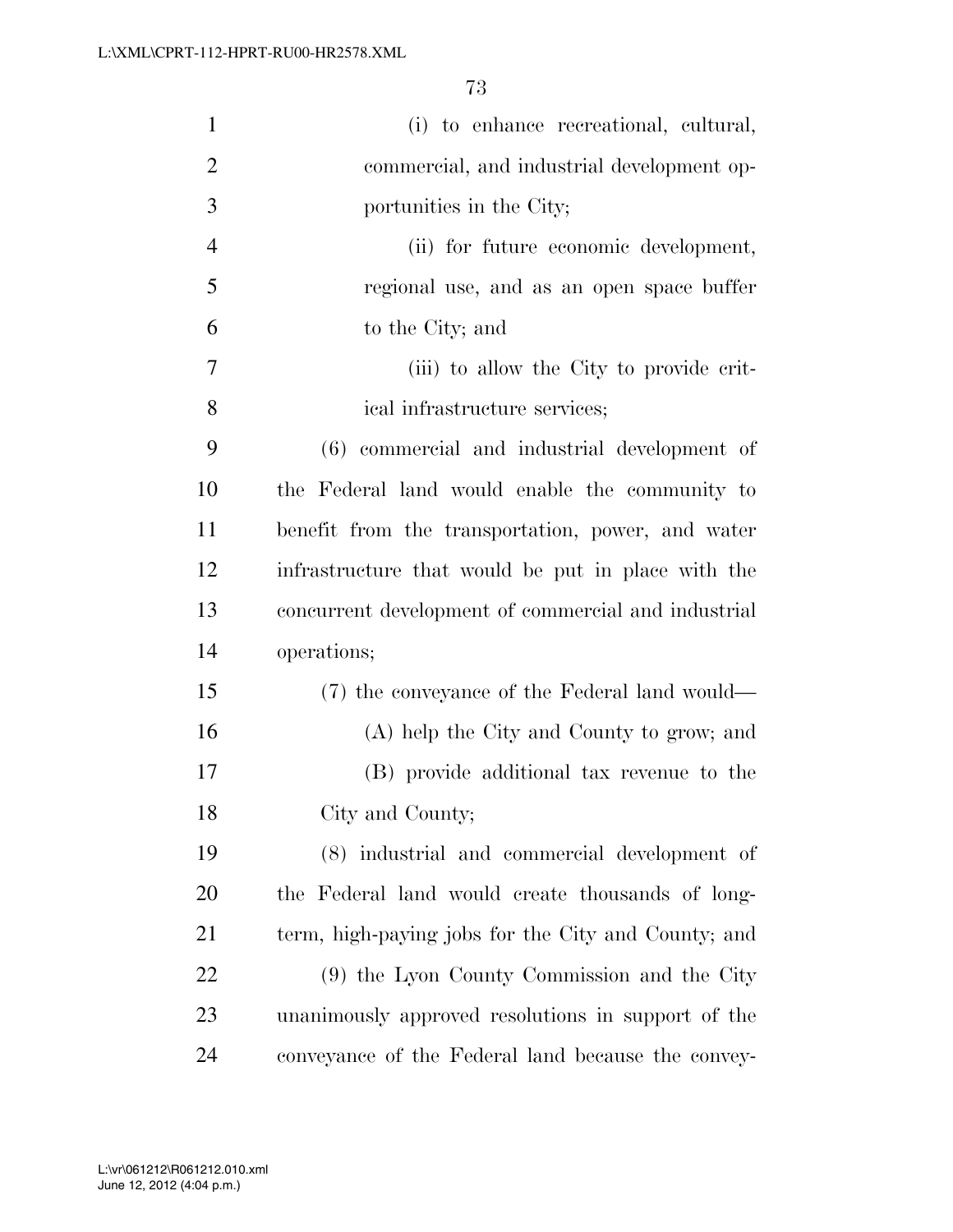(i) to enhance recreational, cultural, commercial, and industrial development opportunities in the City;

(ii) for future economic development, regional use, and as an open space buffer to the City; and

(iii) to allow the City to provide critical infrastructure services;

(6) commercial and industrial development of the Federal land would enable the community to benefit from the transportation, power, and water infrastructure that would be put in place with the concurrent development of commercial and industrial operations;

(7) the conveyance of the Federal land would—

(A) help the City and County to grow; and

(B) provide additional tax revenue to the City and County;

(8) industrial and commercial development of the Federal land would create thousands of long-term, high-paying jobs for the City and County; and

(9) the Lyon County Commission and the City unanimously approved resolutions in support of the conveyance of the Federal land because the convey-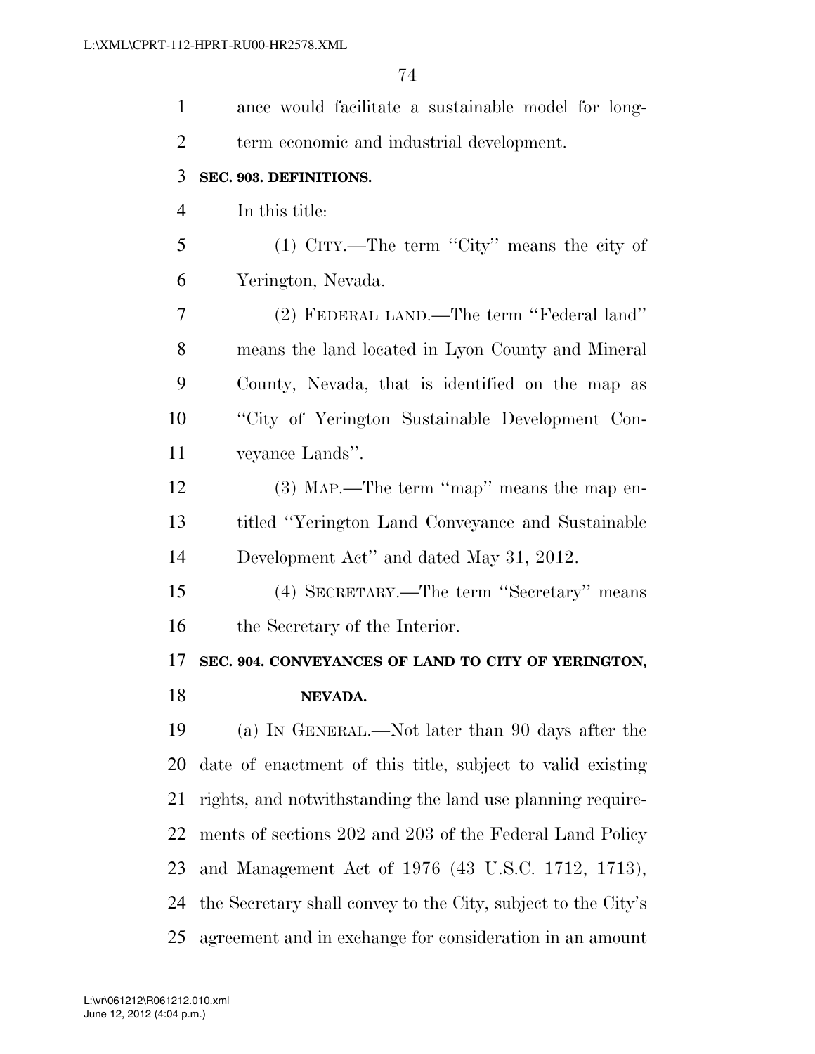ance would facilitate a sustainable model for long-term economic and industrial development.

**SEC. 903. DEFINITIONS.**

In this title:

(1) CITY.—The term ''City'' means the city of Yerington, Nevada.

(2) FEDERAL LAND.—The term ''Federal land'' means the land located in Lyon County and Mineral County, Nevada, that is identified on the map as ''City of Yerington Sustainable Development Conveyance Lands''.

(3) MAP.—The term ''map'' means the map entitled ''Yerington Land Conveyance and Sustainable Development Act'' and dated May 31, 2012.

(4) SECRETARY.—The term ''Secretary'' means the Secretary of the Interior.

**SEC. 904. CONVEYANCES OF LAND TO CITY OF YERINGTON, NEVADA.**

(a) IN GENERAL.—Not later than 90 days after the date of enactment of this title, subject to valid existing rights, and notwithstanding the land use planning requirements of sections 202 and 203 of the Federal Land Policy and Management Act of 1976 (43 U.S.C. 1712, 1713), the Secretary shall convey to the City, subject to the City's agreement and in exchange for consideration in an amount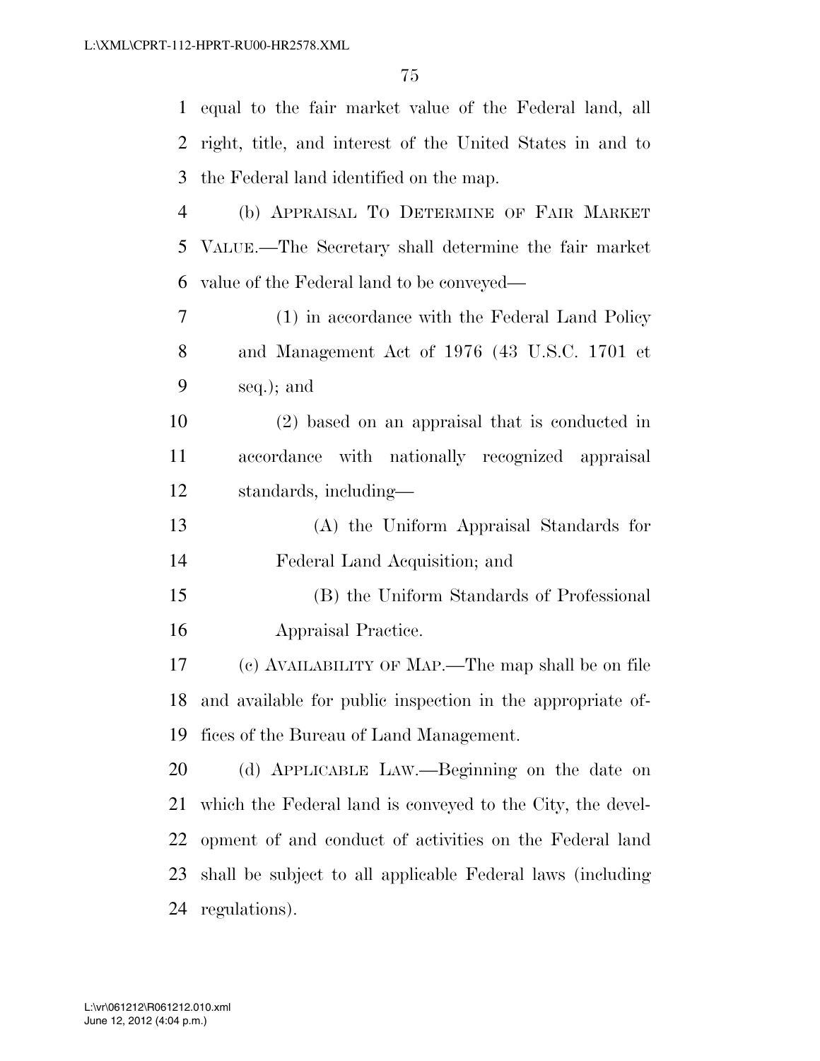equal to the fair market value of the Federal land, all right, title, and interest of the United States in and to the Federal land identified on the map.

(b) APPRAISAL TO DETERMINE OF FAIR MARKET VALUE.—The Secretary shall determine the fair market value of the Federal land to be conveyed—

(1) in accordance with the Federal Land Policy and Management Act of 1976 (43 U.S.C. 1701 et seq.); and

(2) based on an appraisal that is conducted in accordance with nationally recognized appraisal standards, including—

(A) the Uniform Appraisal Standards for Federal Land Acquisition; and

(B) the Uniform Standards of Professional Appraisal Practice.

(c) AVAILABILITY OF MAP.—The map shall be on file and available for public inspection in the appropriate offices of the Bureau of Land Management.

(d) APPLICABLE LAW.—Beginning on the date on which the Federal land is conveyed to the City, the development of and conduct of activities on the Federal land shall be subject to all applicable Federal laws (including regulations).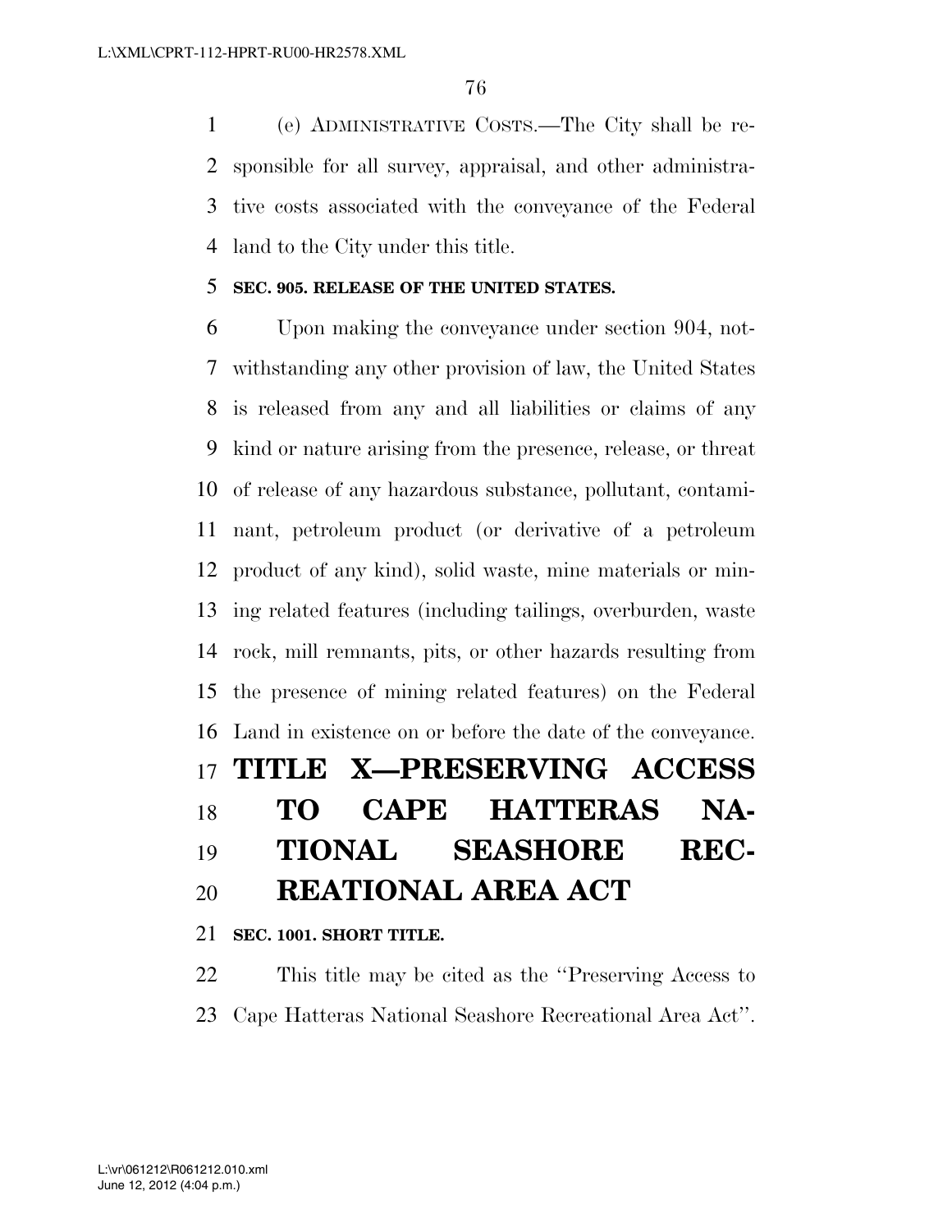(e) ADMINISTRATIVE COSTS.—The City shall be responsible for all survey, appraisal, and other administrative costs associated with the conveyance of the Federal land to the City under this title.

**SEC. 905. RELEASE OF THE UNITED STATES.**

Upon making the conveyance under section 904, notwithstanding any other provision of law, the United States is released from any and all liabilities or claims of any kind or nature arising from the presence, release, or threat of release of any hazardous substance, pollutant, contaminant, petroleum product (or derivative of a petroleum product of any kind), solid waste, mine materials or mining related features (including tailings, overburden, waste rock, mill remnants, pits, or other hazards resulting from the presence of mining related features) on the Federal Land in existence on or before the date of the conveyance.

# TITLE X—PRESERVING ACCESS TO CAPE HATTERAS NATIONAL SEASHORE RECREATIONAL AREA ACT

**SEC. 1001. SHORT TITLE.**

This title may be cited as the ''Preserving Access to Cape Hatteras National Seashore Recreational Area Act''.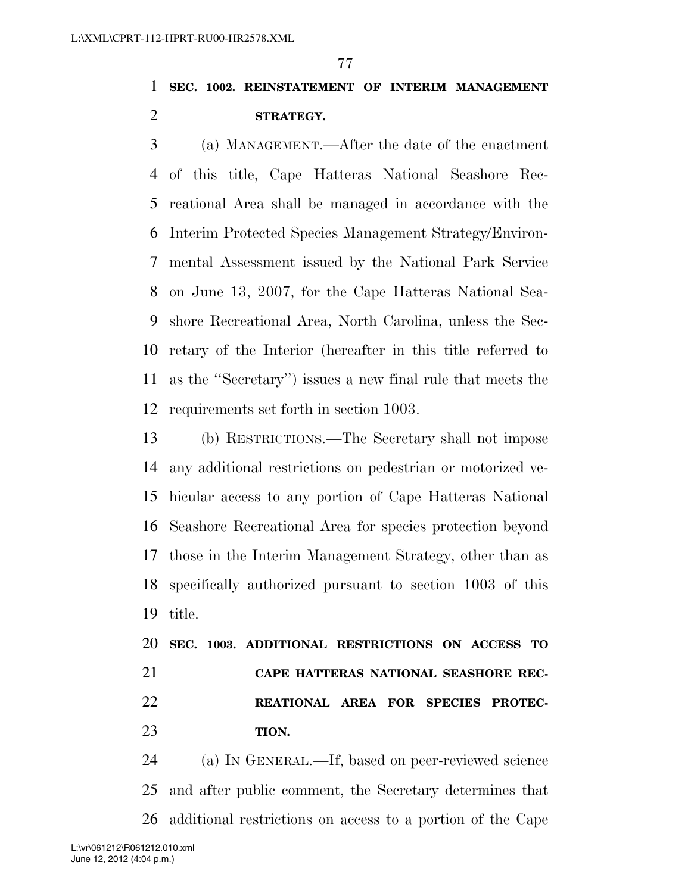**SEC. 1002. REINSTATEMENT OF INTERIM MANAGEMENT STRATEGY.**

(a) MANAGEMENT.—After the date of the enactment of this title, Cape Hatteras National Seashore Recreational Area shall be managed in accordance with the Interim Protected Species Management Strategy/Environmental Assessment issued by the National Park Service on June 13, 2007, for the Cape Hatteras National Seashore Recreational Area, North Carolina, unless the Secretary of the Interior (hereafter in this title referred to as the "Secretary") issues a new final rule that meets the requirements set forth in section 1003.

(b) RESTRICTIONS.—The Secretary shall not impose any additional restrictions on pedestrian or motorized vehicular access to any portion of Cape Hatteras National Seashore Recreational Area for species protection beyond those in the Interim Management Strategy, other than as specifically authorized pursuant to section 1003 of this title.

**SEC. 1003. ADDITIONAL RESTRICTIONS ON ACCESS TO CAPE HATTERAS NATIONAL SEASHORE RECREATIONAL AREA FOR SPECIES PROTECTION.**

(a) IN GENERAL.—If, based on peer-reviewed science and after public comment, the Secretary determines that additional restrictions on access to a portion of the Cape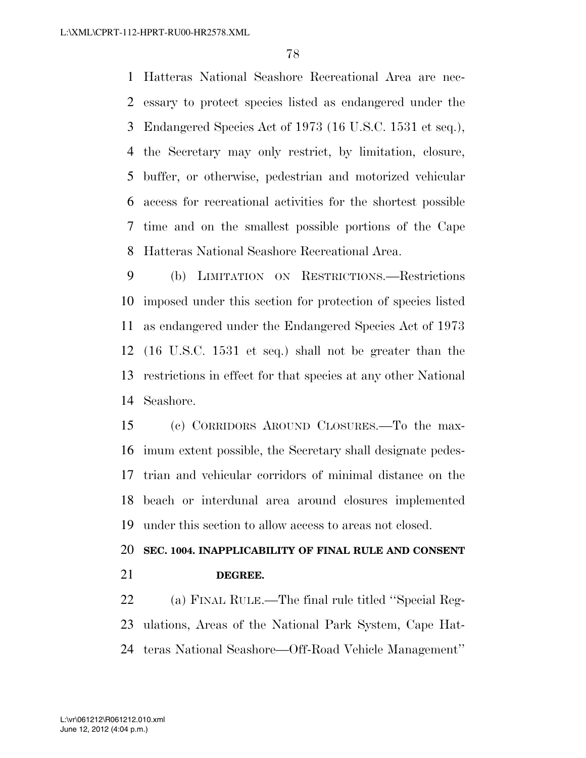Hatteras National Seashore Recreational Area are necessary to protect species listed as endangered under the Endangered Species Act of 1973 (16 U.S.C. 1531 et seq.), the Secretary may only restrict, by limitation, closure, buffer, or otherwise, pedestrian and motorized vehicular access for recreational activities for the shortest possible time and on the smallest possible portions of the Cape Hatteras National Seashore Recreational Area.

(b) LIMITATION ON RESTRICTIONS.—Restrictions imposed under this section for protection of species listed as endangered under the Endangered Species Act of 1973 (16 U.S.C. 1531 et seq.) shall not be greater than the restrictions in effect for that species at any other National Seashore.

(c) CORRIDORS AROUND CLOSURES.—To the maximum extent possible, the Secretary shall designate pedestrian and vehicular corridors of minimal distance on the beach or interdunal area around closures implemented under this section to allow access to areas not closed.

**SEC. 1004. INAPPLICABILITY OF FINAL RULE AND CONSENT DEGREE.**

(a) FINAL RULE.—The final rule titled ''Special Regulations, Areas of the National Park System, Cape Hatteras National Seashore—Off-Road Vehicle Management''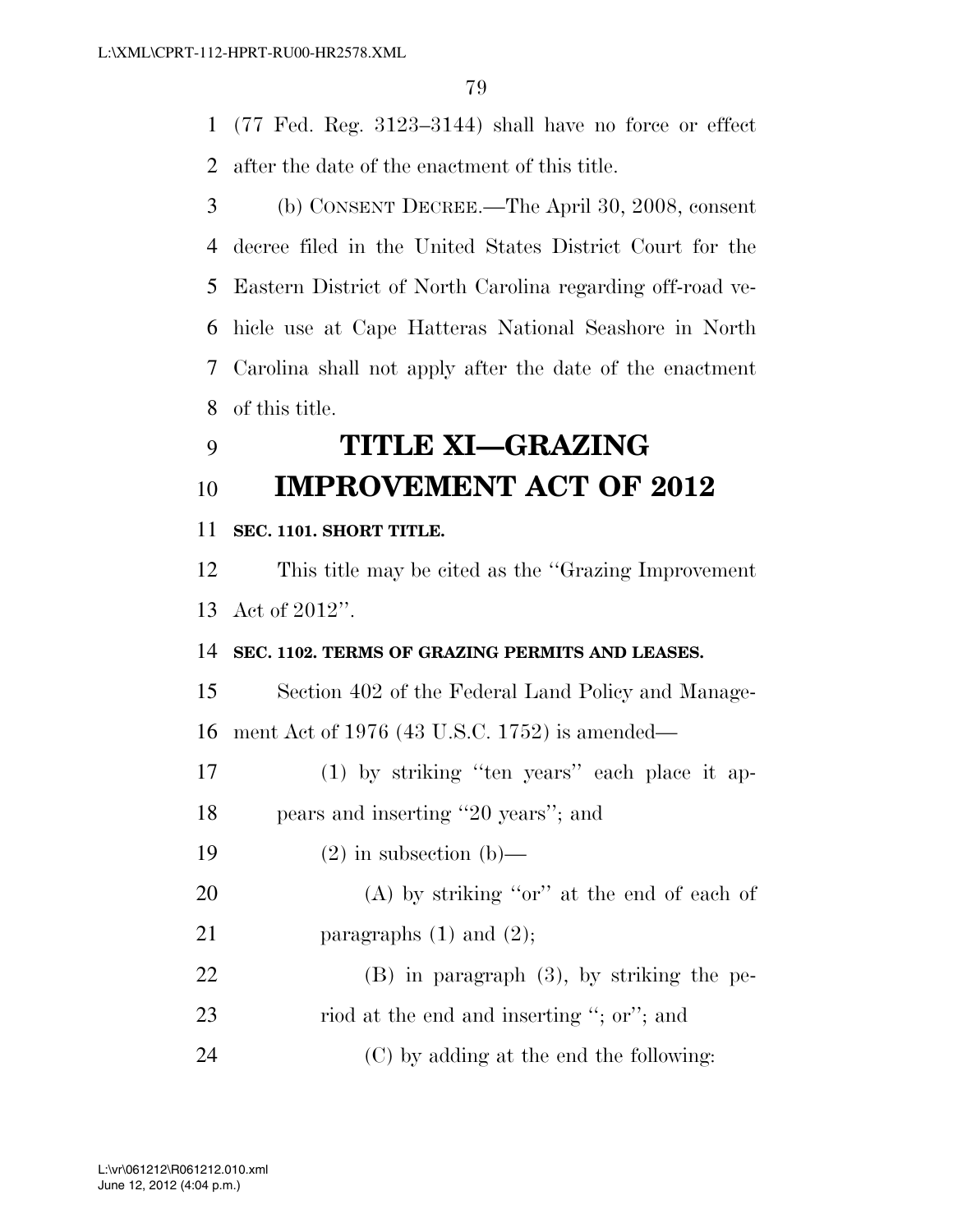(77 Fed. Reg. 3123–3144) shall have no force or effect after the date of the enactment of this title.

(b) CONSENT DECREE.—The April 30, 2008, consent decree filed in the United States District Court for the Eastern District of North Carolina regarding off-road vehicle use at Cape Hatteras National Seashore in North Carolina shall not apply after the date of the enactment of this title.

# TITLE XI—GRAZING IMPROVEMENT ACT OF 2012

**SEC. 1101. SHORT TITLE.**

This title may be cited as the ''Grazing Improvement Act of 2012''.

**SEC. 1102. TERMS OF GRAZING PERMITS AND LEASES.**

Section 402 of the Federal Land Policy and Management Act of 1976 (43 U.S.C. 1752) is amended—

(1) by striking ''ten years'' each place it appears and inserting ''20 years''; and

(2) in subsection (b)—

(A) by striking ''or'' at the end of each of paragraphs (1) and (2);

(B) in paragraph (3), by striking the period at the end and inserting ''; or''; and

(C) by adding at the end the following: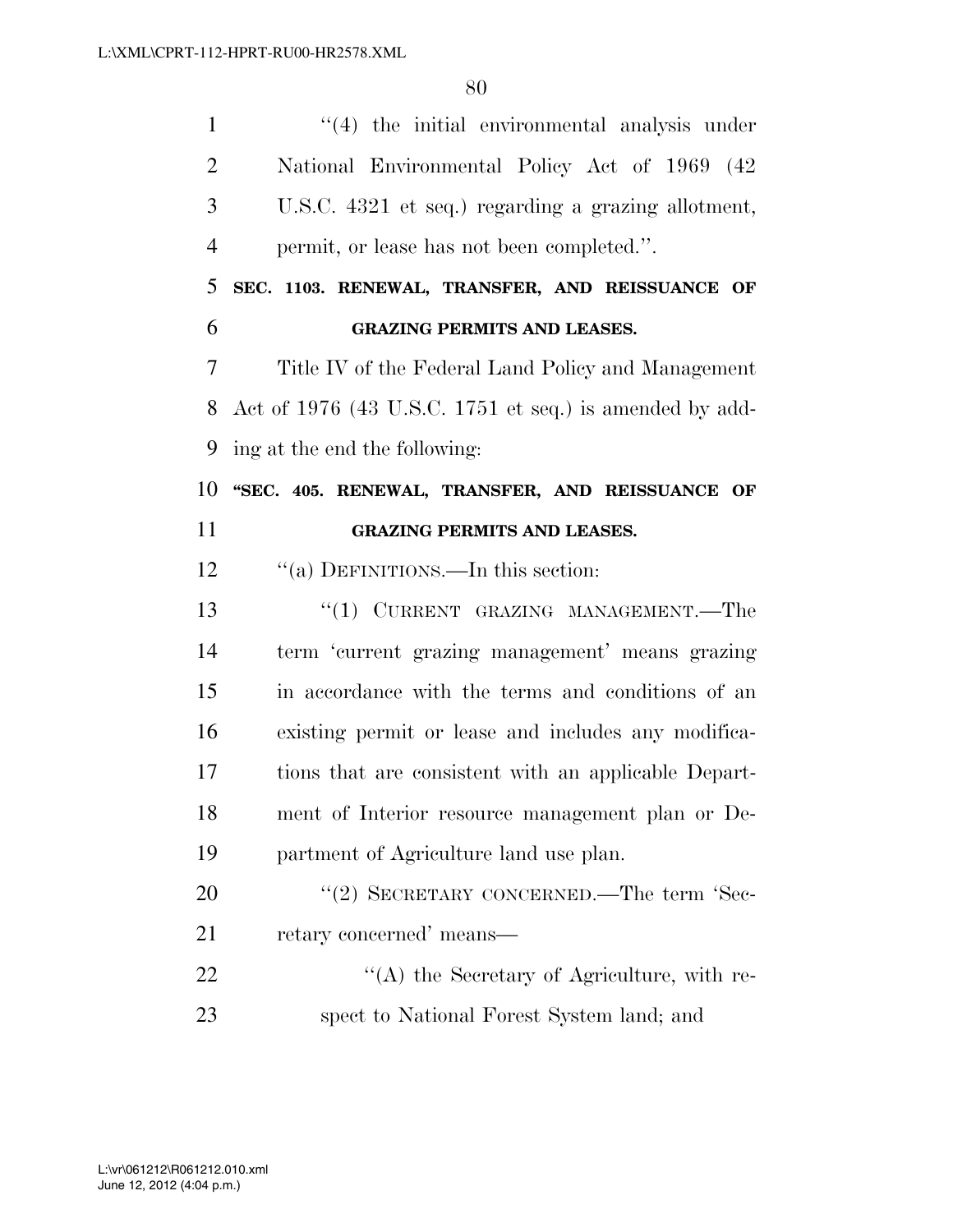''(4) the initial environmental analysis under National Environmental Policy Act of 1969 (42 U.S.C. 4321 et seq.) regarding a grazing allotment, permit, or lease has not been completed.''.

**SEC. 1103. RENEWAL, TRANSFER, AND REISSUANCE OF GRAZING PERMITS AND LEASES.**

Title IV of the Federal Land Policy and Management Act of 1976 (43 U.S.C. 1751 et seq.) is amended by adding at the end the following:

**''SEC. 405. RENEWAL, TRANSFER, AND REISSUANCE OF GRAZING PERMITS AND LEASES.**

''(a) DEFINITIONS.—In this section:

''(1) CURRENT GRAZING MANAGEMENT.—The term 'current grazing management' means grazing in accordance with the terms and conditions of an existing permit or lease and includes any modifications that are consistent with an applicable Department of Interior resource management plan or Department of Agriculture land use plan.

''(2) SECRETARY CONCERNED.—The term 'Secretary concerned' means—

''(A) the Secretary of Agriculture, with respect to National Forest System land; and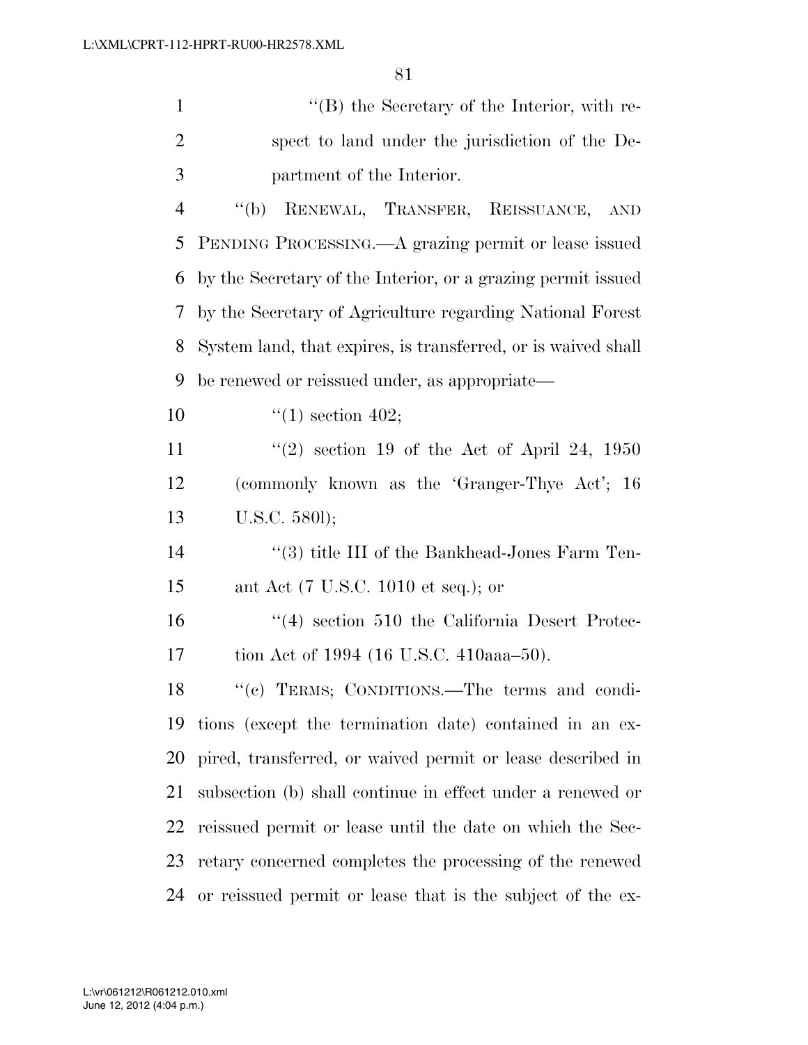''(B) the Secretary of the Interior, with respect to land under the jurisdiction of the Department of the Interior.

''(b) RENEWAL, TRANSFER, REISSUANCE, AND PENDING PROCESSING.—A grazing permit or lease issued by the Secretary of the Interior, or a grazing permit issued by the Secretary of Agriculture regarding National Forest System land, that expires, is transferred, or is waived shall be renewed or reissued under, as appropriate—

''(1) section 402;

''(2) section 19 of the Act of April 24, 1950 (commonly known as the 'Granger-Thye Act'; 16 U.S.C. 580l);

''(3) title III of the Bankhead-Jones Farm Tenant Act (7 U.S.C. 1010 et seq.); or

''(4) section 510 the California Desert Protection Act of 1994 (16 U.S.C. 410aaa–50).

''(c) TERMS; CONDITIONS.—The terms and conditions (except the termination date) contained in an expired, transferred, or waived permit or lease described in subsection (b) shall continue in effect under a renewed or reissued permit or lease until the date on which the Secretary concerned completes the processing of the renewed or reissued permit or lease that is the subject of the ex-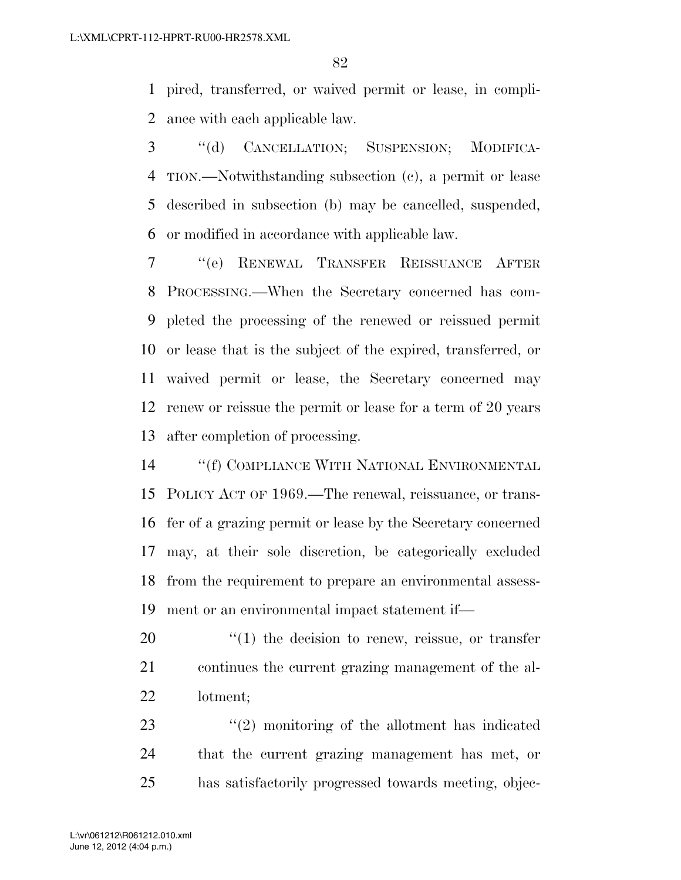pired, transferred, or waived permit or lease, in compliance with each applicable law.

"(d) CANCELLATION; SUSPENSION; MODIFICATION.—Notwithstanding subsection (c), a permit or lease described in subsection (b) may be cancelled, suspended, or modified in accordance with applicable law.

"(e) RENEWAL TRANSFER REISSUANCE AFTER PROCESSING.—When the Secretary concerned has completed the processing of the renewed or reissued permit or lease that is the subject of the expired, transferred, or waived permit or lease, the Secretary concerned may renew or reissue the permit or lease for a term of 20 years after completion of processing.

"(f) COMPLIANCE WITH NATIONAL ENVIRONMENTAL POLICY ACT OF 1969.—The renewal, reissuance, or transfer of a grazing permit or lease by the Secretary concerned may, at their sole discretion, be categorically excluded from the requirement to prepare an environmental assessment or an environmental impact statement if—

"(1) the decision to renew, reissue, or transfer continues the current grazing management of the allotment;

"(2) monitoring of the allotment has indicated that the current grazing management has met, or has satisfactorily progressed towards meeting, objec-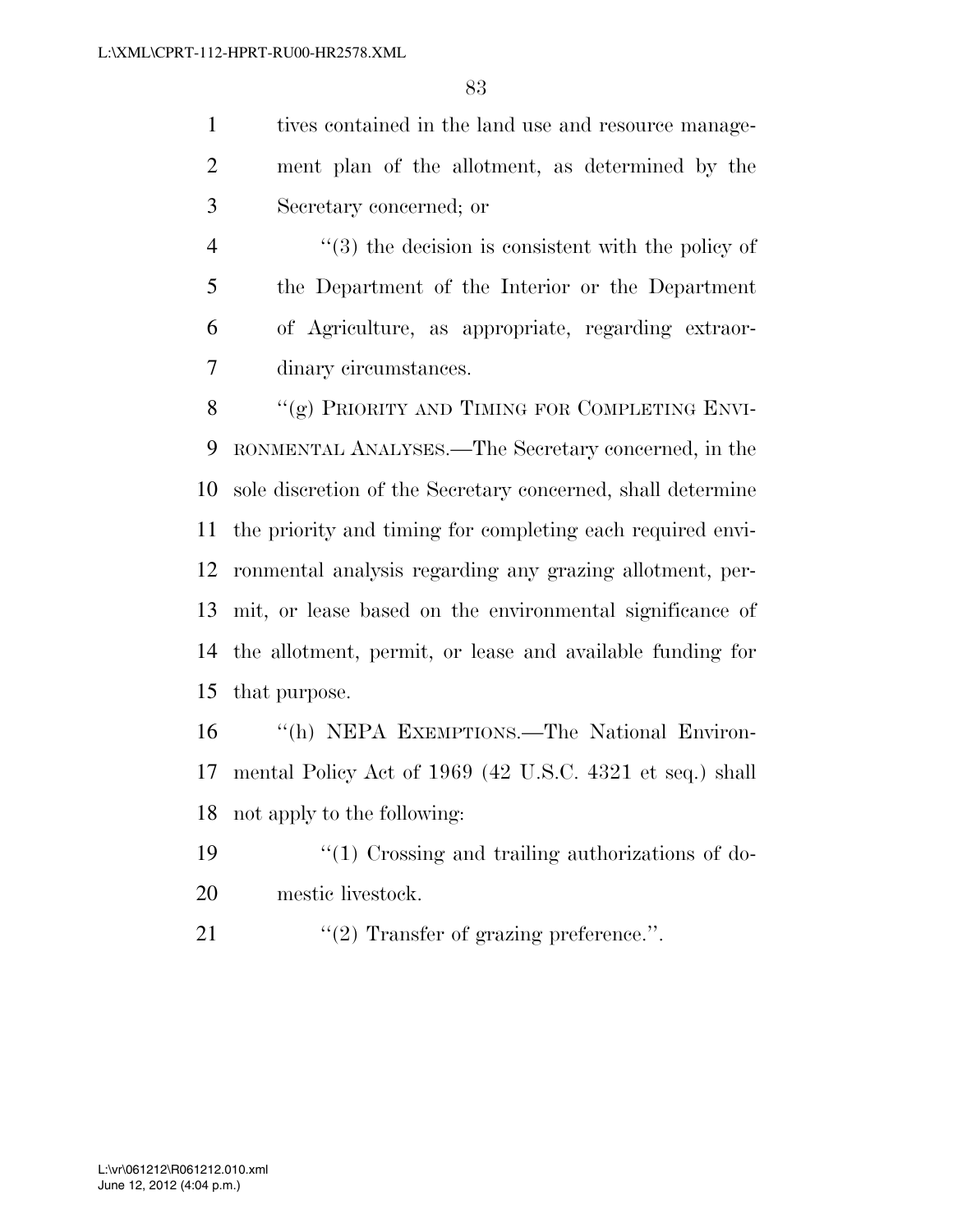tives contained in the land use and resource management plan of the allotment, as determined by the Secretary concerned; or

''(3) the decision is consistent with the policy of the Department of the Interior or the Department of Agriculture, as appropriate, regarding extraordinary circumstances.

''(g) PRIORITY AND TIMING FOR COMPLETING ENVIRONMENTAL ANALYSES.—The Secretary concerned, in the sole discretion of the Secretary concerned, shall determine the priority and timing for completing each required environmental analysis regarding any grazing allotment, permit, or lease based on the environmental significance of the allotment, permit, or lease and available funding for that purpose.

''(h) NEPA EXEMPTIONS.—The National Environmental Policy Act of 1969 (42 U.S.C. 4321 et seq.) shall not apply to the following:

''(1) Crossing and trailing authorizations of domestic livestock.

''(2) Transfer of grazing preference.''.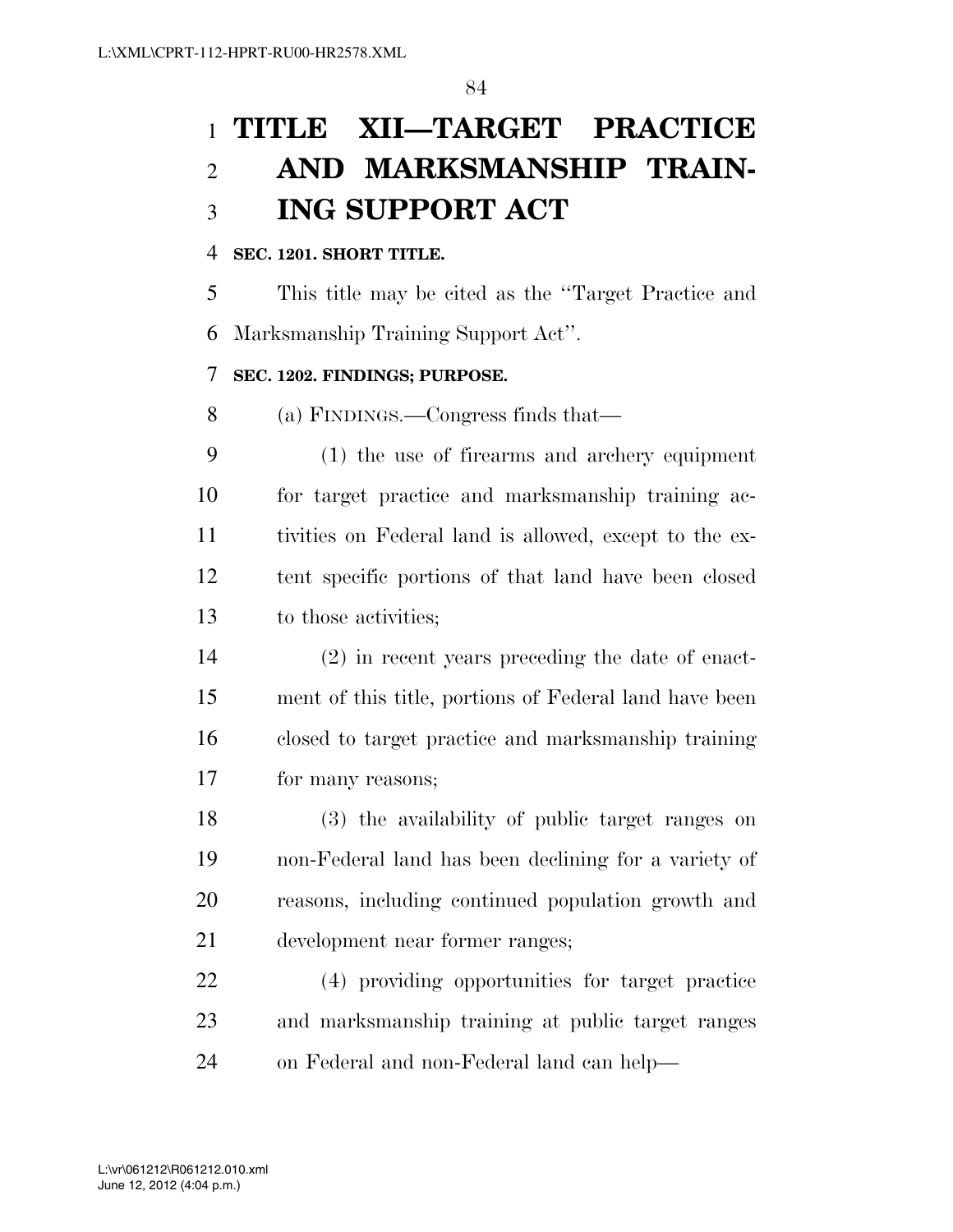# TITLE XII—TARGET PRACTICE AND MARKSMANSHIP TRAINING SUPPORT ACT

**SEC. 1201. SHORT TITLE.**

This title may be cited as the "Target Practice and Marksmanship Training Support Act".

**SEC. 1202. FINDINGS; PURPOSE.**

(a) FINDINGS.—Congress finds that—

(1) the use of firearms and archery equipment for target practice and marksmanship training activities on Federal land is allowed, except to the extent specific portions of that land have been closed to those activities;

(2) in recent years preceding the date of enactment of this title, portions of Federal land have been closed to target practice and marksmanship training for many reasons;

(3) the availability of public target ranges on non-Federal land has been declining for a variety of reasons, including continued population growth and development near former ranges;

(4) providing opportunities for target practice and marksmanship training at public target ranges on Federal and non-Federal land can help—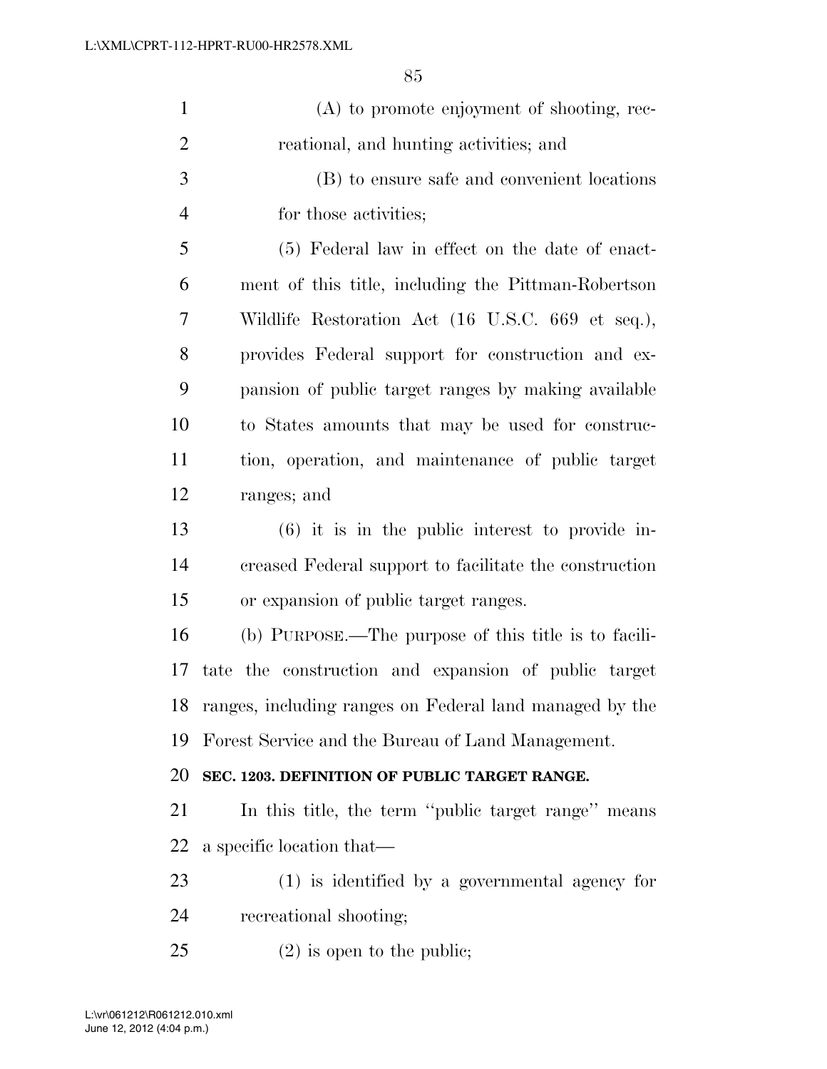(A) to promote enjoyment of shooting, recreational, and hunting activities; and

(B) to ensure safe and convenient locations for those activities;

(5) Federal law in effect on the date of enactment of this title, including the Pittman-Robertson Wildlife Restoration Act (16 U.S.C. 669 et seq.), provides Federal support for construction and expansion of public target ranges by making available to States amounts that may be used for construction, operation, and maintenance of public target ranges; and

(6) it is in the public interest to provide increased Federal support to facilitate the construction or expansion of public target ranges.

(b) PURPOSE.—The purpose of this title is to facilitate the construction and expansion of public target ranges, including ranges on Federal land managed by the Forest Service and the Bureau of Land Management.

**SEC. 1203. DEFINITION OF PUBLIC TARGET RANGE.**

In this title, the term ''public target range'' means a specific location that—

(1) is identified by a governmental agency for recreational shooting;

(2) is open to the public;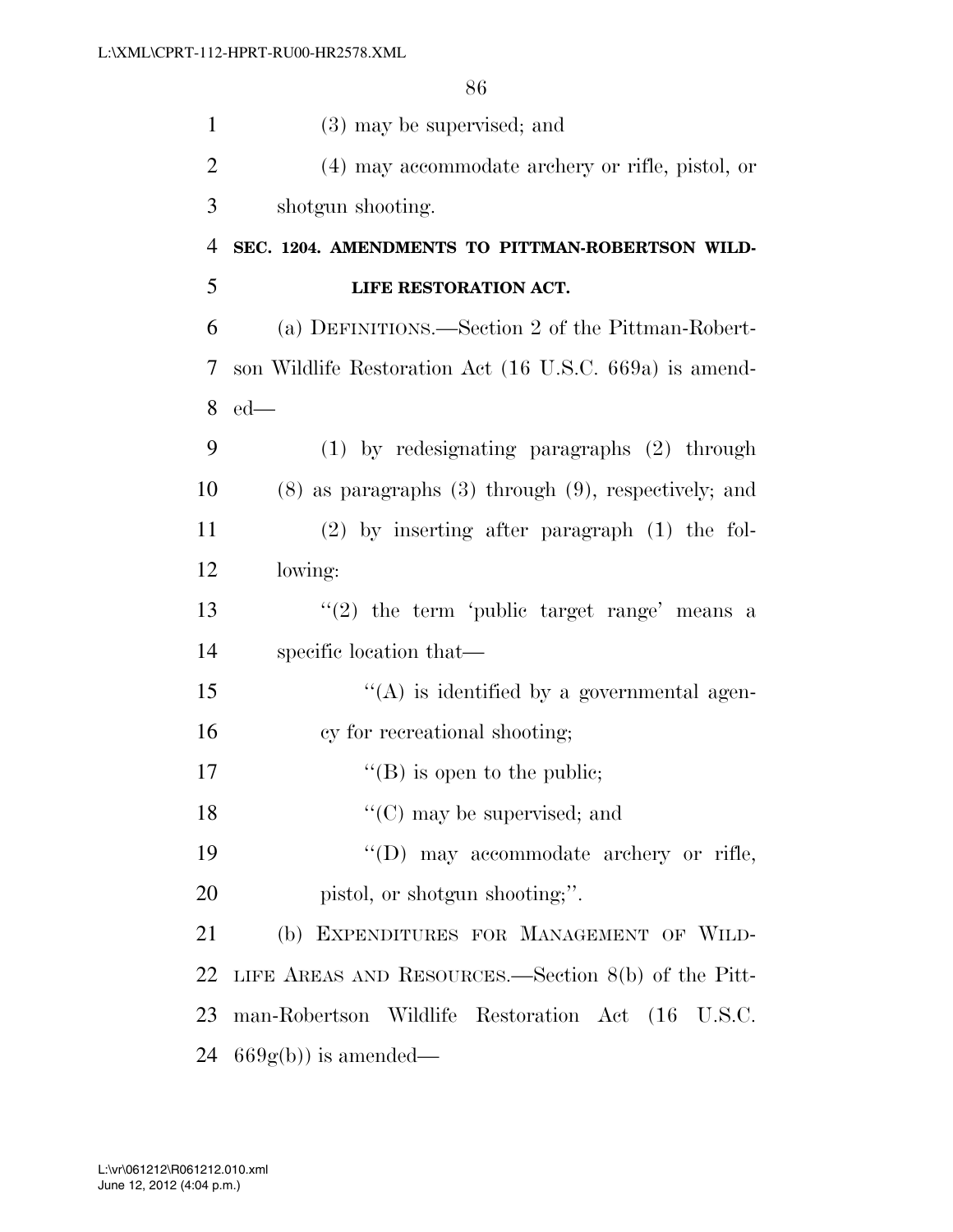(3) may be supervised; and

(4) may accommodate archery or rifle, pistol, or shotgun shooting.

**SEC. 1204. AMENDMENTS TO PITTMAN-ROBERTSON WILDLIFE RESTORATION ACT.**

(a) DEFINITIONS.—Section 2 of the Pittman-Robertson Wildlife Restoration Act (16 U.S.C. 669a) is amended—

(1) by redesignating paragraphs (2) through (8) as paragraphs (3) through (9), respectively; and

(2) by inserting after paragraph (1) the following:

''(2) the term 'public target range' means a specific location that—

''(A) is identified by a governmental agency for recreational shooting;

''(B) is open to the public;

''(C) may be supervised; and

''(D) may accommodate archery or rifle, pistol, or shotgun shooting;''.

(b) EXPENDITURES FOR MANAGEMENT OF WILDLIFE AREAS AND RESOURCES.—Section 8(b) of the Pittman-Robertson Wildlife Restoration Act (16 U.S.C. 669g(b)) is amended—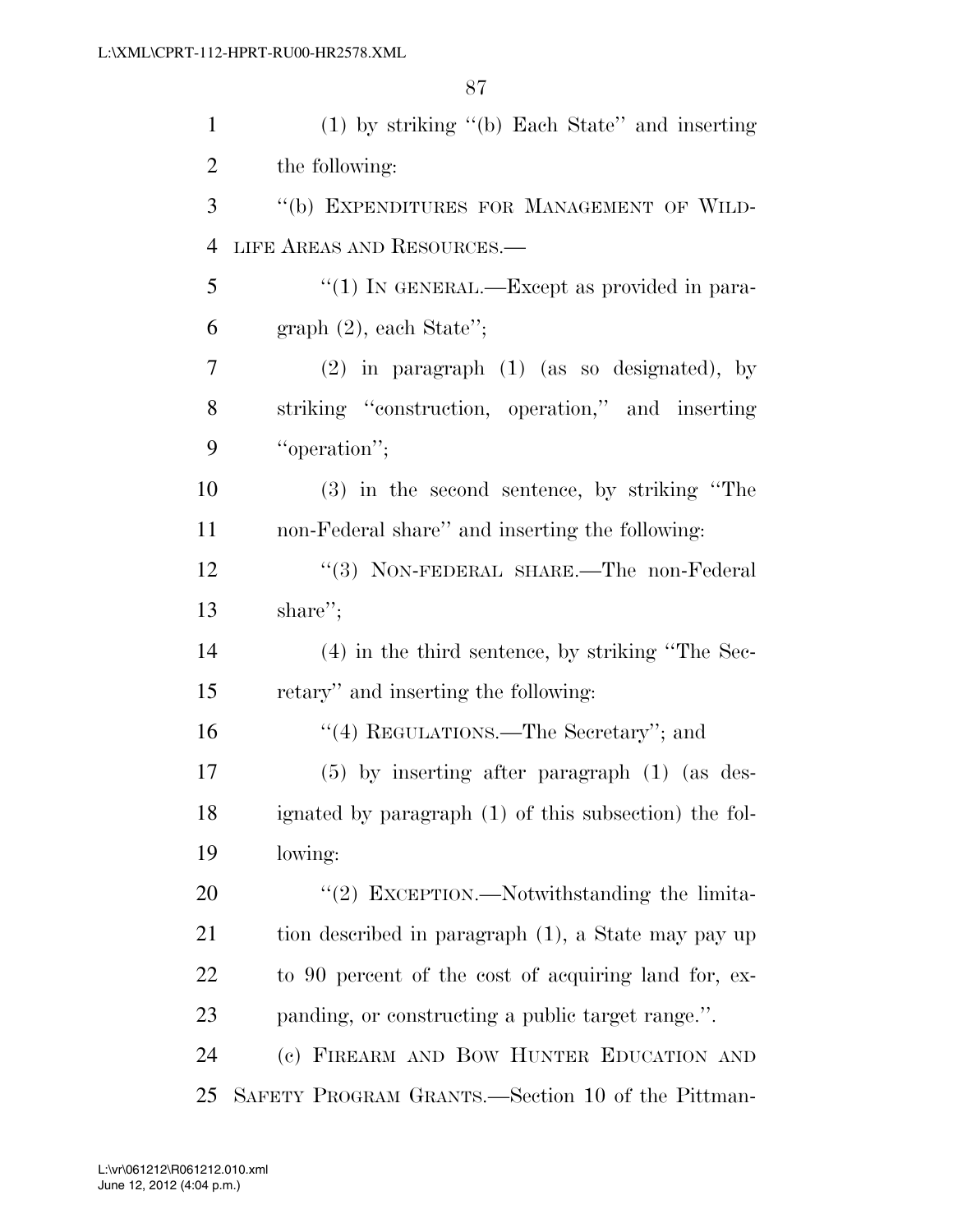(1) by striking "(b) Each State" and inserting the following:

"(b) EXPENDITURES FOR MANAGEMENT OF WILDLIFE AREAS AND RESOURCES.—

"(1) IN GENERAL.—Except as provided in paragraph (2), each State";

(2) in paragraph (1) (as so designated), by striking "construction, operation," and inserting "operation";

(3) in the second sentence, by striking "The non-Federal share" and inserting the following:

"(3) NON-FEDERAL SHARE.—The non-Federal share";

(4) in the third sentence, by striking "The Secretary" and inserting the following:

"(4) REGULATIONS.—The Secretary"; and

(5) by inserting after paragraph (1) (as designated by paragraph (1) of this subsection) the following:

"(2) EXCEPTION.—Notwithstanding the limitation described in paragraph (1), a State may pay up to 90 percent of the cost of acquiring land for, expanding, or constructing a public target range.".

(c) FIREARM AND BOW HUNTER EDUCATION AND SAFETY PROGRAM GRANTS.—Section 10 of the Pittman-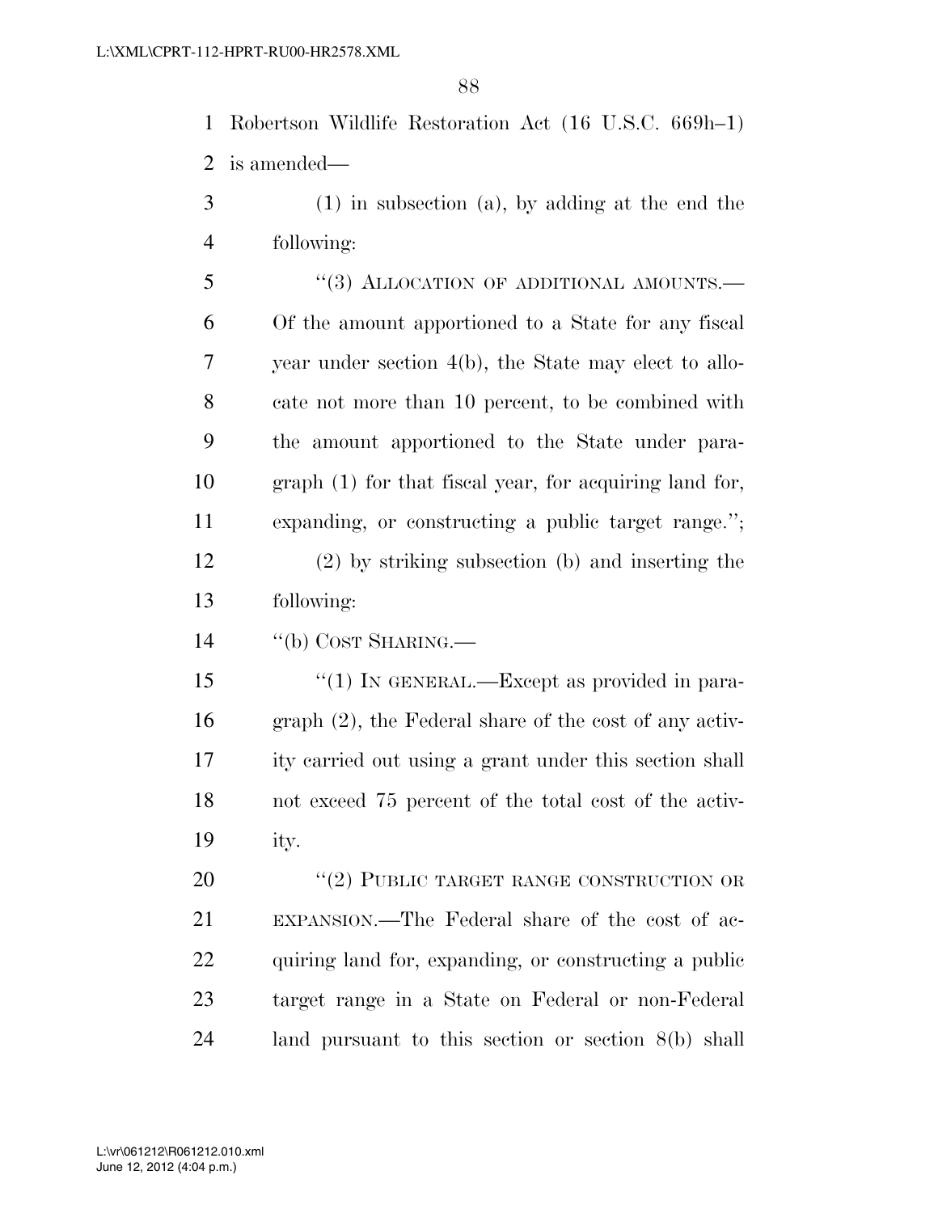Robertson Wildlife Restoration Act (16 U.S.C. 669h–1) is amended—

(1) in subsection (a), by adding at the end the following:

"(3) ALLOCATION OF ADDITIONAL AMOUNTS.—Of the amount apportioned to a State for any fiscal year under section 4(b), the State may elect to allocate not more than 10 percent, to be combined with the amount apportioned to the State under paragraph (1) for that fiscal year, for acquiring land for, expanding, or constructing a public target range.";

(2) by striking subsection (b) and inserting the following:

"(b) COST SHARING.—

"(1) IN GENERAL.—Except as provided in paragraph (2), the Federal share of the cost of any activity carried out using a grant under this section shall not exceed 75 percent of the total cost of the activity.

"(2) PUBLIC TARGET RANGE CONSTRUCTION OR EXPANSION.—The Federal share of the cost of acquiring land for, expanding, or constructing a public target range in a State on Federal or non-Federal land pursuant to this section or section 8(b) shall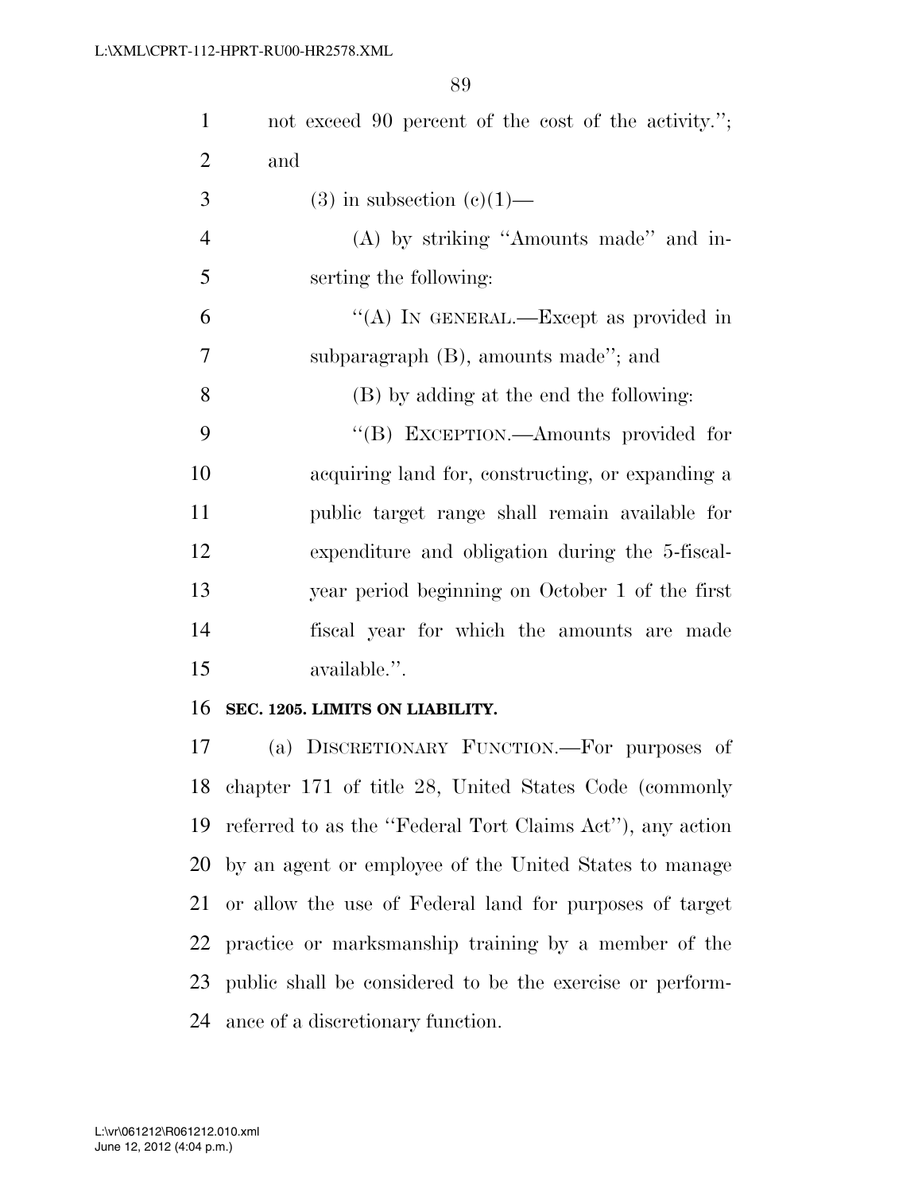not exceed 90 percent of the cost of the activity.''; and

(3) in subsection (c)(1)—

(A) by striking ''Amounts made'' and inserting the following:

''(A) IN GENERAL.—Except as provided in subparagraph (B), amounts made''; and

(B) by adding at the end the following:

''(B) EXCEPTION.—Amounts provided for acquiring land for, constructing, or expanding a public target range shall remain available for expenditure and obligation during the 5-fiscal-year period beginning on October 1 of the first fiscal year for which the amounts are made available.''.

**SEC. 1205. LIMITS ON LIABILITY.**

(a) DISCRETIONARY FUNCTION.—For purposes of chapter 171 of title 28, United States Code (commonly referred to as the ''Federal Tort Claims Act''), any action by an agent or employee of the United States to manage or allow the use of Federal land for purposes of target practice or marksmanship training by a member of the public shall be considered to be the exercise or performance of a discretionary function.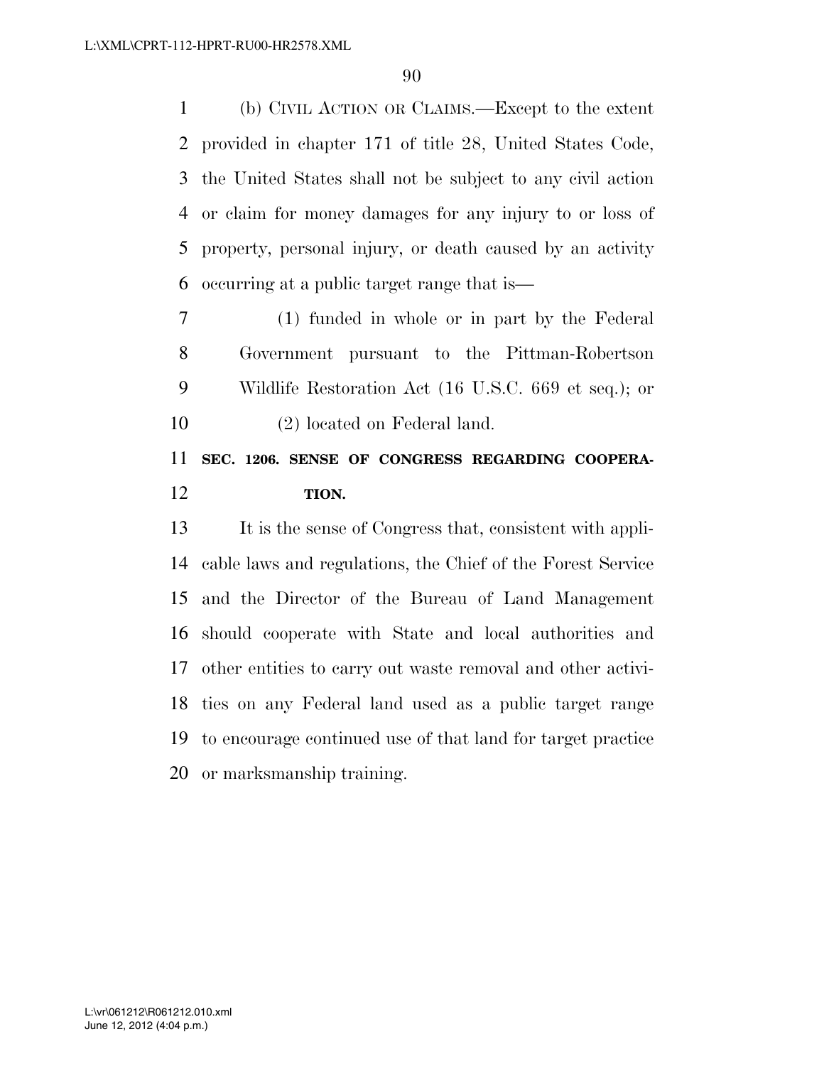(b) CIVIL ACTION OR CLAIMS.—Except to the extent provided in chapter 171 of title 28, United States Code, the United States shall not be subject to any civil action or claim for money damages for any injury to or loss of property, personal injury, or death caused by an activity occurring at a public target range that is—

(1) funded in whole or in part by the Federal Government pursuant to the Pittman-Robertson Wildlife Restoration Act (16 U.S.C. 669 et seq.); or

(2) located on Federal land.

## SEC. 1206. SENSE OF CONGRESS REGARDING COOPERATION.

It is the sense of Congress that, consistent with applicable laws and regulations, the Chief of the Forest Service and the Director of the Bureau of Land Management should cooperate with State and local authorities and other entities to carry out waste removal and other activities on any Federal land used as a public target range to encourage continued use of that land for target practice or marksmanship training.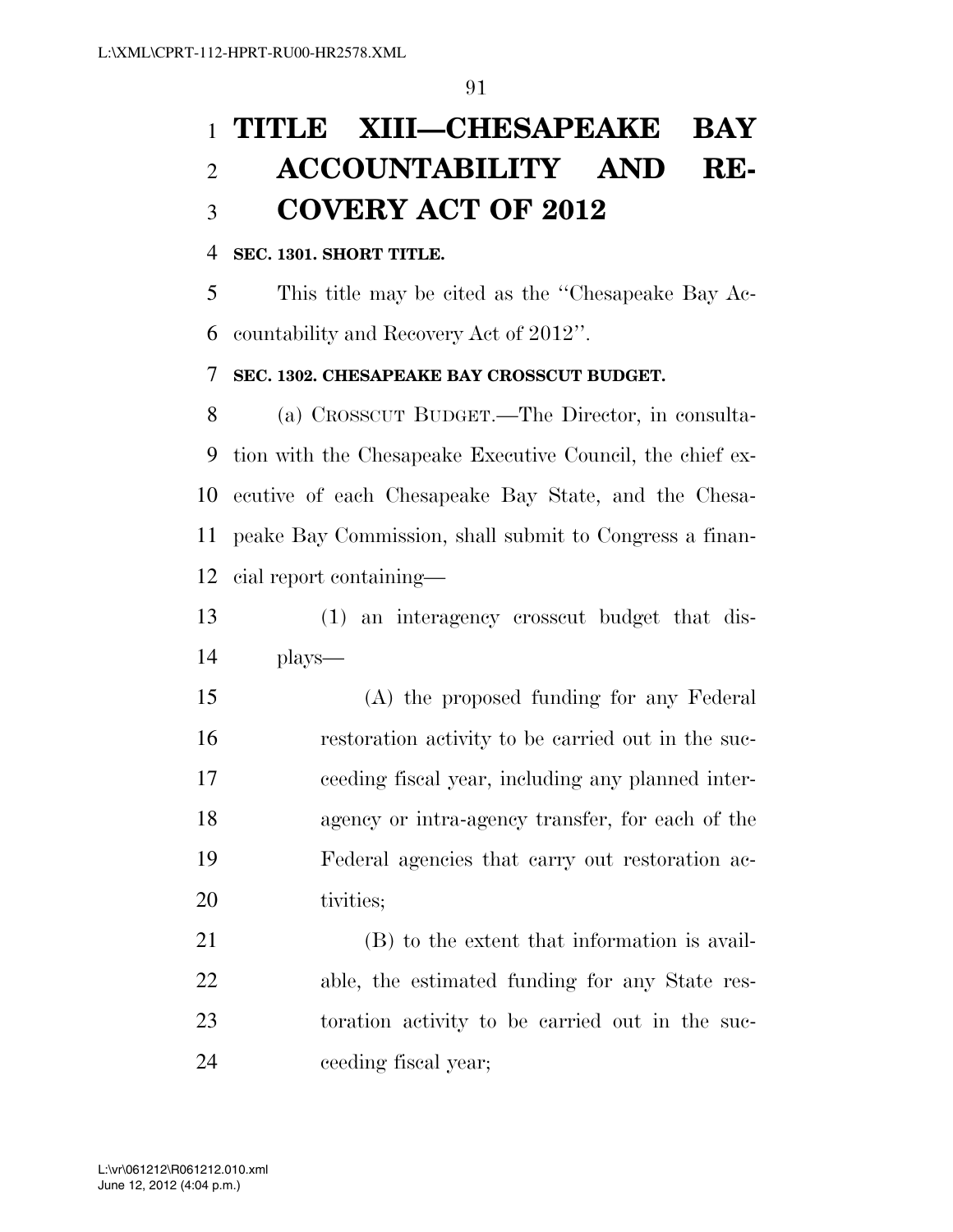# TITLE XIII—CHESAPEAKE BAY ACCOUNTABILITY AND RECOVERY ACT OF 2012

**SEC. 1301. SHORT TITLE.**

This title may be cited as the ''Chesapeake Bay Accountability and Recovery Act of 2012''.

**SEC. 1302. CHESAPEAKE BAY CROSSCUT BUDGET.**

(a) CROSSCUT BUDGET.—The Director, in consultation with the Chesapeake Executive Council, the chief executive of each Chesapeake Bay State, and the Chesapeake Bay Commission, shall submit to Congress a financial report containing—

(1) an interagency crosscut budget that displays—

(A) the proposed funding for any Federal restoration activity to be carried out in the succeeding fiscal year, including any planned interagency or intra-agency transfer, for each of the Federal agencies that carry out restoration activities;

(B) to the extent that information is available, the estimated funding for any State restoration activity to be carried out in the succeeding fiscal year;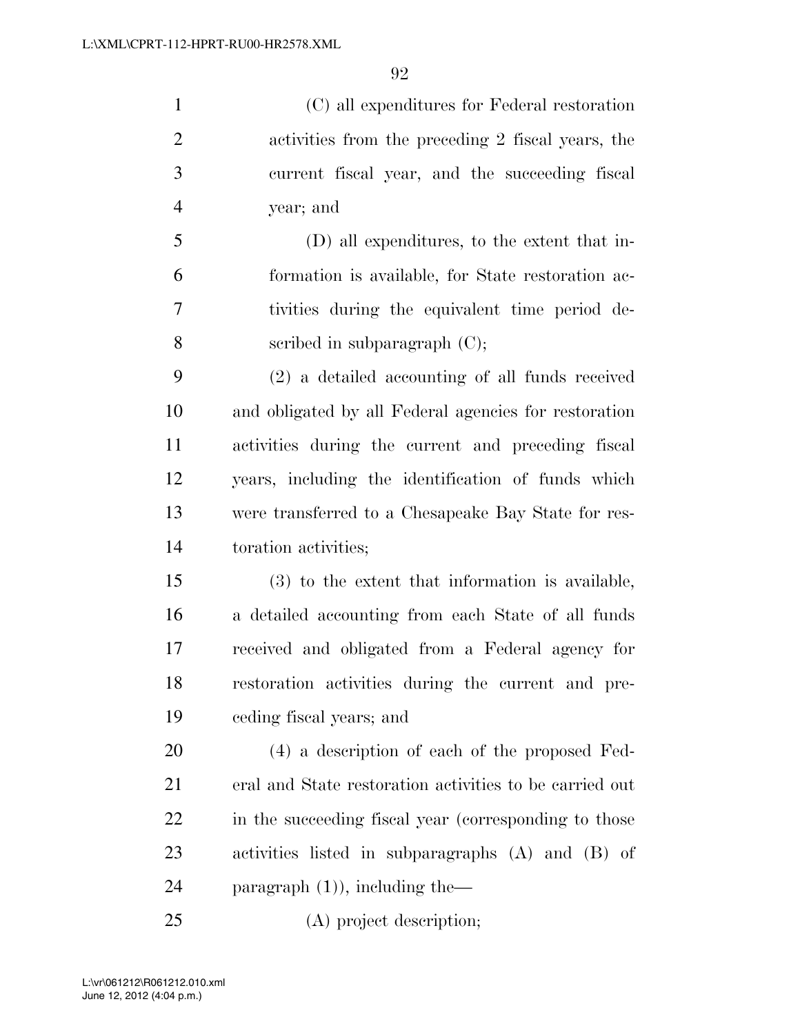(C) all expenditures for Federal restoration activities from the preceding 2 fiscal years, the current fiscal year, and the succeeding fiscal year; and

(D) all expenditures, to the extent that information is available, for State restoration activities during the equivalent time period described in subparagraph (C);

(2) a detailed accounting of all funds received and obligated by all Federal agencies for restoration activities during the current and preceding fiscal years, including the identification of funds which were transferred to a Chesapeake Bay State for restoration activities;

(3) to the extent that information is available, a detailed accounting from each State of all funds received and obligated from a Federal agency for restoration activities during the current and preceding fiscal years; and

(4) a description of each of the proposed Federal and State restoration activities to be carried out in the succeeding fiscal year (corresponding to those activities listed in subparagraphs (A) and (B) of paragraph (1)), including the—

(A) project description;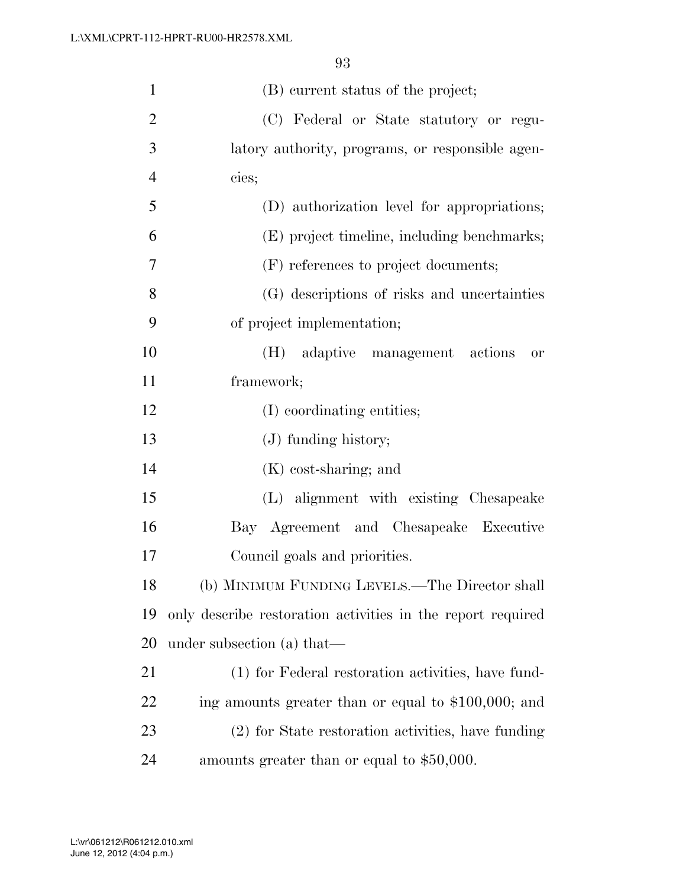(B) current status of the project;

(C) Federal or State statutory or regulatory authority, programs, or responsible agencies;

(D) authorization level for appropriations;

(E) project timeline, including benchmarks;

(F) references to project documents;

(G) descriptions of risks and uncertainties of project implementation;

(H) adaptive management actions or framework;

(I) coordinating entities;

(J) funding history;

(K) cost-sharing; and

(L) alignment with existing Chesapeake Bay Agreement and Chesapeake Executive Council goals and priorities.

(b) MINIMUM FUNDING LEVELS.—The Director shall only describe restoration activities in the report required under subsection (a) that—

(1) for Federal restoration activities, have funding amounts greater than or equal to $100,000; and

(2) for State restoration activities, have funding amounts greater than or equal to $50,000.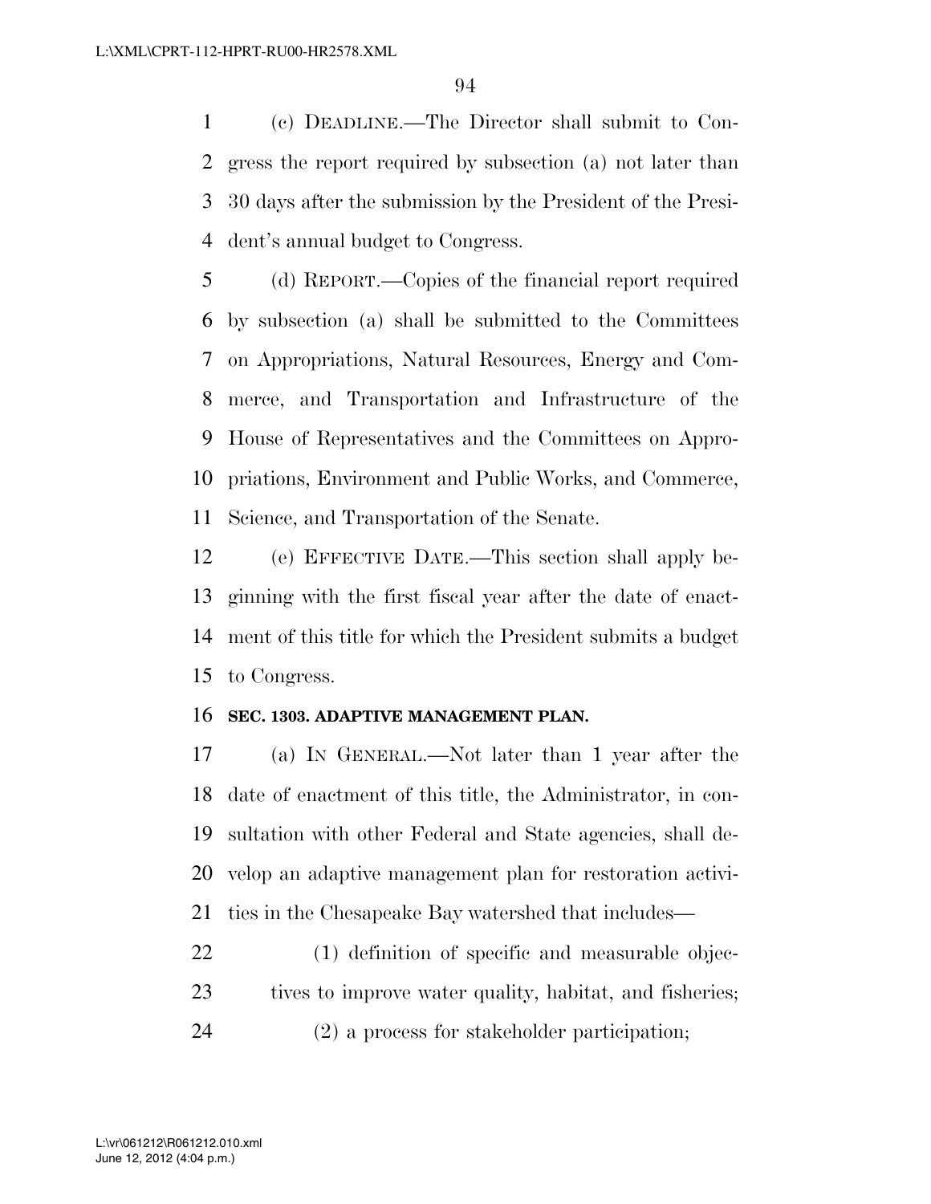(c) DEADLINE.—The Director shall submit to Congress the report required by subsection (a) not later than 30 days after the submission by the President of the President's annual budget to Congress.

(d) REPORT.—Copies of the financial report required by subsection (a) shall be submitted to the Committees on Appropriations, Natural Resources, Energy and Commerce, and Transportation and Infrastructure of the House of Representatives and the Committees on Appropriations, Environment and Public Works, and Commerce, Science, and Transportation of the Senate.

(e) EFFECTIVE DATE.—This section shall apply beginning with the first fiscal year after the date of enactment of this title for which the President submits a budget to Congress.

**SEC. 1303. ADAPTIVE MANAGEMENT PLAN.**

(a) IN GENERAL.—Not later than 1 year after the date of enactment of this title, the Administrator, in consultation with other Federal and State agencies, shall develop an adaptive management plan for restoration activities in the Chesapeake Bay watershed that includes—

(1) definition of specific and measurable objectives to improve water quality, habitat, and fisheries;

(2) a process for stakeholder participation;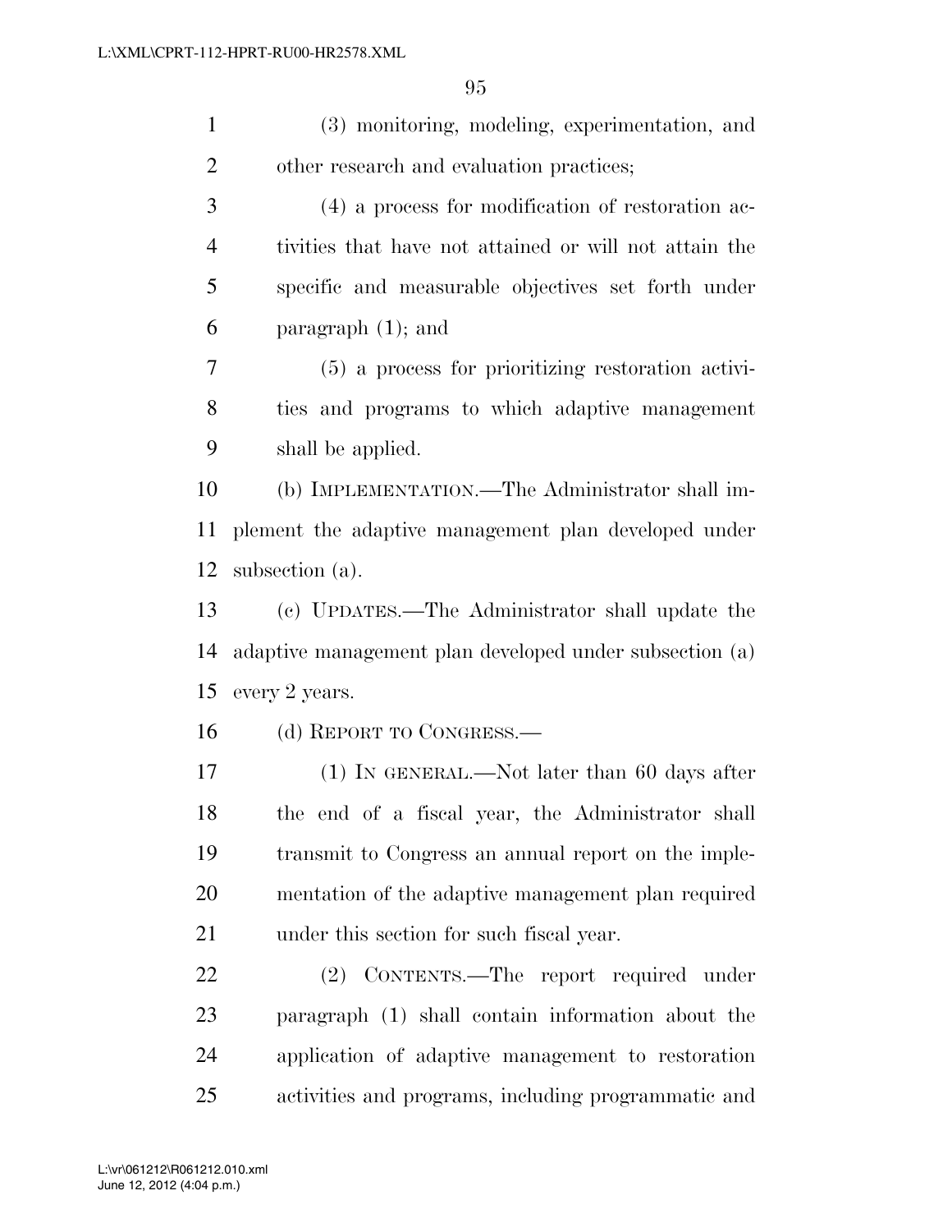(3) monitoring, modeling, experimentation, and other research and evaluation practices;

(4) a process for modification of restoration activities that have not attained or will not attain the specific and measurable objectives set forth under paragraph (1); and

(5) a process for prioritizing restoration activities and programs to which adaptive management shall be applied.

(b) IMPLEMENTATION.—The Administrator shall implement the adaptive management plan developed under subsection (a).

(c) UPDATES.—The Administrator shall update the adaptive management plan developed under subsection (a) every 2 years.

(d) REPORT TO CONGRESS.—

(1) IN GENERAL.—Not later than 60 days after the end of a fiscal year, the Administrator shall transmit to Congress an annual report on the implementation of the adaptive management plan required under this section for such fiscal year.

(2) CONTENTS.—The report required under paragraph (1) shall contain information about the application of adaptive management to restoration activities and programs, including programmatic and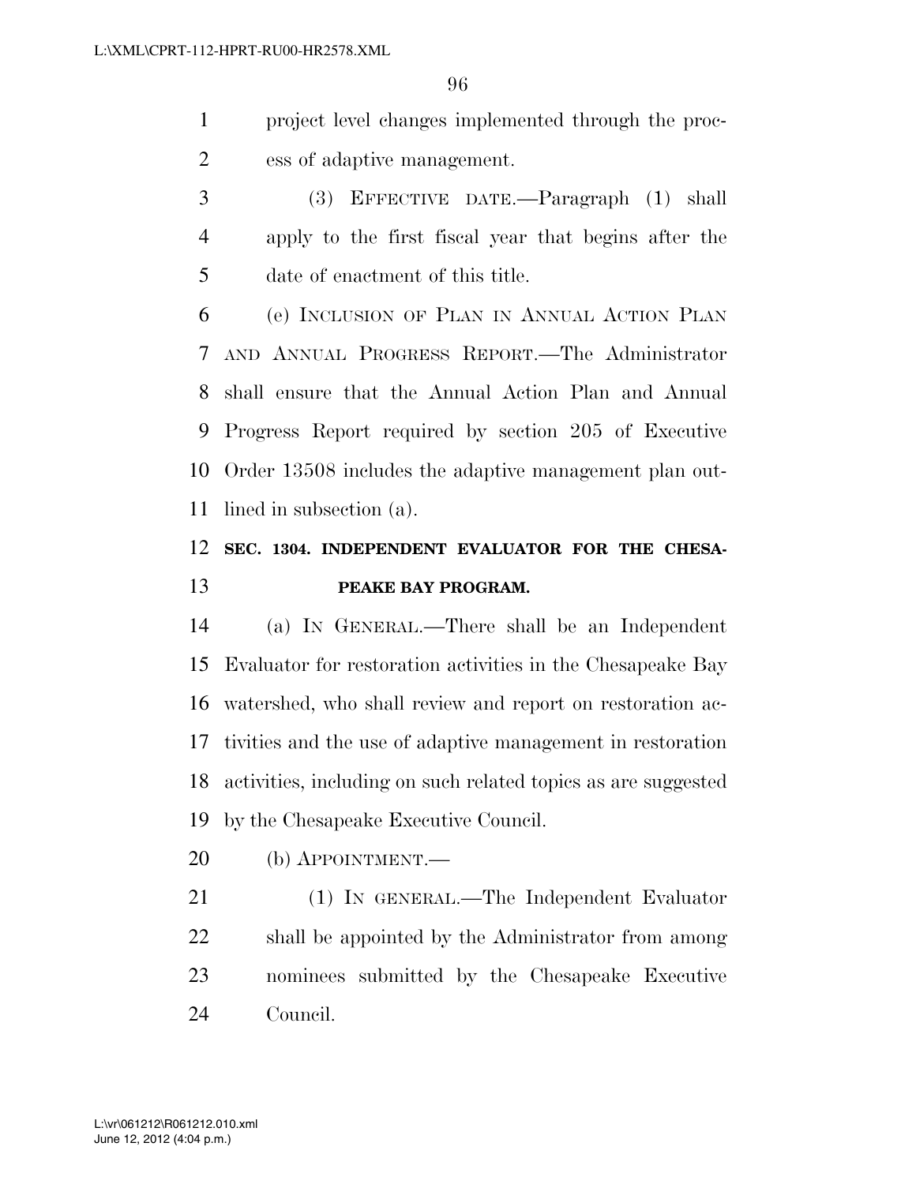project level changes implemented through the process of adaptive management.

(3) EFFECTIVE DATE.—Paragraph (1) shall apply to the first fiscal year that begins after the date of enactment of this title.

(e) INCLUSION OF PLAN IN ANNUAL ACTION PLAN AND ANNUAL PROGRESS REPORT.—The Administrator shall ensure that the Annual Action Plan and Annual Progress Report required by section 205 of Executive Order 13508 includes the adaptive management plan outlined in subsection (a).

**SEC. 1304. INDEPENDENT EVALUATOR FOR THE CHESAPEAKE BAY PROGRAM.**

(a) IN GENERAL.—There shall be an Independent Evaluator for restoration activities in the Chesapeake Bay watershed, who shall review and report on restoration activities and the use of adaptive management in restoration activities, including on such related topics as are suggested by the Chesapeake Executive Council.

(b) APPOINTMENT.—

(1) IN GENERAL.—The Independent Evaluator shall be appointed by the Administrator from among nominees submitted by the Chesapeake Executive Council.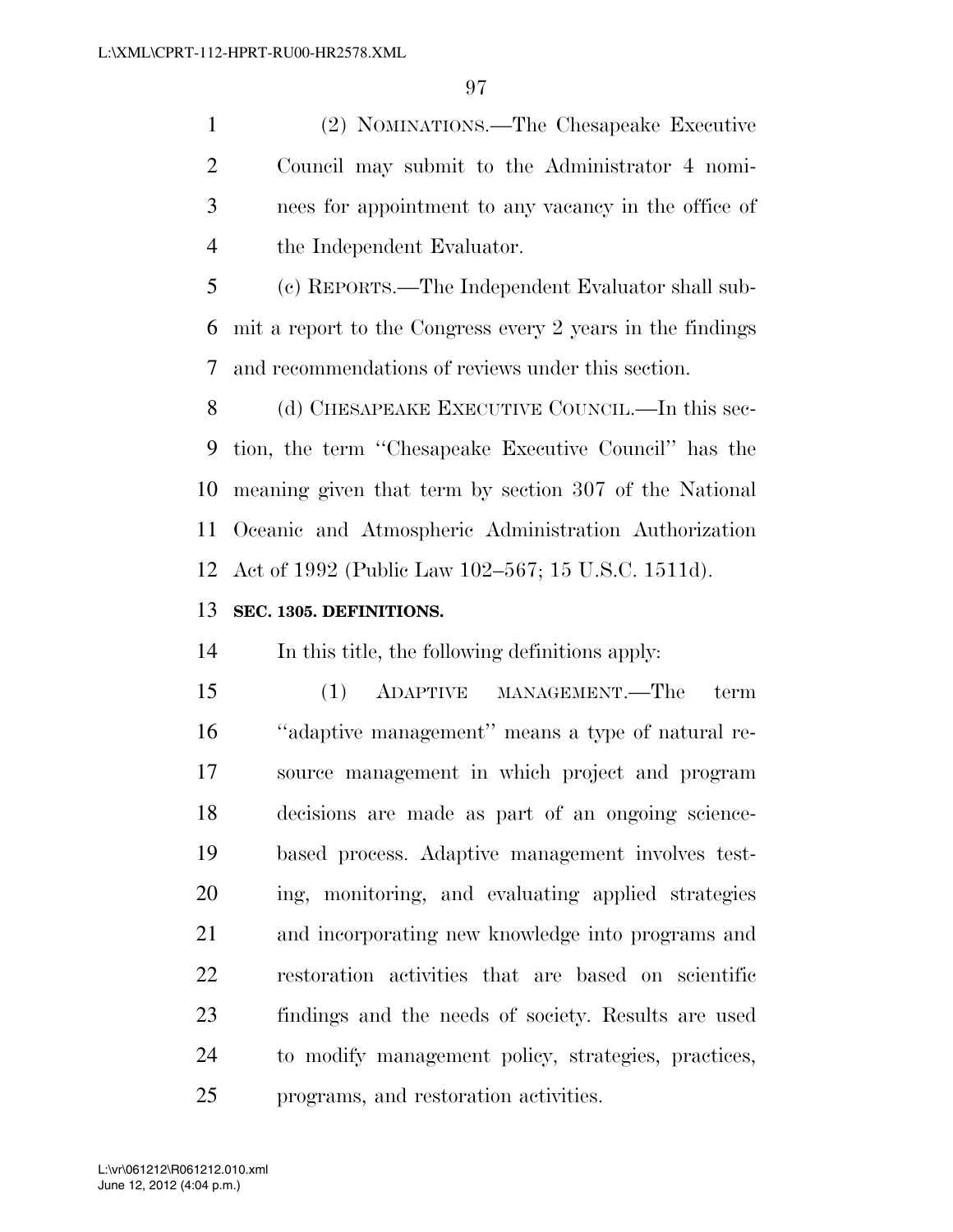(2) NOMINATIONS.—The Chesapeake Executive Council may submit to the Administrator 4 nominees for appointment to any vacancy in the office of the Independent Evaluator.

(c) REPORTS.—The Independent Evaluator shall submit a report to the Congress every 2 years in the findings and recommendations of reviews under this section.

(d) CHESAPEAKE EXECUTIVE COUNCIL.—In this section, the term ''Chesapeake Executive Council'' has the meaning given that term by section 307 of the National Oceanic and Atmospheric Administration Authorization Act of 1992 (Public Law 102–567; 15 U.S.C. 1511d).

**SEC. 1305. DEFINITIONS.**

In this title, the following definitions apply:

(1) ADAPTIVE MANAGEMENT.—The term ''adaptive management'' means a type of natural resource management in which project and program decisions are made as part of an ongoing science-based process. Adaptive management involves testing, monitoring, and evaluating applied strategies and incorporating new knowledge into programs and restoration activities that are based on scientific findings and the needs of society. Results are used to modify management policy, strategies, practices, programs, and restoration activities.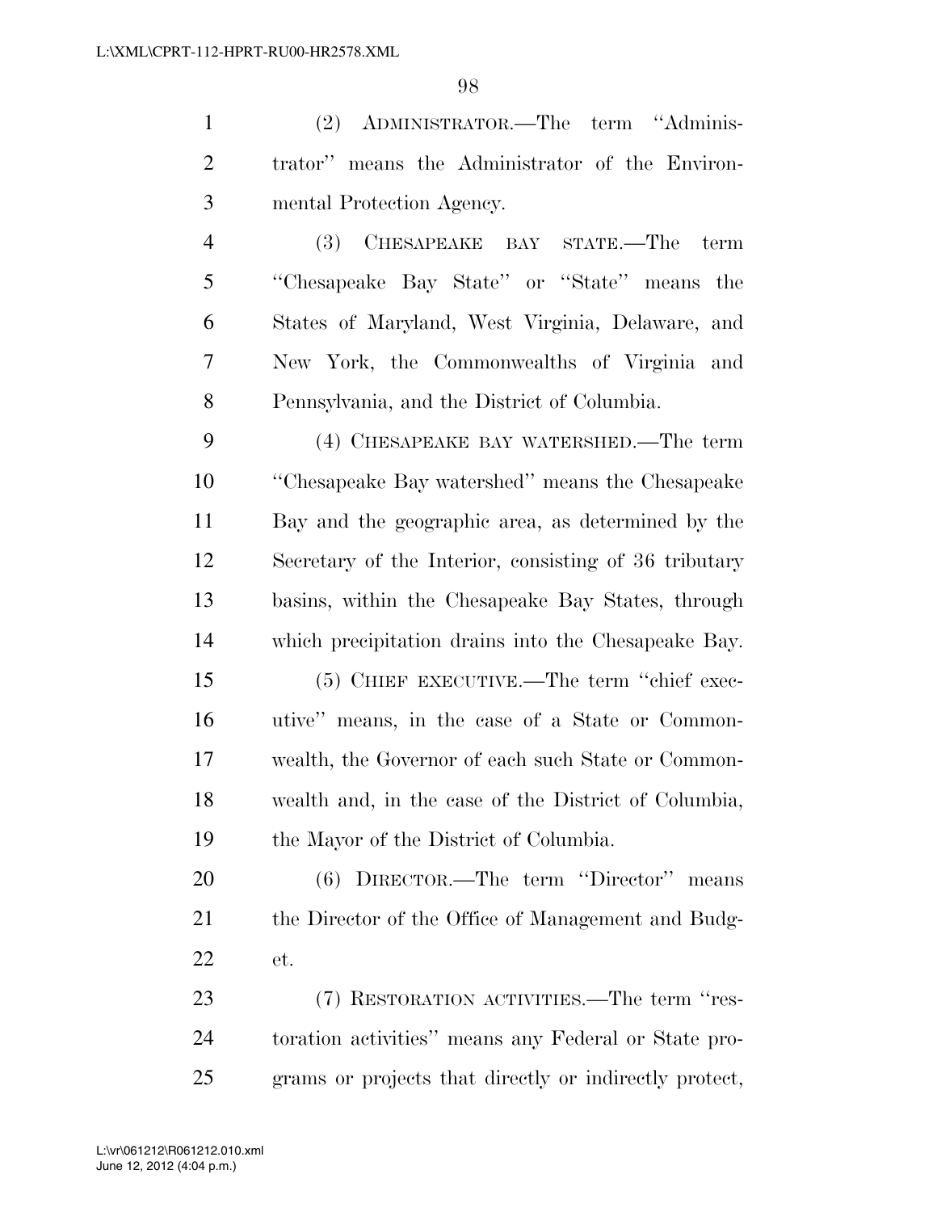(2) ADMINISTRATOR.—The term ''Administrator'' means the Administrator of the Environmental Protection Agency.

(3) CHESAPEAKE BAY STATE.—The term ''Chesapeake Bay State'' or ''State'' means the States of Maryland, West Virginia, Delaware, and New York, the Commonwealths of Virginia and Pennsylvania, and the District of Columbia.

(4) CHESAPEAKE BAY WATERSHED.—The term ''Chesapeake Bay watershed'' means the Chesapeake Bay and the geographic area, as determined by the Secretary of the Interior, consisting of 36 tributary basins, within the Chesapeake Bay States, through which precipitation drains into the Chesapeake Bay.

(5) CHIEF EXECUTIVE.—The term ''chief executive'' means, in the case of a State or Commonwealth, the Governor of each such State or Commonwealth and, in the case of the District of Columbia, the Mayor of the District of Columbia.

(6) DIRECTOR.—The term ''Director'' means the Director of the Office of Management and Budget.

(7) RESTORATION ACTIVITIES.—The term ''restoration activities'' means any Federal or State programs or projects that directly or indirectly protect,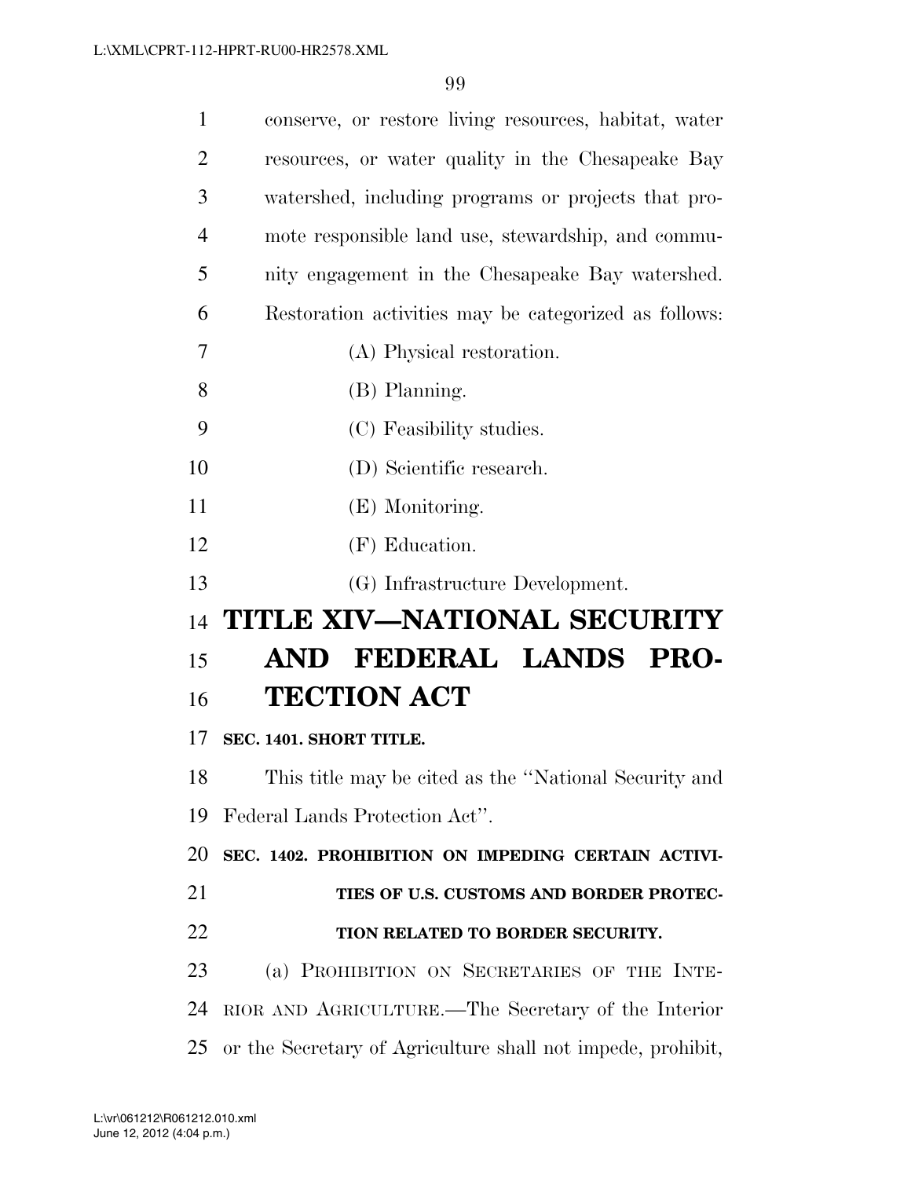conserve, or restore living resources, habitat, water resources, or water quality in the Chesapeake Bay watershed, including programs or projects that promote responsible land use, stewardship, and community engagement in the Chesapeake Bay watershed. Restoration activities may be categorized as follows:

(A) Physical restoration.

(B) Planning.

(C) Feasibility studies.

(D) Scientific research.

(E) Monitoring.

(F) Education.

(G) Infrastructure Development.

# TITLE XIV—NATIONAL SECURITY AND FEDERAL LANDS PROTECTION ACT

**SEC. 1401. SHORT TITLE.**

This title may be cited as the ''National Security and Federal Lands Protection Act''.

**SEC. 1402. PROHIBITION ON IMPEDING CERTAIN ACTIVITIES OF U.S. CUSTOMS AND BORDER PROTECTION RELATED TO BORDER SECURITY.**

(a) PROHIBITION ON SECRETARIES OF THE INTERIOR AND AGRICULTURE.—The Secretary of the Interior or the Secretary of Agriculture shall not impede, prohibit,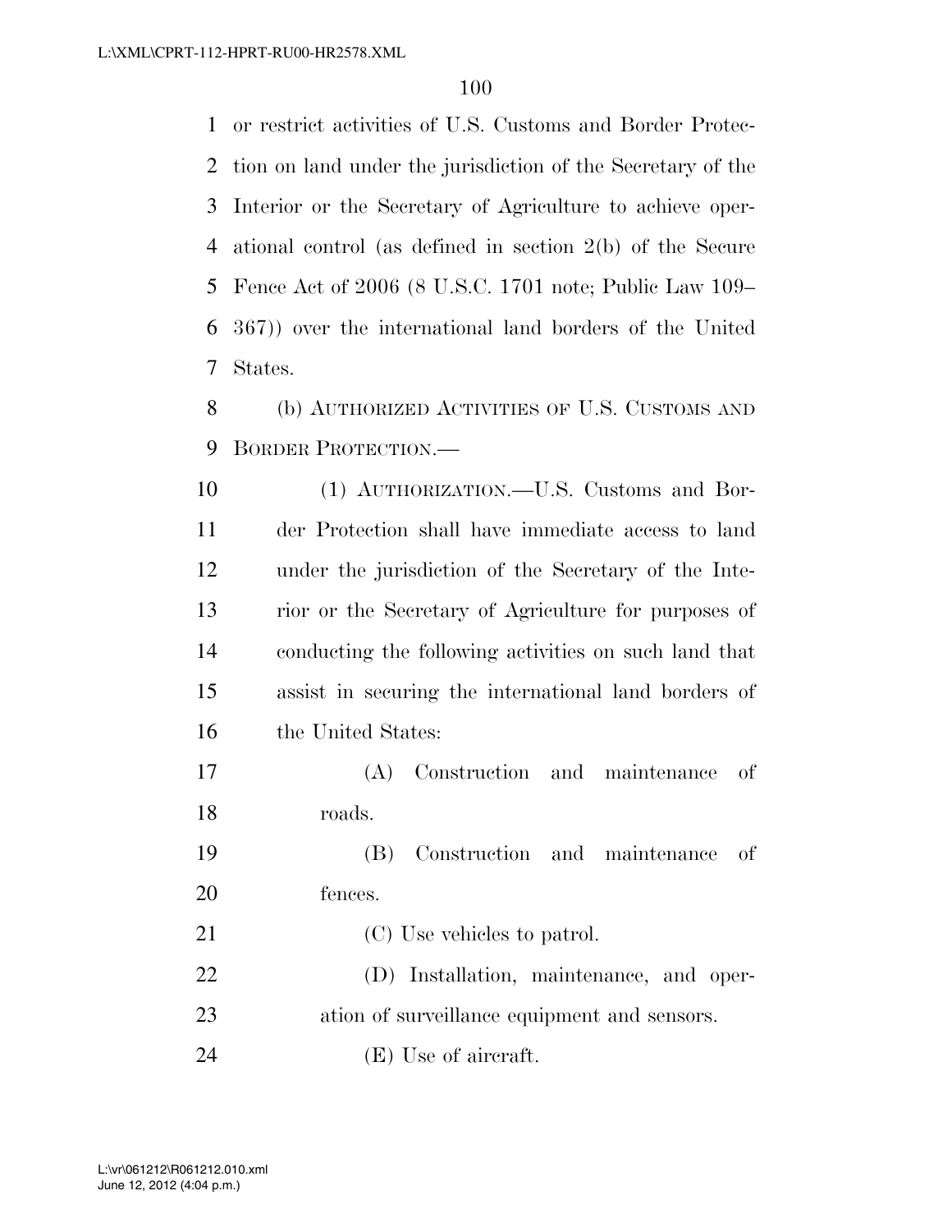or restrict activities of U.S. Customs and Border Protection on land under the jurisdiction of the Secretary of the Interior or the Secretary of Agriculture to achieve operational control (as defined in section 2(b) of the Secure Fence Act of 2006 (8 U.S.C. 1701 note; Public Law 109–367)) over the international land borders of the United States.

(b) AUTHORIZED ACTIVITIES OF U.S. CUSTOMS AND BORDER PROTECTION.—

(1) AUTHORIZATION.—U.S. Customs and Border Protection shall have immediate access to land under the jurisdiction of the Secretary of the Interior or the Secretary of Agriculture for purposes of conducting the following activities on such land that assist in securing the international land borders of the United States:

(A) Construction and maintenance of roads.

(B) Construction and maintenance of fences.

(C) Use vehicles to patrol.

(D) Installation, maintenance, and operation of surveillance equipment and sensors.

(E) Use of aircraft.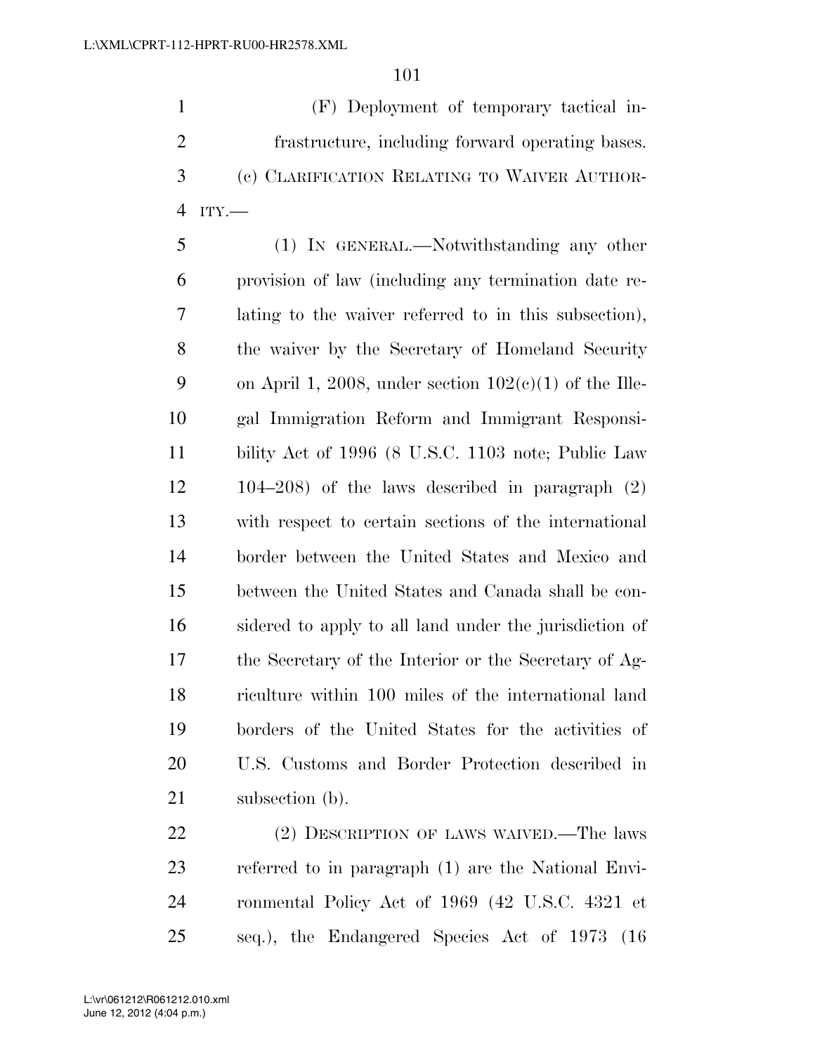(F) Deployment of temporary tactical infrastructure, including forward operating bases.

(c) CLARIFICATION RELATING TO WAIVER AUTHORITY.—

(1) IN GENERAL.—Notwithstanding any other provision of law (including any termination date relating to the waiver referred to in this subsection), the waiver by the Secretary of Homeland Security on April 1, 2008, under section 102(c)(1) of the Illegal Immigration Reform and Immigrant Responsibility Act of 1996 (8 U.S.C. 1103 note; Public Law 104–208) of the laws described in paragraph (2) with respect to certain sections of the international border between the United States and Mexico and between the United States and Canada shall be considered to apply to all land under the jurisdiction of the Secretary of the Interior or the Secretary of Agriculture within 100 miles of the international land borders of the United States for the activities of U.S. Customs and Border Protection described in subsection (b).

(2) DESCRIPTION OF LAWS WAIVED.—The laws referred to in paragraph (1) are the National Environmental Policy Act of 1969 (42 U.S.C. 4321 et seq.), the Endangered Species Act of 1973 (16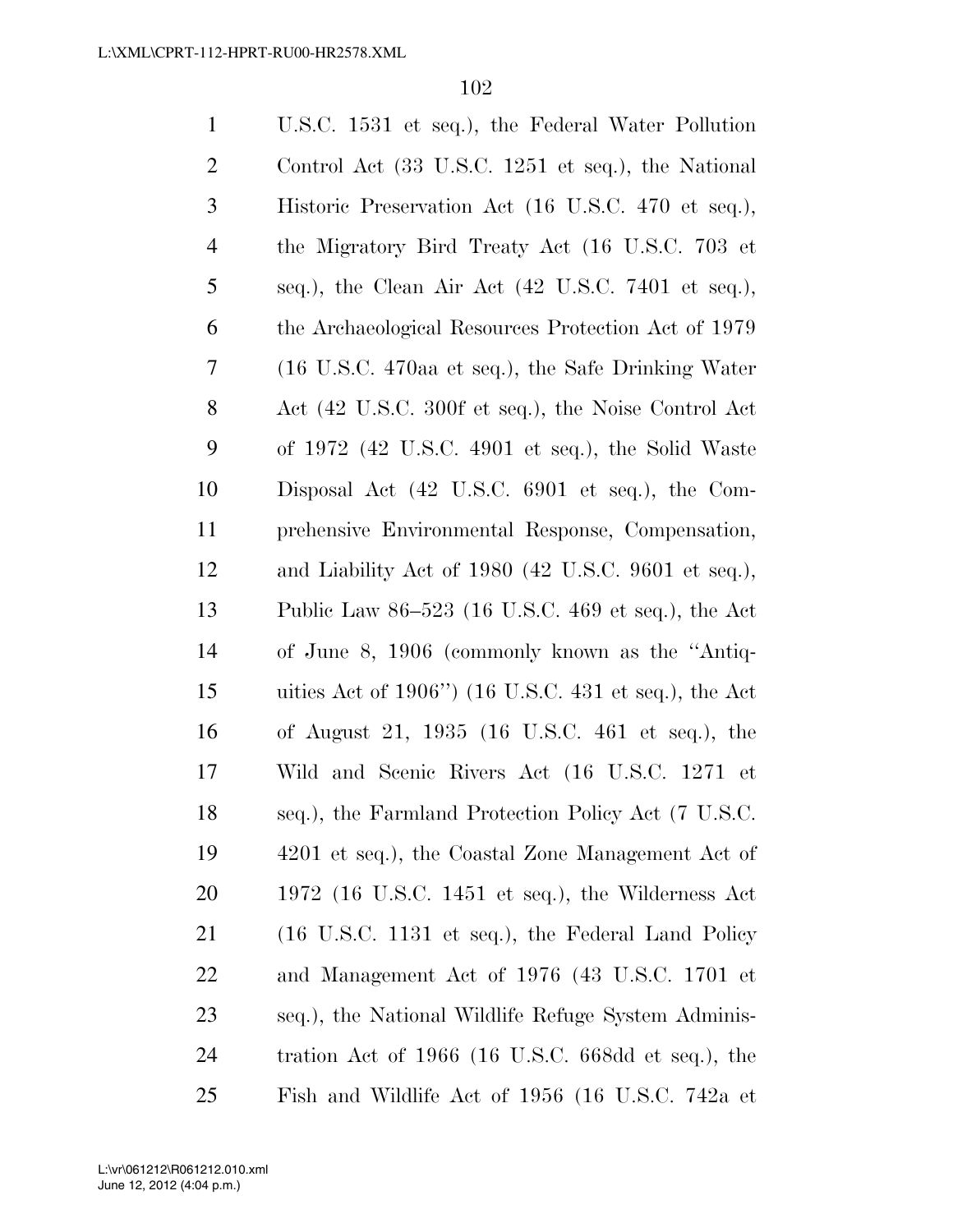U.S.C. 1531 et seq.), the Federal Water Pollution Control Act (33 U.S.C. 1251 et seq.), the National Historic Preservation Act (16 U.S.C. 470 et seq.), the Migratory Bird Treaty Act (16 U.S.C. 703 et seq.), the Clean Air Act (42 U.S.C. 7401 et seq.), the Archaeological Resources Protection Act of 1979 (16 U.S.C. 470aa et seq.), the Safe Drinking Water Act (42 U.S.C. 300f et seq.), the Noise Control Act of 1972 (42 U.S.C. 4901 et seq.), the Solid Waste Disposal Act (42 U.S.C. 6901 et seq.), the Comprehensive Environmental Response, Compensation, and Liability Act of 1980 (42 U.S.C. 9601 et seq.), Public Law 86–523 (16 U.S.C. 469 et seq.), the Act of June 8, 1906 (commonly known as the ''Antiquities Act of 1906'') (16 U.S.C. 431 et seq.), the Act of August 21, 1935 (16 U.S.C. 461 et seq.), the Wild and Scenic Rivers Act (16 U.S.C. 1271 et seq.), the Farmland Protection Policy Act (7 U.S.C. 4201 et seq.), the Coastal Zone Management Act of 1972 (16 U.S.C. 1451 et seq.), the Wilderness Act (16 U.S.C. 1131 et seq.), the Federal Land Policy and Management Act of 1976 (43 U.S.C. 1701 et seq.), the National Wildlife Refuge System Administration Act of 1966 (16 U.S.C. 668dd et seq.), the Fish and Wildlife Act of 1956 (16 U.S.C. 742a et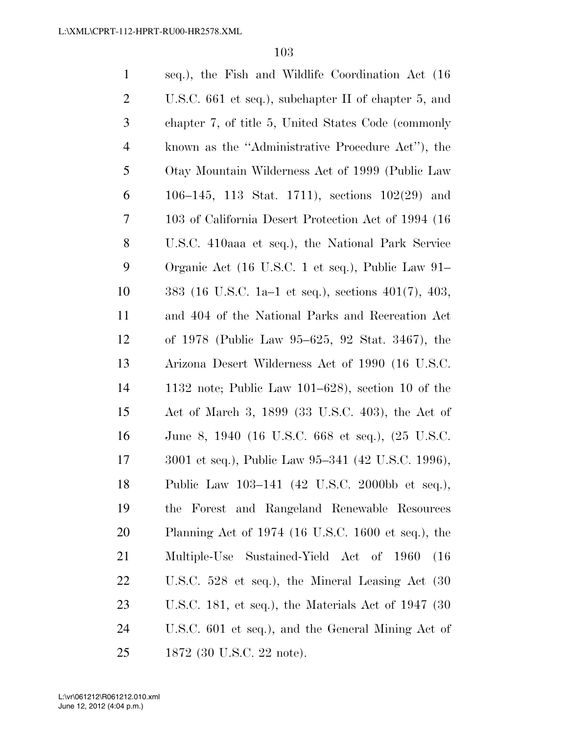seq.), the Fish and Wildlife Coordination Act (16 U.S.C. 661 et seq.), subchapter II of chapter 5, and chapter 7, of title 5, United States Code (commonly known as the ''Administrative Procedure Act''), the Otay Mountain Wilderness Act of 1999 (Public Law 106–145, 113 Stat. 1711), sections 102(29) and 103 of California Desert Protection Act of 1994 (16 U.S.C. 410aaa et seq.), the National Park Service Organic Act (16 U.S.C. 1 et seq.), Public Law 91–383 (16 U.S.C. 1a–1 et seq.), sections 401(7), 403, and 404 of the National Parks and Recreation Act of 1978 (Public Law 95–625, 92 Stat. 3467), the Arizona Desert Wilderness Act of 1990 (16 U.S.C. 1132 note; Public Law 101–628), section 10 of the Act of March 3, 1899 (33 U.S.C. 403), the Act of June 8, 1940 (16 U.S.C. 668 et seq.), (25 U.S.C. 3001 et seq.), Public Law 95–341 (42 U.S.C. 1996), Public Law 103–141 (42 U.S.C. 2000bb et seq.), the Forest and Rangeland Renewable Resources Planning Act of 1974 (16 U.S.C. 1600 et seq.), the Multiple-Use Sustained-Yield Act of 1960 (16 U.S.C. 528 et seq.), the Mineral Leasing Act (30 U.S.C. 181, et seq.), the Materials Act of 1947 (30 U.S.C. 601 et seq.), and the General Mining Act of 1872 (30 U.S.C. 22 note).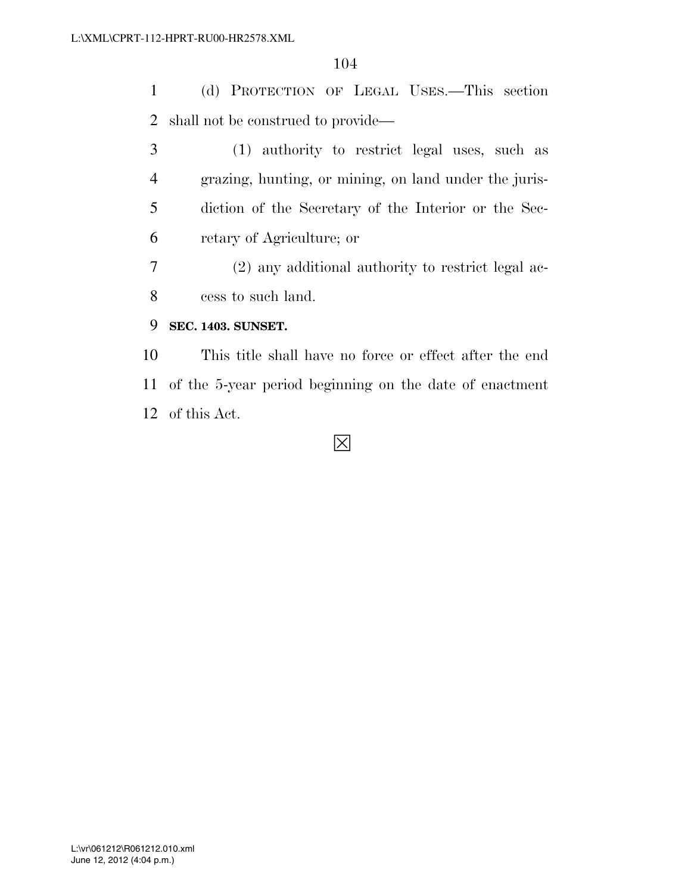(d) PROTECTION OF LEGAL USES.—This section shall not be construed to provide—

(1) authority to restrict legal uses, such as grazing, hunting, or mining, on land under the jurisdiction of the Secretary of the Interior or the Secretary of Agriculture; or

(2) any additional authority to restrict legal access to such land.

**SEC. 1403. SUNSET.**

This title shall have no force or effect after the end of the 5-year period beginning on the date of enactment of this Act.